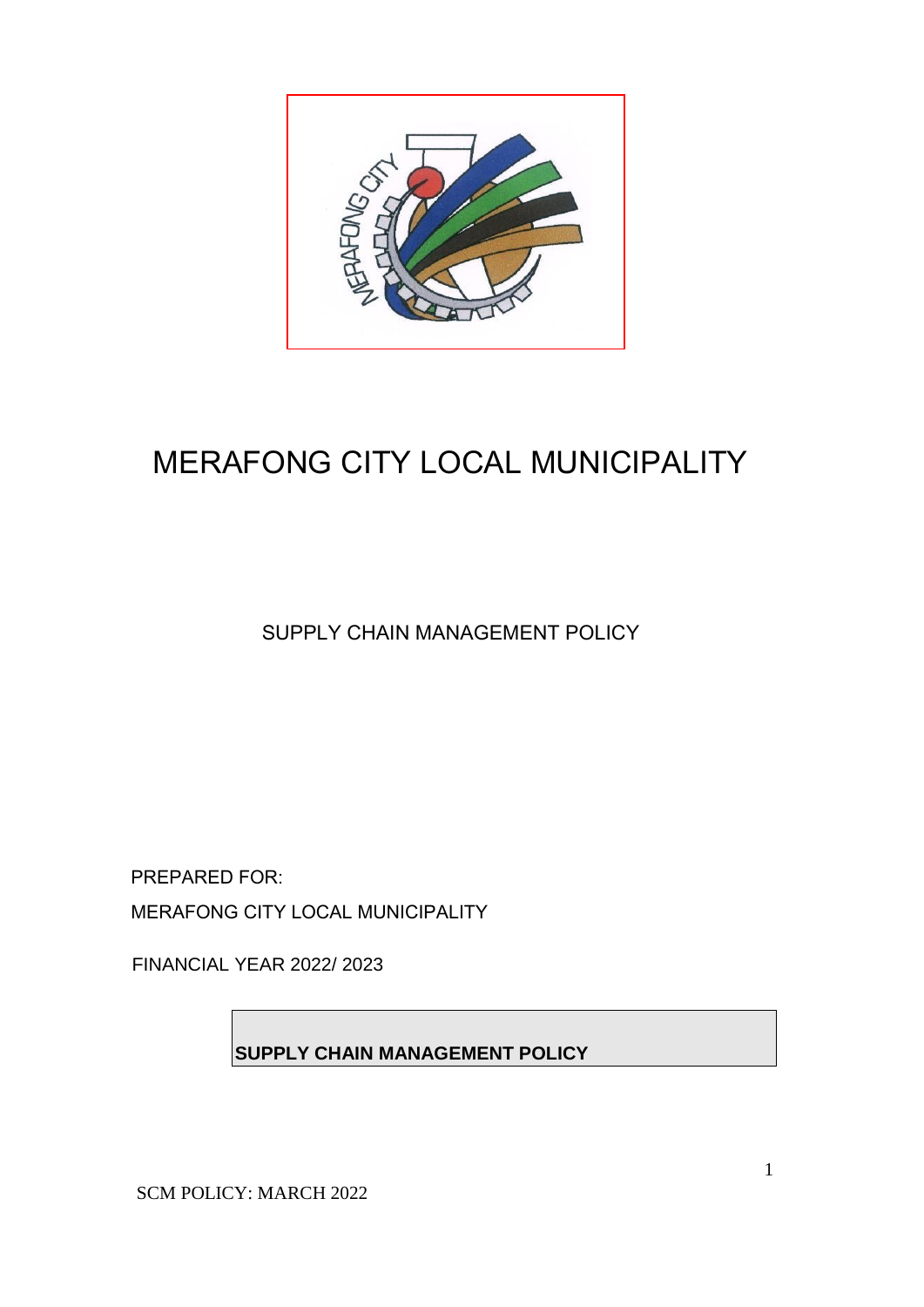# MERAFONG CITY LOCAL MUNICIPALITY

SUPPLY CHAIN MANAGEMENT POLICY

PREPARED FOR:

MERAFONG CITY LOCAL MUNICIPALITY

FINANCIAL YEAR 2022/ 2023

**SUPPLY CHAIN MANAGEMENT POLICY**

SCM POLICY: MARCH 2022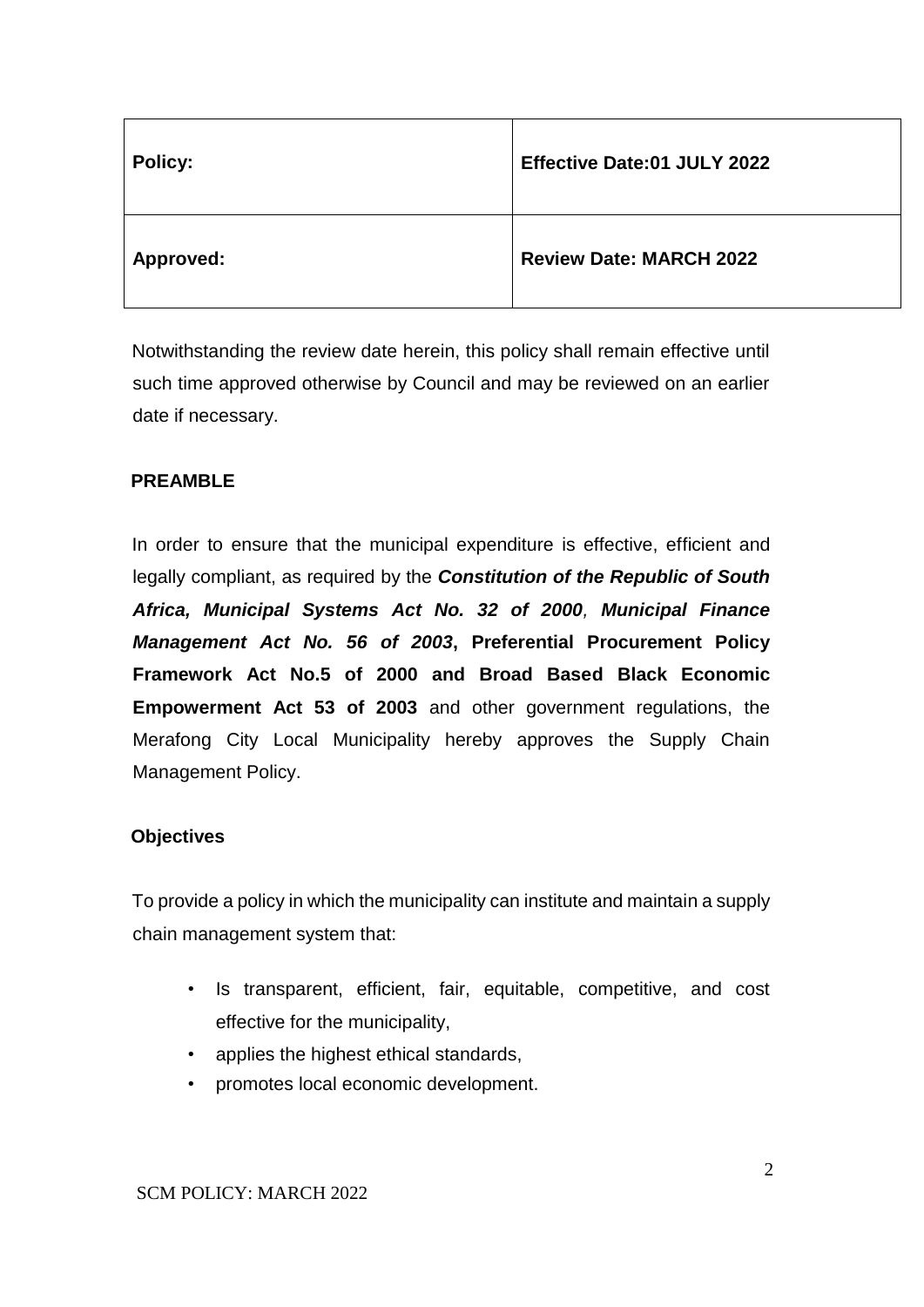| **Policy:** | **Effective Date:01 JULY 2022** |
|---|---|
| **Approved:** | **Review Date: MARCH 2022** |

Notwithstanding the review date herein, this policy shall remain effective until such time approved otherwise by Council and may be reviewed on an earlier date if necessary.

## PREAMBLE

In order to ensure that the municipal expenditure is effective, efficient and legally compliant, as required by the ***Constitution of the Republic of South Africa, Municipal Systems Act No. 32 of 2000***, ***Municipal Finance Management Act No. 56 of 2003***, **Preferential Procurement Policy Framework Act No.5 of 2000 and Broad Based Black Economic Empowerment Act 53 of 2003** and other government regulations, the Merafong City Local Municipality hereby approves the Supply Chain Management Policy.

## Objectives

To provide a policy in which the municipality can institute and maintain a supply chain management system that:

- Is transparent, efficient, fair, equitable, competitive, and cost effective for the municipality,
- applies the highest ethical standards,
- promotes local economic development.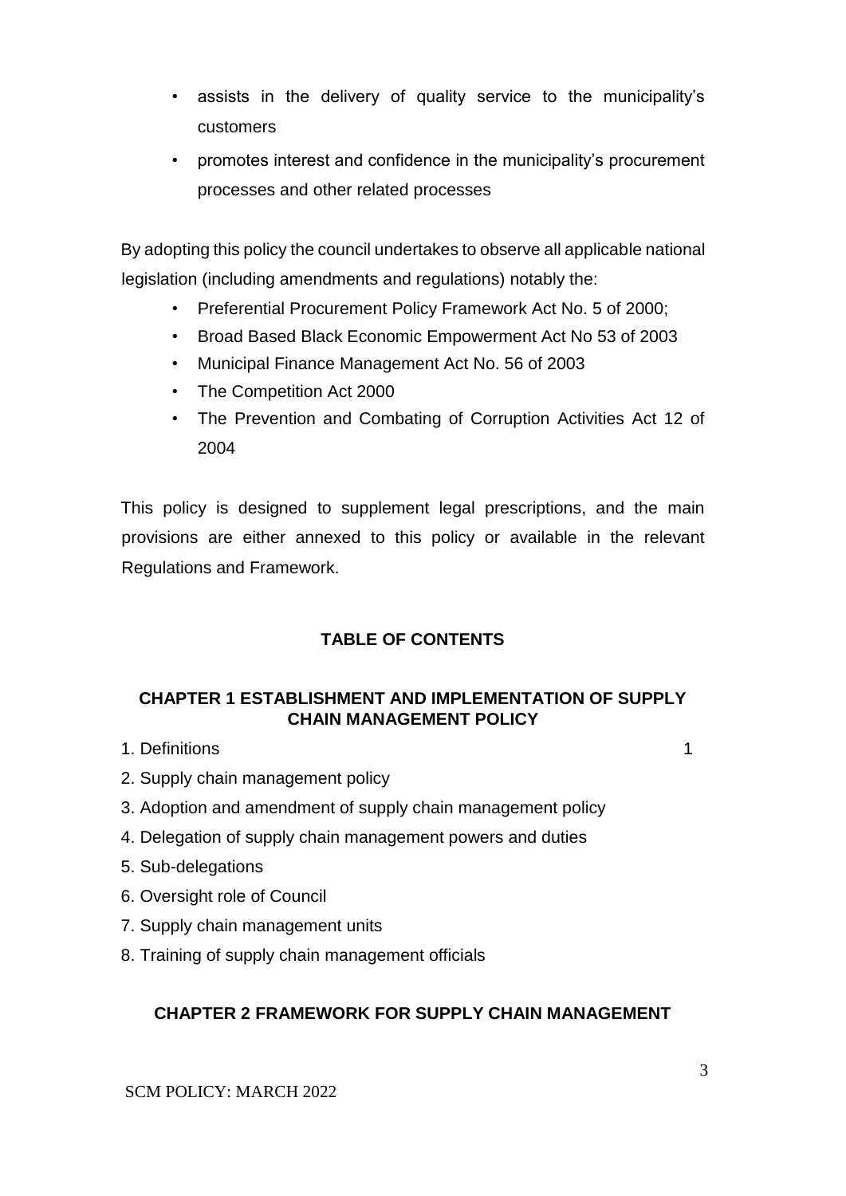- assists in the delivery of quality service to the municipality's customers
- promotes interest and confidence in the municipality's procurement processes and other related processes

By adopting this policy the council undertakes to observe all applicable national legislation (including amendments and regulations) notably the:

- Preferential Procurement Policy Framework Act No. 5 of 2000;
- Broad Based Black Economic Empowerment Act No 53 of 2003
- Municipal Finance Management Act No. 56 of 2003
- The Competition Act 2000
- The Prevention and Combating of Corruption Activities Act 12 of 2004

This policy is designed to supplement legal prescriptions, and the main provisions are either annexed to this policy or available in the relevant Regulations and Framework.

## TABLE OF CONTENTS

### CHAPTER 1 ESTABLISHMENT AND IMPLEMENTATION OF SUPPLY CHAIN MANAGEMENT POLICY

1. Definitions 1
2. Supply chain management policy
3. Adoption and amendment of supply chain management policy
4. Delegation of supply chain management powers and duties
5. Sub-delegations
6. Oversight role of Council
7. Supply chain management units
8. Training of supply chain management officials

### CHAPTER 2 FRAMEWORK FOR SUPPLY CHAIN MANAGEMENT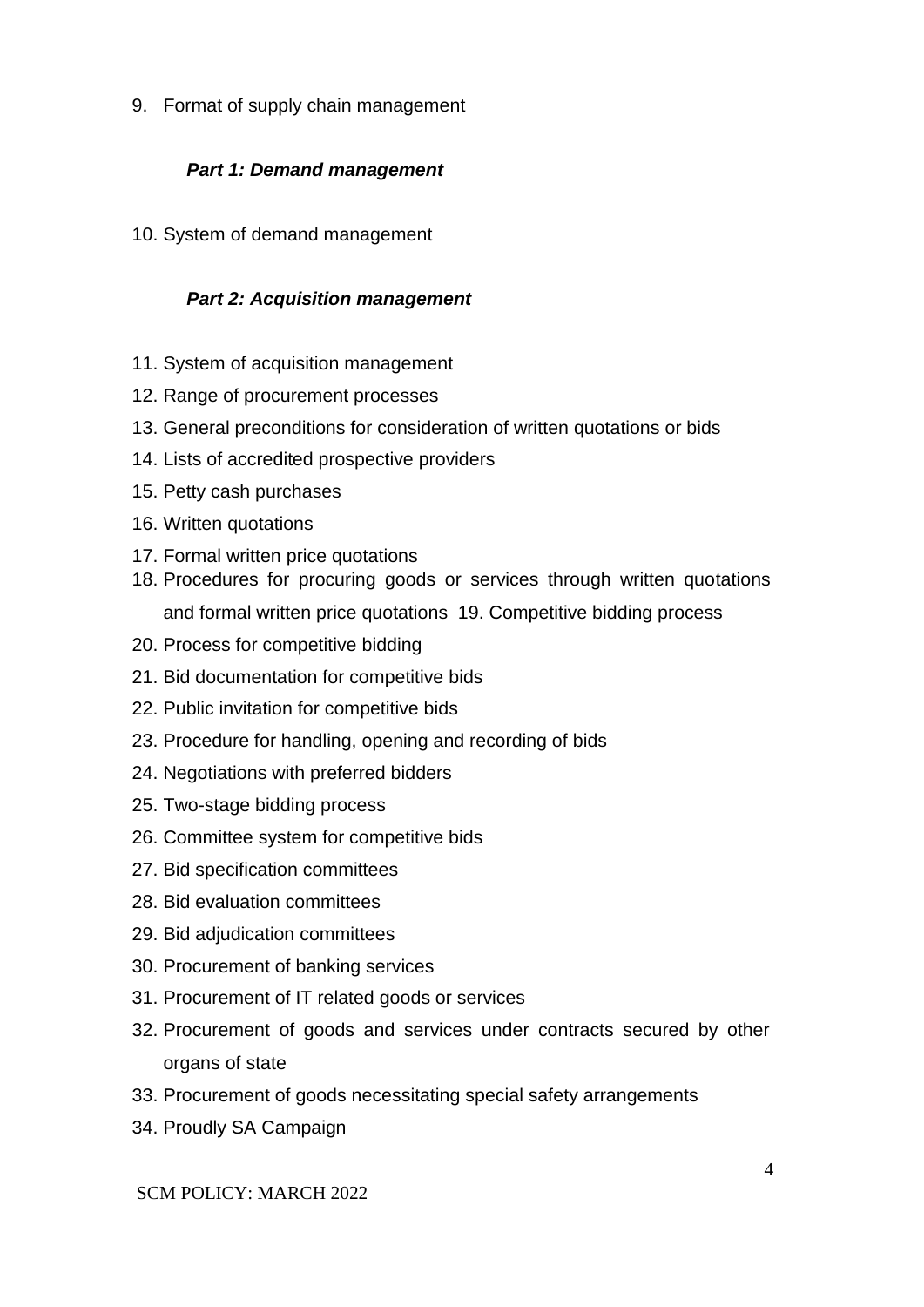9. Format of supply chain management

***Part 1: Demand management***

10. System of demand management

***Part 2: Acquisition management***

11. System of acquisition management
12. Range of procurement processes
13. General preconditions for consideration of written quotations or bids
14. Lists of accredited prospective providers
15. Petty cash purchases
16. Written quotations
17. Formal written price quotations
18. Procedures for procuring goods or services through written quotations and formal written price quotations 19. Competitive bidding process
20. Process for competitive bidding
21. Bid documentation for competitive bids
22. Public invitation for competitive bids
23. Procedure for handling, opening and recording of bids
24. Negotiations with preferred bidders
25. Two-stage bidding process
26. Committee system for competitive bids
27. Bid specification committees
28. Bid evaluation committees
29. Bid adjudication committees
30. Procurement of banking services
31. Procurement of IT related goods or services
32. Procurement of goods and services under contracts secured by other organs of state
33. Procurement of goods necessitating special safety arrangements
34. Proudly SA Campaign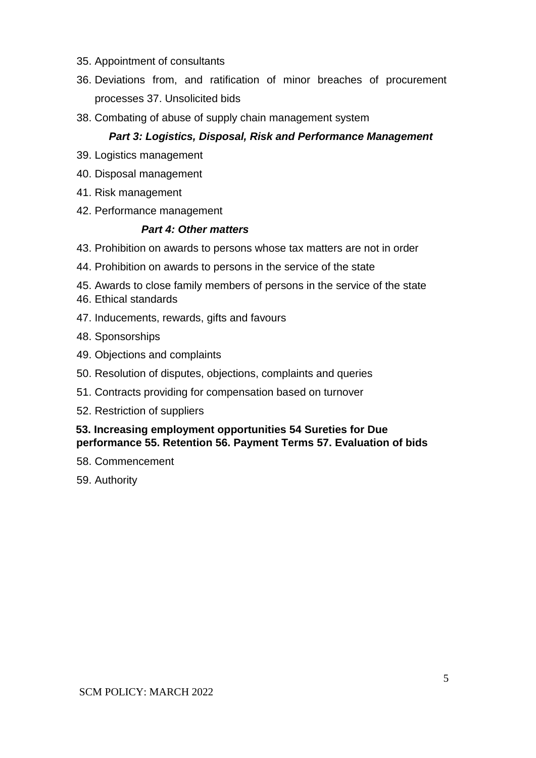35. Appointment of consultants
36. Deviations from, and ratification of minor breaches of procurement processes 37. Unsolicited bids
38. Combating of abuse of supply chain management system

***Part 3: Logistics, Disposal, Risk and Performance Management***

39. Logistics management
40. Disposal management
41. Risk management
42. Performance management

***Part 4: Other matters***

43. Prohibition on awards to persons whose tax matters are not in order
44. Prohibition on awards to persons in the service of the state
45. Awards to close family members of persons in the service of the state
46. Ethical standards
47. Inducements, rewards, gifts and favours
48. Sponsorships
49. Objections and complaints
50. Resolution of disputes, objections, complaints and queries
51. Contracts providing for compensation based on turnover
52. Restriction of suppliers

**53. Increasing employment opportunities 54 Sureties for Due performance 55. Retention 56. Payment Terms 57. Evaluation of bids**

58. Commencement
59. Authority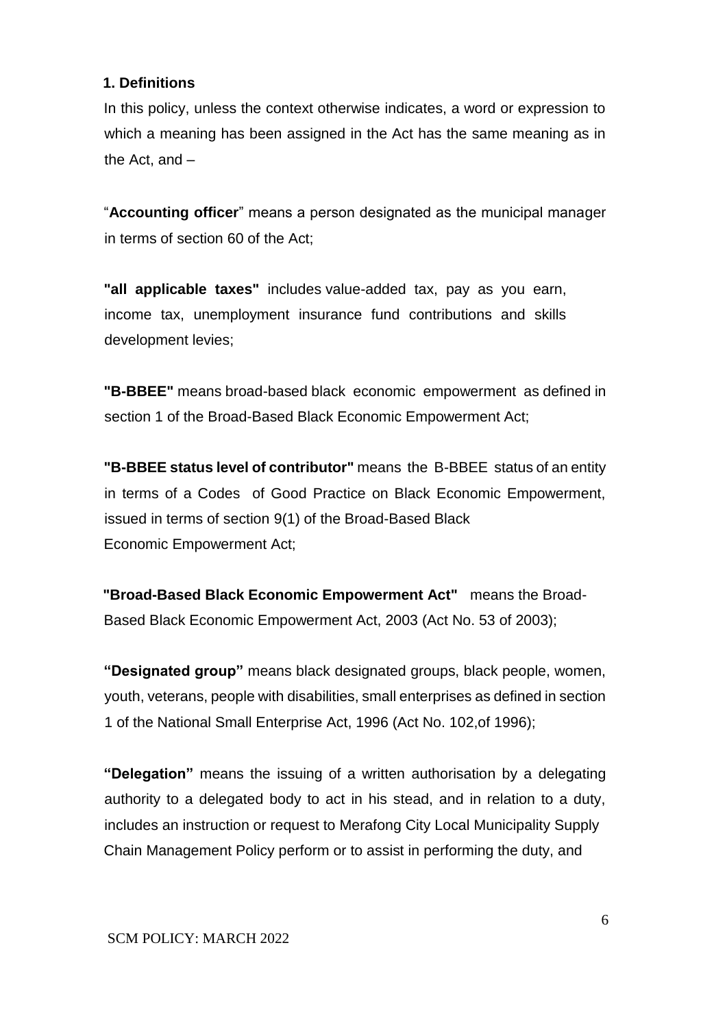## 1. Definitions

In this policy, unless the context otherwise indicates, a word or expression to which a meaning has been assigned in the Act has the same meaning as in the Act, and –

"**Accounting officer**" means a person designated as the municipal manager in terms of section 60 of the Act;

**"all applicable taxes"** includes value-added tax, pay as you earn, income tax, unemployment insurance fund contributions and skills development levies;

**"B-BBEE"** means broad-based black economic empowerment as defined in section 1 of the Broad-Based Black Economic Empowerment Act;

**"B-BBEE status level of contributor"** means the B-BBEE status of an entity in terms of a Codes of Good Practice on Black Economic Empowerment, issued in terms of section 9(1) of the Broad-Based Black Economic Empowerment Act;

**"Broad-Based Black Economic Empowerment Act"** means the Broad-Based Black Economic Empowerment Act, 2003 (Act No. 53 of 2003);

**"Designated group"** means black designated groups, black people, women, youth, veterans, people with disabilities, small enterprises as defined in section 1 of the National Small Enterprise Act, 1996 (Act No. 102,of 1996);

**"Delegation"** means the issuing of a written authorisation by a delegating authority to a delegated body to act in his stead, and in relation to a duty, includes an instruction or request to Merafong City Local Municipality Supply Chain Management Policy perform or to assist in performing the duty, and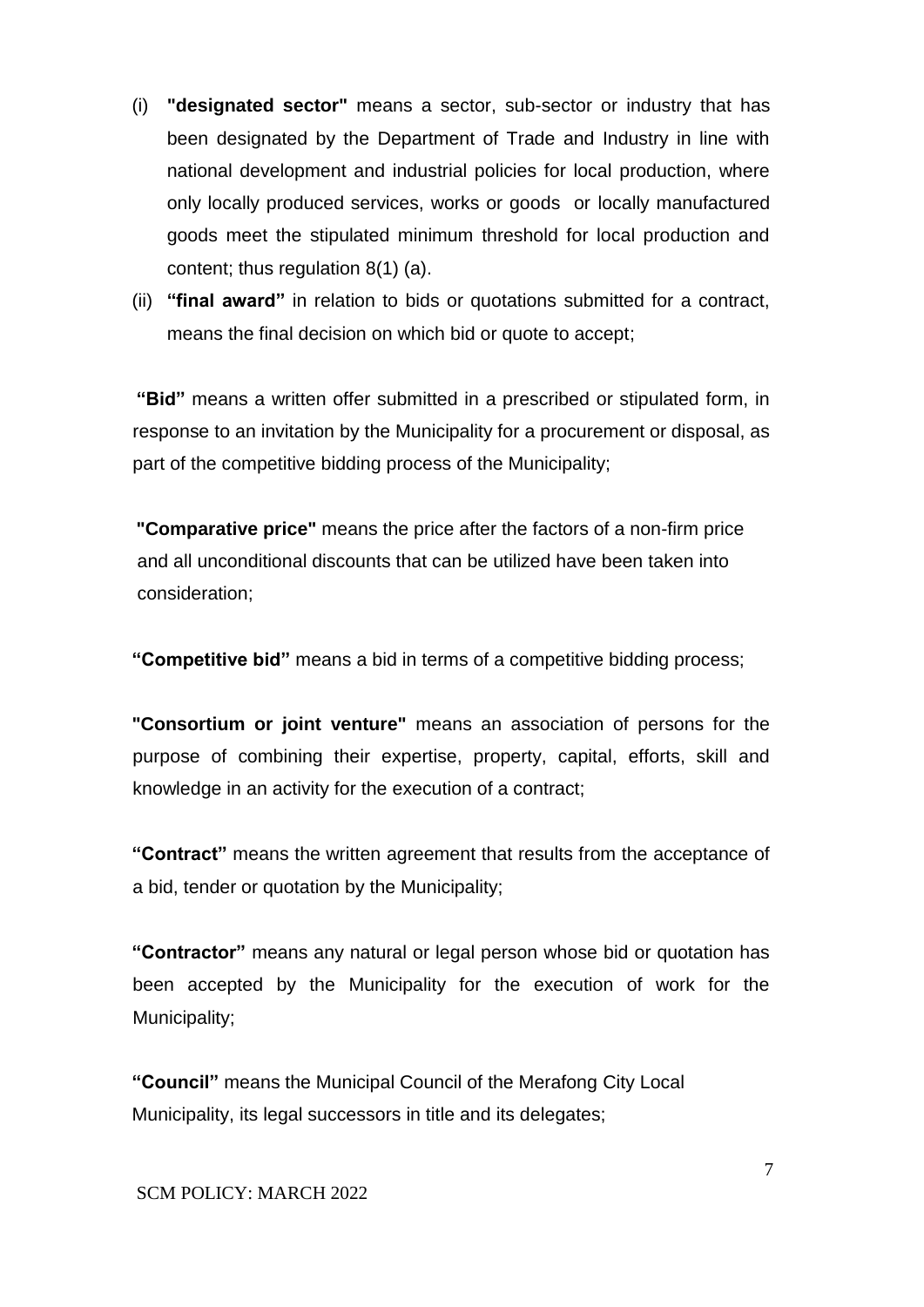(i) **"designated sector"** means a sector, sub-sector or industry that has been designated by the Department of Trade and Industry in line with national development and industrial policies for local production, where only locally produced services, works or goods or locally manufactured goods meet the stipulated minimum threshold for local production and content; thus regulation 8(1) (a).

(ii) **"final award"** in relation to bids or quotations submitted for a contract, means the final decision on which bid or quote to accept;

**"Bid"** means a written offer submitted in a prescribed or stipulated form, in response to an invitation by the Municipality for a procurement or disposal, as part of the competitive bidding process of the Municipality;

**"Comparative price"** means the price after the factors of a non-firm price and all unconditional discounts that can be utilized have been taken into consideration;

**"Competitive bid"** means a bid in terms of a competitive bidding process;

**"Consortium or joint venture"** means an association of persons for the purpose of combining their expertise, property, capital, efforts, skill and knowledge in an activity for the execution of a contract;

**"Contract"** means the written agreement that results from the acceptance of a bid, tender or quotation by the Municipality;

**"Contractor"** means any natural or legal person whose bid or quotation has been accepted by the Municipality for the execution of work for the Municipality;

**"Council"** means the Municipal Council of the Merafong City Local Municipality, its legal successors in title and its delegates;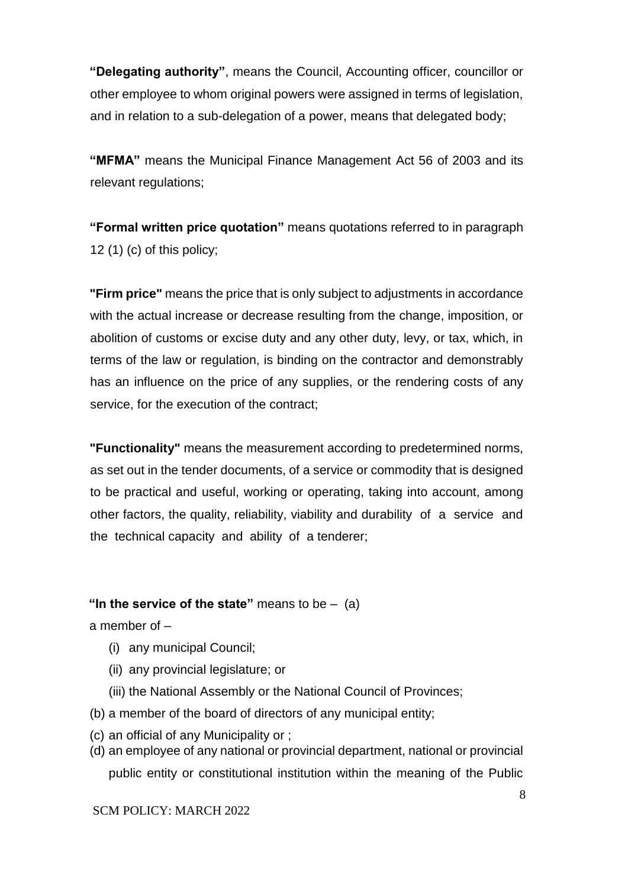**"Delegating authority"**, means the Council, Accounting officer, councillor or other employee to whom original powers were assigned in terms of legislation, and in relation to a sub-delegation of a power, means that delegated body;

**"MFMA"** means the Municipal Finance Management Act 56 of 2003 and its relevant regulations;

**"Formal written price quotation"** means quotations referred to in paragraph 12 (1) (c) of this policy;

**"Firm price"** means the price that is only subject to adjustments in accordance with the actual increase or decrease resulting from the change, imposition, or abolition of customs or excise duty and any other duty, levy, or tax, which, in terms of the law or regulation, is binding on the contractor and demonstrably has an influence on the price of any supplies, or the rendering costs of any service, for the execution of the contract;

**"Functionality"** means the measurement according to predetermined norms, as set out in the tender documents, of a service or commodity that is designed to be practical and useful, working or operating, taking into account, among other factors, the quality, reliability, viability and durability of a service and the technical capacity and ability of a tenderer;

**"In the service of the state"** means to be – (a) a member of –

- (i) any municipal Council;
- (ii) any provincial legislature; or
- (iii) the National Assembly or the National Council of Provinces;

(b) a member of the board of directors of any municipal entity;

(c) an official of any Municipality or ;

(d) an employee of any national or provincial department, national or provincial public entity or constitutional institution within the meaning of the Public

SCM POLICY: MARCH 2022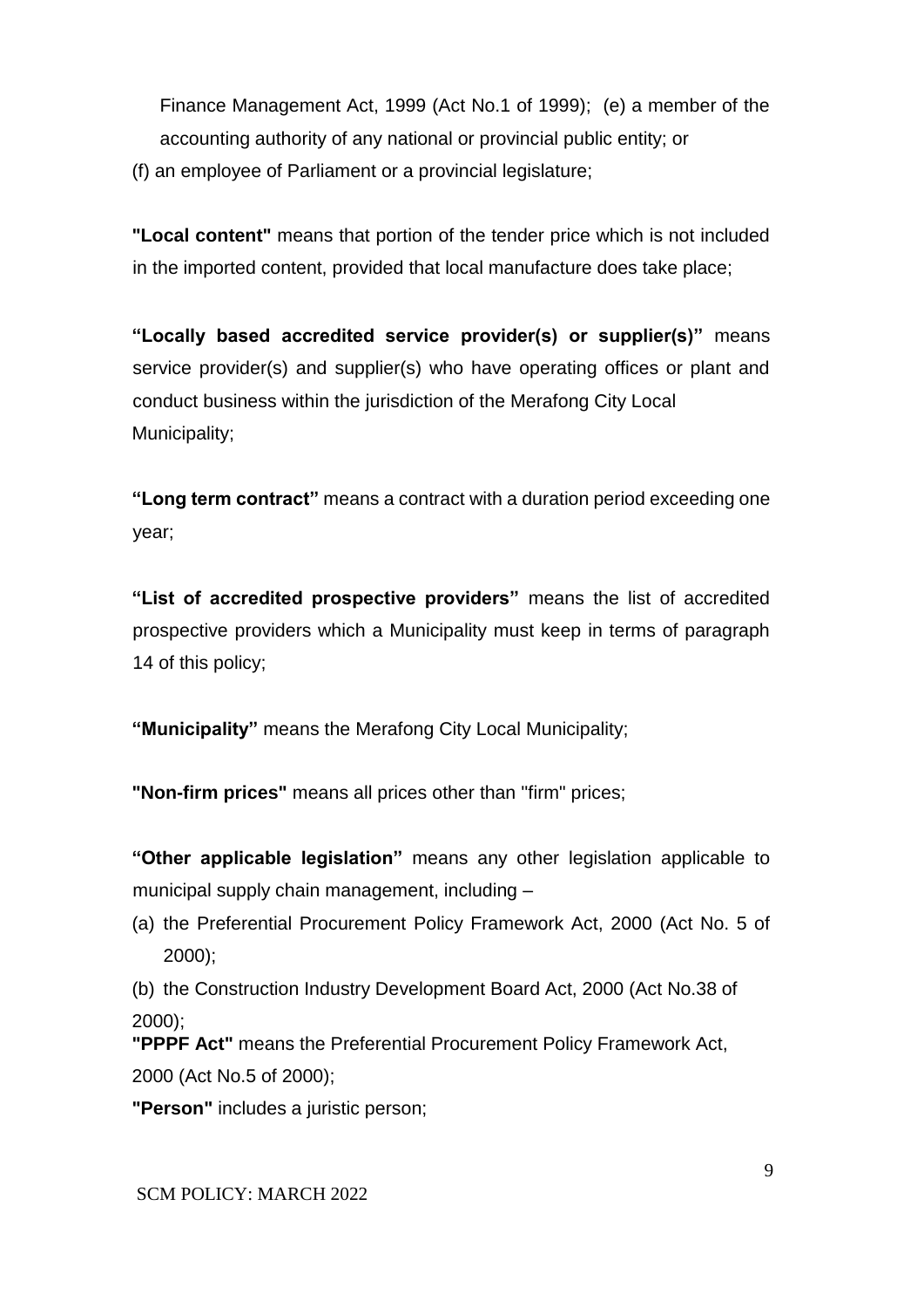Finance Management Act, 1999 (Act No.1 of 1999); (e) a member of the accounting authority of any national or provincial public entity; or

(f) an employee of Parliament or a provincial legislature;

**"Local content"** means that portion of the tender price which is not included in the imported content, provided that local manufacture does take place;

**"Locally based accredited service provider(s) or supplier(s)"** means service provider(s) and supplier(s) who have operating offices or plant and conduct business within the jurisdiction of the Merafong City Local Municipality;

**"Long term contract"** means a contract with a duration period exceeding one year;

**"List of accredited prospective providers"** means the list of accredited prospective providers which a Municipality must keep in terms of paragraph 14 of this policy;

**"Municipality"** means the Merafong City Local Municipality;

**"Non-firm prices"** means all prices other than "firm" prices;

**"Other applicable legislation"** means any other legislation applicable to municipal supply chain management, including –

(a) the Preferential Procurement Policy Framework Act, 2000 (Act No. 5 of 2000);

(b) the Construction Industry Development Board Act, 2000 (Act No.38 of 2000);

**"PPPF Act"** means the Preferential Procurement Policy Framework Act, 2000 (Act No.5 of 2000);

**"Person"** includes a juristic person;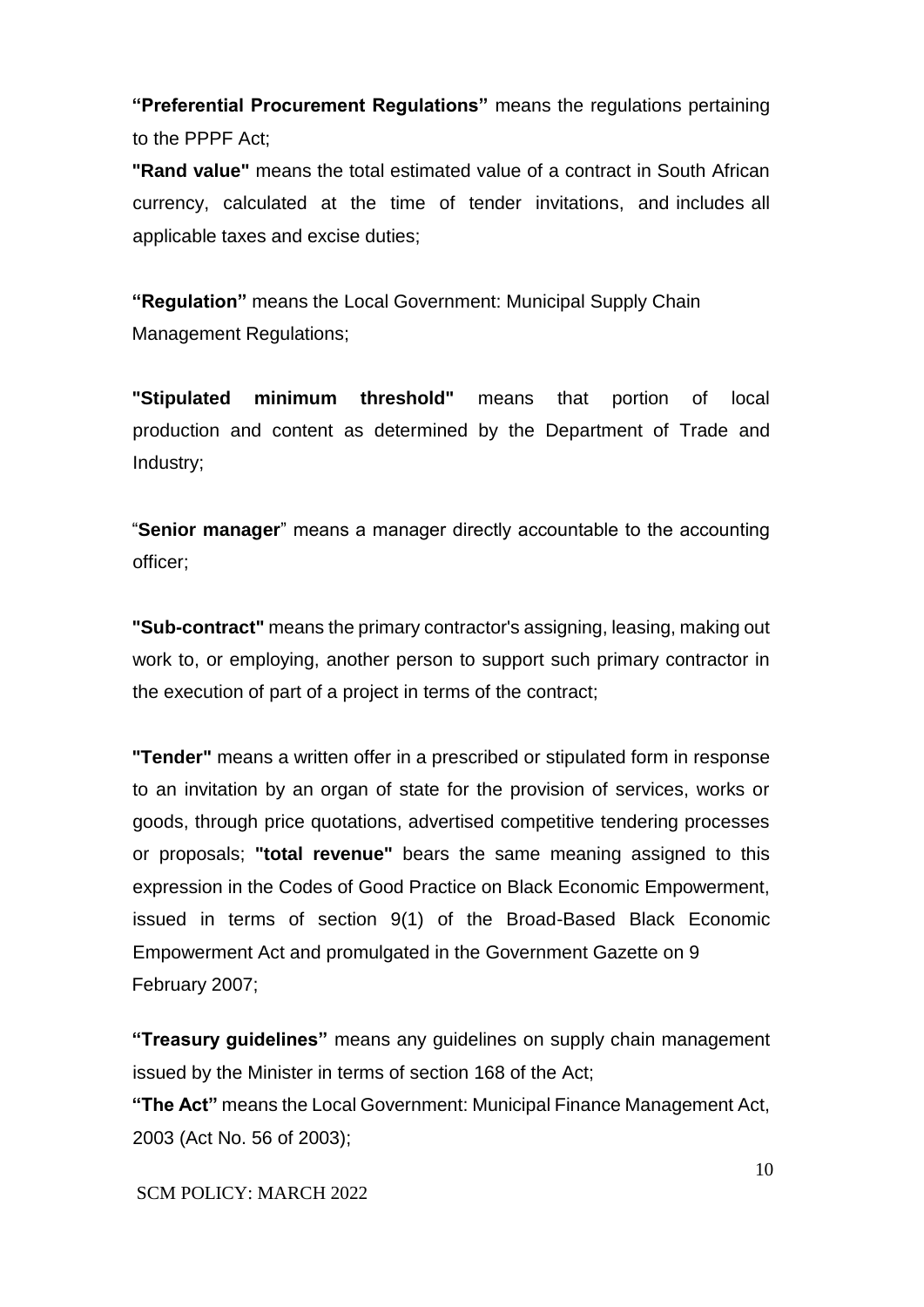**"Preferential Procurement Regulations"** means the regulations pertaining to the PPPF Act;

**"Rand value"** means the total estimated value of a contract in South African currency, calculated at the time of tender invitations, and includes all applicable taxes and excise duties;

**"Regulation"** means the Local Government: Municipal Supply Chain Management Regulations;

**"Stipulated minimum threshold"** means that portion of local production and content as determined by the Department of Trade and Industry;

"**Senior manager**" means a manager directly accountable to the accounting officer;

**"Sub-contract"** means the primary contractor's assigning, leasing, making out work to, or employing, another person to support such primary contractor in the execution of part of a project in terms of the contract;

**"Tender"** means a written offer in a prescribed or stipulated form in response to an invitation by an organ of state for the provision of services, works or goods, through price quotations, advertised competitive tendering processes or proposals; **"total revenue"** bears the same meaning assigned to this expression in the Codes of Good Practice on Black Economic Empowerment, issued in terms of section 9(1) of the Broad-Based Black Economic Empowerment Act and promulgated in the Government Gazette on 9 February 2007;

**"Treasury guidelines"** means any guidelines on supply chain management issued by the Minister in terms of section 168 of the Act;

**"The Act"** means the Local Government: Municipal Finance Management Act, 2003 (Act No. 56 of 2003);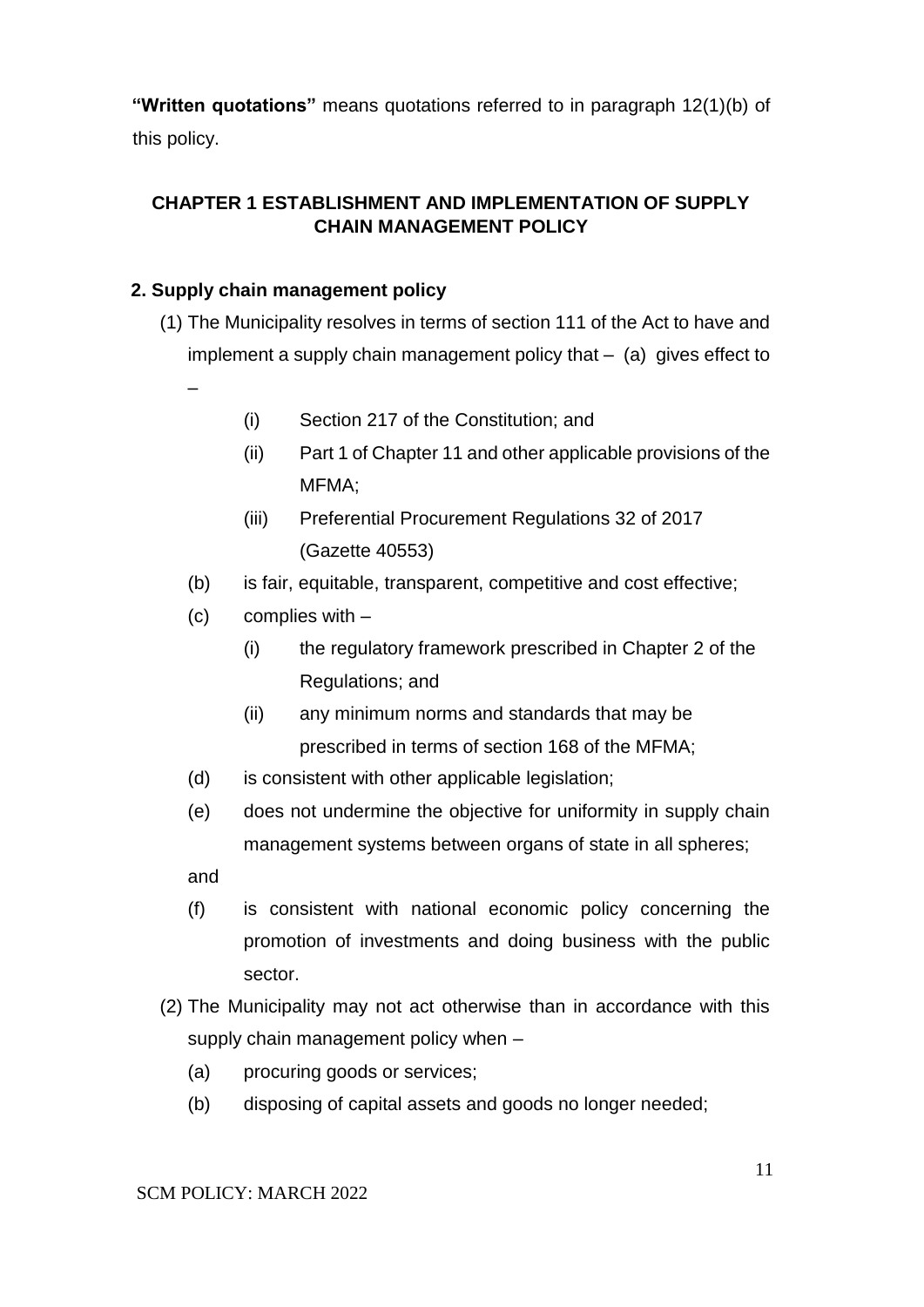**"Written quotations"** means quotations referred to in paragraph 12(1)(b) of this policy.

## CHAPTER 1 ESTABLISHMENT AND IMPLEMENTATION OF SUPPLY CHAIN MANAGEMENT POLICY

### 2. Supply chain management policy

(1) The Municipality resolves in terms of section 111 of the Act to have and implement a supply chain management policy that – (a) gives effect to –

  - (i) Section 217 of the Constitution; and
  - (ii) Part 1 of Chapter 11 and other applicable provisions of the MFMA;
  - (iii) Preferential Procurement Regulations 32 of 2017 (Gazette 40553)

  (b) is fair, equitable, transparent, competitive and cost effective;

  (c) complies with –

  - (i) the regulatory framework prescribed in Chapter 2 of the Regulations; and
  - (ii) any minimum norms and standards that may be prescribed in terms of section 168 of the MFMA;

  (d) is consistent with other applicable legislation;

  (e) does not undermine the objective for uniformity in supply chain management systems between organs of state in all spheres; and

  (f) is consistent with national economic policy concerning the promotion of investments and doing business with the public sector.

(2) The Municipality may not act otherwise than in accordance with this supply chain management policy when –

  (a) procuring goods or services;

  (b) disposing of capital assets and goods no longer needed;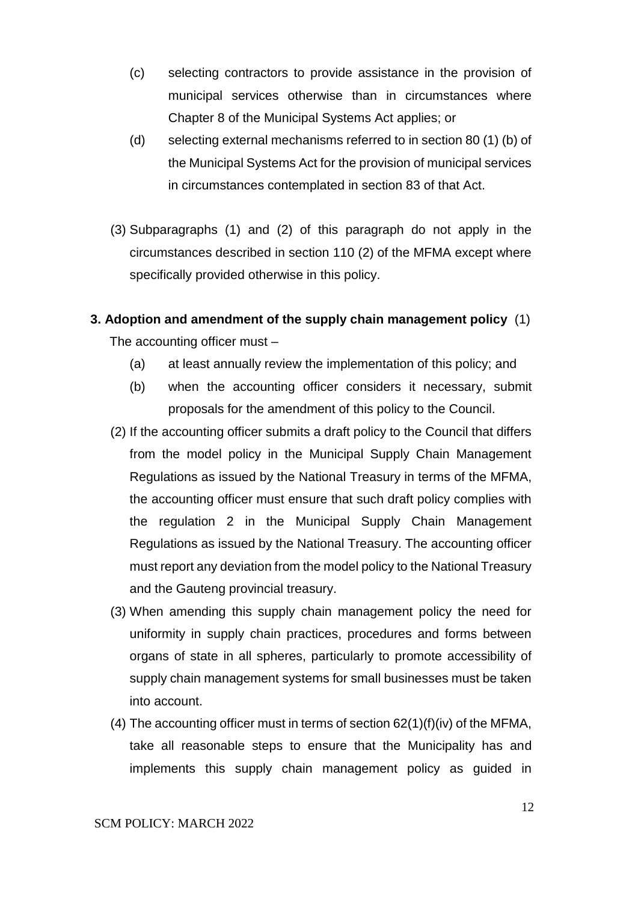(c) selecting contractors to provide assistance in the provision of municipal services otherwise than in circumstances where Chapter 8 of the Municipal Systems Act applies; or

(d) selecting external mechanisms referred to in section 80 (1) (b) of the Municipal Systems Act for the provision of municipal services in circumstances contemplated in section 83 of that Act.

(3) Subparagraphs (1) and (2) of this paragraph do not apply in the circumstances described in section 110 (2) of the MFMA except where specifically provided otherwise in this policy.

**3. Adoption and amendment of the supply chain management policy** (1) The accounting officer must –

(a) at least annually review the implementation of this policy; and

(b) when the accounting officer considers it necessary, submit proposals for the amendment of this policy to the Council.

(2) If the accounting officer submits a draft policy to the Council that differs from the model policy in the Municipal Supply Chain Management Regulations as issued by the National Treasury in terms of the MFMA, the accounting officer must ensure that such draft policy complies with the regulation 2 in the Municipal Supply Chain Management Regulations as issued by the National Treasury. The accounting officer must report any deviation from the model policy to the National Treasury and the Gauteng provincial treasury.

(3) When amending this supply chain management policy the need for uniformity in supply chain practices, procedures and forms between organs of state in all spheres, particularly to promote accessibility of supply chain management systems for small businesses must be taken into account.

(4) The accounting officer must in terms of section 62(1)(f)(iv) of the MFMA, take all reasonable steps to ensure that the Municipality has and implements this supply chain management policy as guided in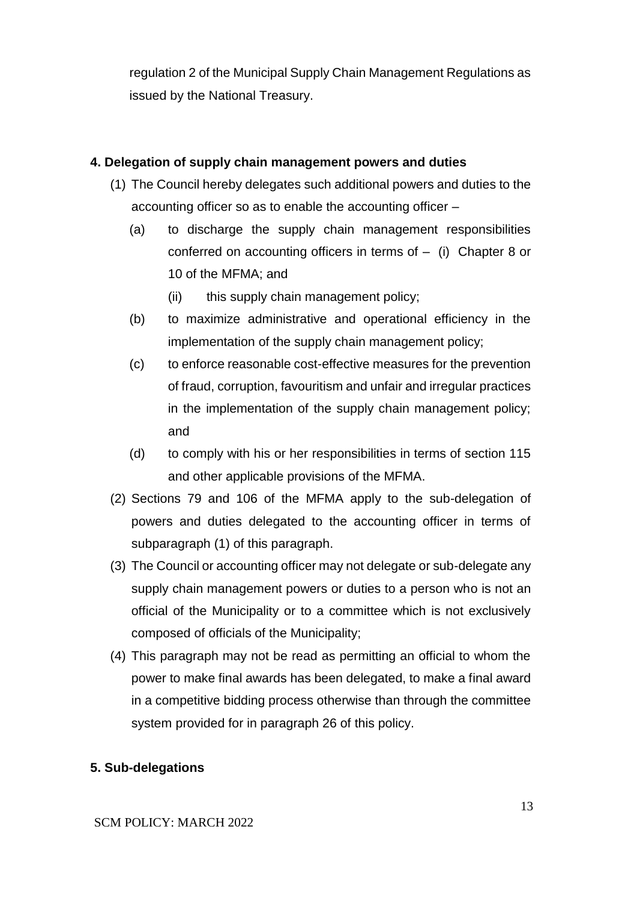regulation 2 of the Municipal Supply Chain Management Regulations as issued by the National Treasury.

**4. Delegation of supply chain management powers and duties**

(1) The Council hereby delegates such additional powers and duties to the accounting officer so as to enable the accounting officer –

 (a) to discharge the supply chain management responsibilities conferred on accounting officers in terms of – (i) Chapter 8 or 10 of the MFMA; and

  (ii) this supply chain management policy;

 (b) to maximize administrative and operational efficiency in the implementation of the supply chain management policy;

 (c) to enforce reasonable cost-effective measures for the prevention of fraud, corruption, favouritism and unfair and irregular practices in the implementation of the supply chain management policy; and

 (d) to comply with his or her responsibilities in terms of section 115 and other applicable provisions of the MFMA.

(2) Sections 79 and 106 of the MFMA apply to the sub-delegation of powers and duties delegated to the accounting officer in terms of subparagraph (1) of this paragraph.

(3) The Council or accounting officer may not delegate or sub-delegate any supply chain management powers or duties to a person who is not an official of the Municipality or to a committee which is not exclusively composed of officials of the Municipality;

(4) This paragraph may not be read as permitting an official to whom the power to make final awards has been delegated, to make a final award in a competitive bidding process otherwise than through the committee system provided for in paragraph 26 of this policy.

**5. Sub-delegations**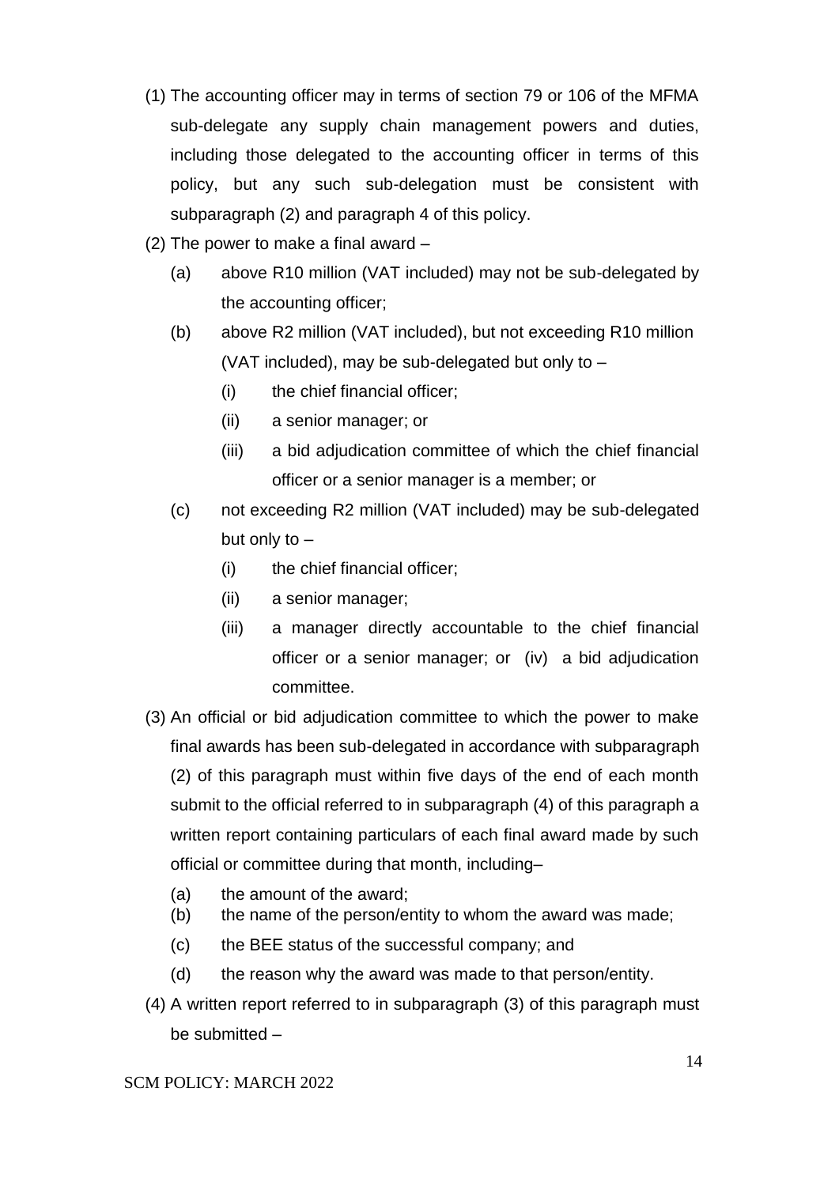(1) The accounting officer may in terms of section 79 or 106 of the MFMA sub-delegate any supply chain management powers and duties, including those delegated to the accounting officer in terms of this policy, but any such sub-delegation must be consistent with subparagraph (2) and paragraph 4 of this policy.

(2) The power to make a final award –

   (a) above R10 million (VAT included) may not be sub-delegated by the accounting officer;

   (b) above R2 million (VAT included), but not exceeding R10 million (VAT included), may be sub-delegated but only to –

      (i) the chief financial officer;

      (ii) a senior manager; or

      (iii) a bid adjudication committee of which the chief financial officer or a senior manager is a member; or

   (c) not exceeding R2 million (VAT included) may be sub-delegated but only to –

      (i) the chief financial officer;

      (ii) a senior manager;

      (iii) a manager directly accountable to the chief financial officer or a senior manager; or (iv) a bid adjudication committee.

(3) An official or bid adjudication committee to which the power to make final awards has been sub-delegated in accordance with subparagraph (2) of this paragraph must within five days of the end of each month submit to the official referred to in subparagraph (4) of this paragraph a written report containing particulars of each final award made by such official or committee during that month, including–

   (a) the amount of the award;

   (b) the name of the person/entity to whom the award was made;

   (c) the BEE status of the successful company; and

   (d) the reason why the award was made to that person/entity.

(4) A written report referred to in subparagraph (3) of this paragraph must be submitted –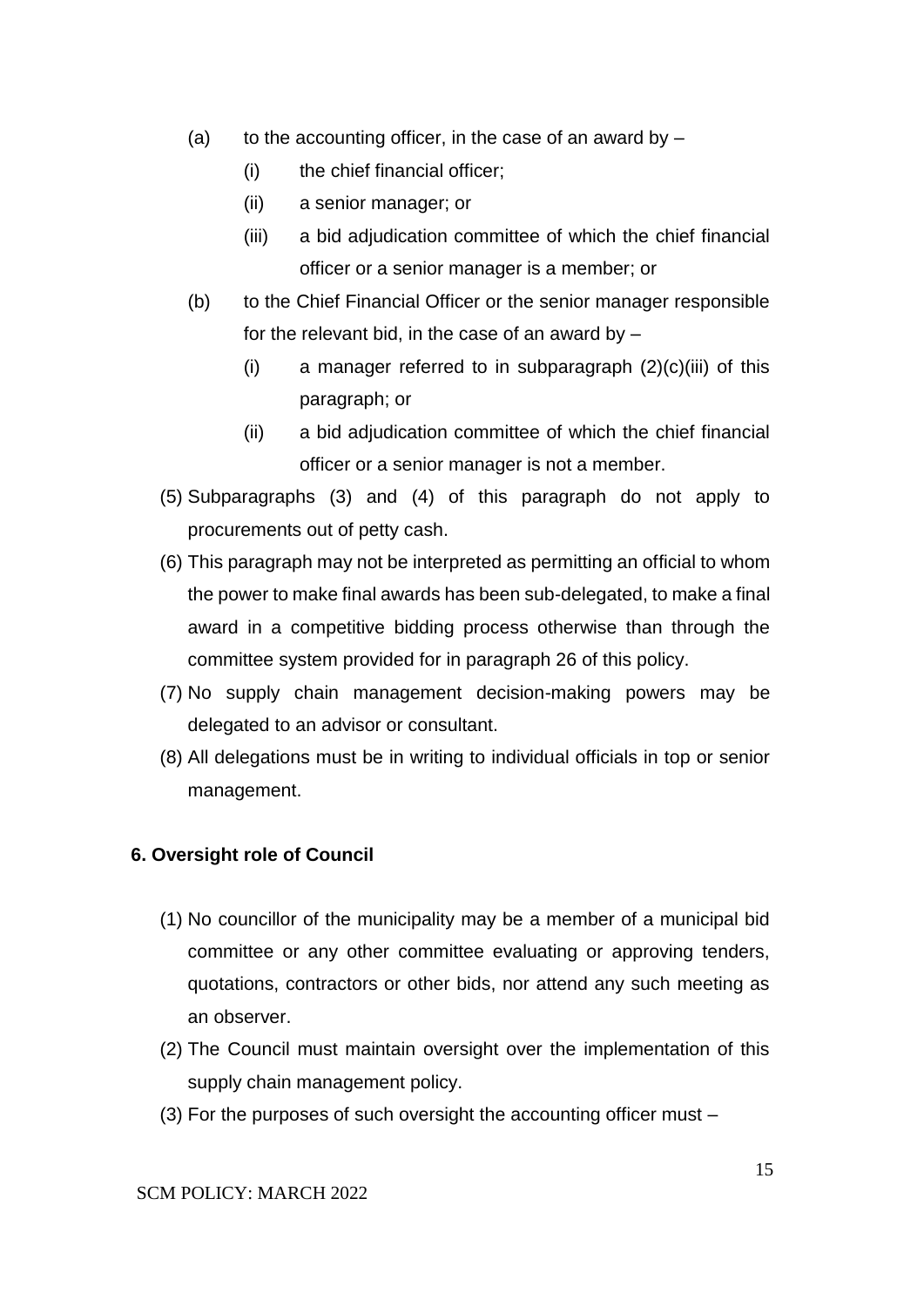(a) to the accounting officer, in the case of an award by –

   (i) the chief financial officer;

   (ii) a senior manager; or

   (iii) a bid adjudication committee of which the chief financial officer or a senior manager is a member; or

(b) to the Chief Financial Officer or the senior manager responsible for the relevant bid, in the case of an award by –

   (i) a manager referred to in subparagraph (2)(c)(iii) of this paragraph; or

   (ii) a bid adjudication committee of which the chief financial officer or a senior manager is not a member.

(5) Subparagraphs (3) and (4) of this paragraph do not apply to procurements out of petty cash.

(6) This paragraph may not be interpreted as permitting an official to whom the power to make final awards has been sub-delegated, to make a final award in a competitive bidding process otherwise than through the committee system provided for in paragraph 26 of this policy.

(7) No supply chain management decision-making powers may be delegated to an advisor or consultant.

(8) All delegations must be in writing to individual officials in top or senior management.

**6. Oversight role of Council**

(1) No councillor of the municipality may be a member of a municipal bid committee or any other committee evaluating or approving tenders, quotations, contractors or other bids, nor attend any such meeting as an observer.

(2) The Council must maintain oversight over the implementation of this supply chain management policy.

(3) For the purposes of such oversight the accounting officer must –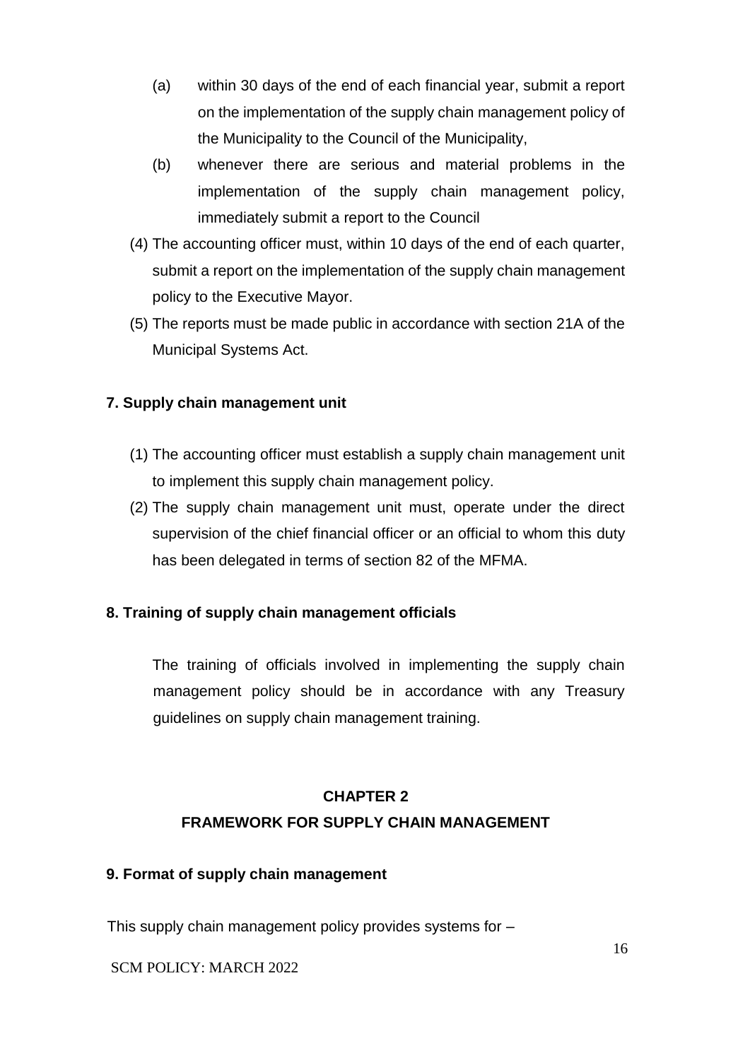(a) within 30 days of the end of each financial year, submit a report on the implementation of the supply chain management policy of the Municipality to the Council of the Municipality,

(b) whenever there are serious and material problems in the implementation of the supply chain management policy, immediately submit a report to the Council

(4) The accounting officer must, within 10 days of the end of each quarter, submit a report on the implementation of the supply chain management policy to the Executive Mayor.

(5) The reports must be made public in accordance with section 21A of the Municipal Systems Act.

### 7. Supply chain management unit

(1) The accounting officer must establish a supply chain management unit to implement this supply chain management policy.

(2) The supply chain management unit must, operate under the direct supervision of the chief financial officer or an official to whom this duty has been delegated in terms of section 82 of the MFMA.

### 8. Training of supply chain management officials

The training of officials involved in implementing the supply chain management policy should be in accordance with any Treasury guidelines on supply chain management training.

## CHAPTER 2
## FRAMEWORK FOR SUPPLY CHAIN MANAGEMENT

### 9. Format of supply chain management

This supply chain management policy provides systems for –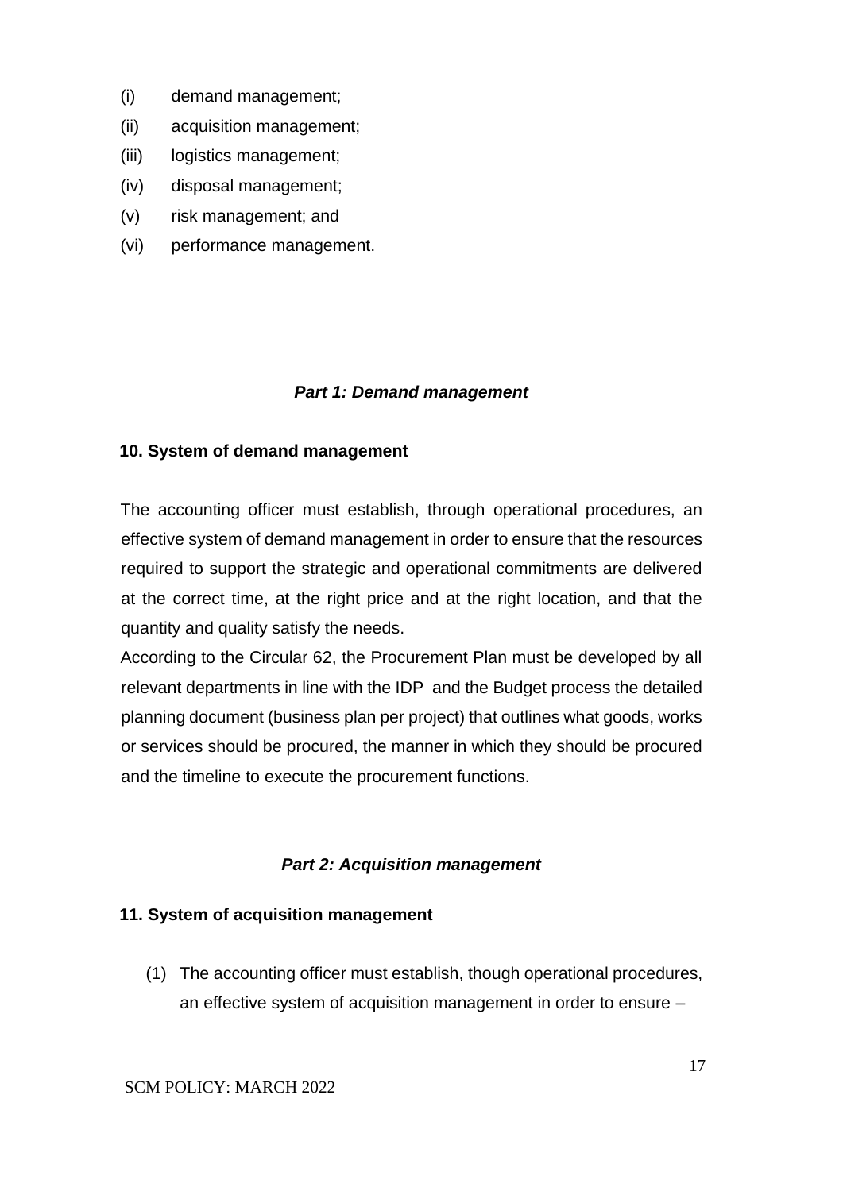(i) demand management;

(ii) acquisition management;

(iii) logistics management;

(iv) disposal management;

(v) risk management; and

(vi) performance management.

### *Part 1: Demand management*

#### 10. System of demand management

The accounting officer must establish, through operational procedures, an effective system of demand management in order to ensure that the resources required to support the strategic and operational commitments are delivered at the correct time, at the right price and at the right location, and that the quantity and quality satisfy the needs.

According to the Circular 62, the Procurement Plan must be developed by all relevant departments in line with the IDP and the Budget process the detailed planning document (business plan per project) that outlines what goods, works or services should be procured, the manner in which they should be procured and the timeline to execute the procurement functions.

### *Part 2: Acquisition management*

#### 11. System of acquisition management

(1) The accounting officer must establish, though operational procedures, an effective system of acquisition management in order to ensure –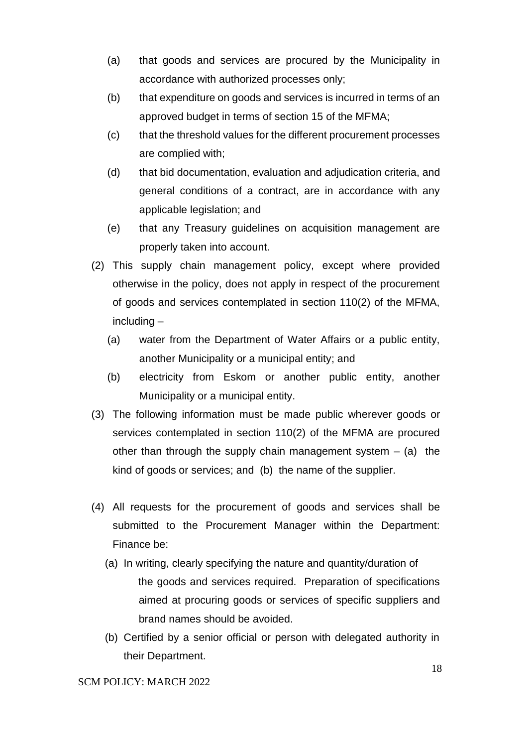(a) that goods and services are procured by the Municipality in accordance with authorized processes only;

(b) that expenditure on goods and services is incurred in terms of an approved budget in terms of section 15 of the MFMA;

(c) that the threshold values for the different procurement processes are complied with;

(d) that bid documentation, evaluation and adjudication criteria, and general conditions of a contract, are in accordance with any applicable legislation; and

(e) that any Treasury guidelines on acquisition management are properly taken into account.

(2) This supply chain management policy, except where provided otherwise in the policy, does not apply in respect of the procurement of goods and services contemplated in section 110(2) of the MFMA, including –

(a) water from the Department of Water Affairs or a public entity, another Municipality or a municipal entity; and

(b) electricity from Eskom or another public entity, another Municipality or a municipal entity.

(3) The following information must be made public wherever goods or services contemplated in section 110(2) of the MFMA are procured other than through the supply chain management system – (a) the kind of goods or services; and (b) the name of the supplier.

(4) All requests for the procurement of goods and services shall be submitted to the Procurement Manager within the Department: Finance be:

(a) In writing, clearly specifying the nature and quantity/duration of the goods and services required. Preparation of specifications aimed at procuring goods or services of specific suppliers and brand names should be avoided.

(b) Certified by a senior official or person with delegated authority in their Department.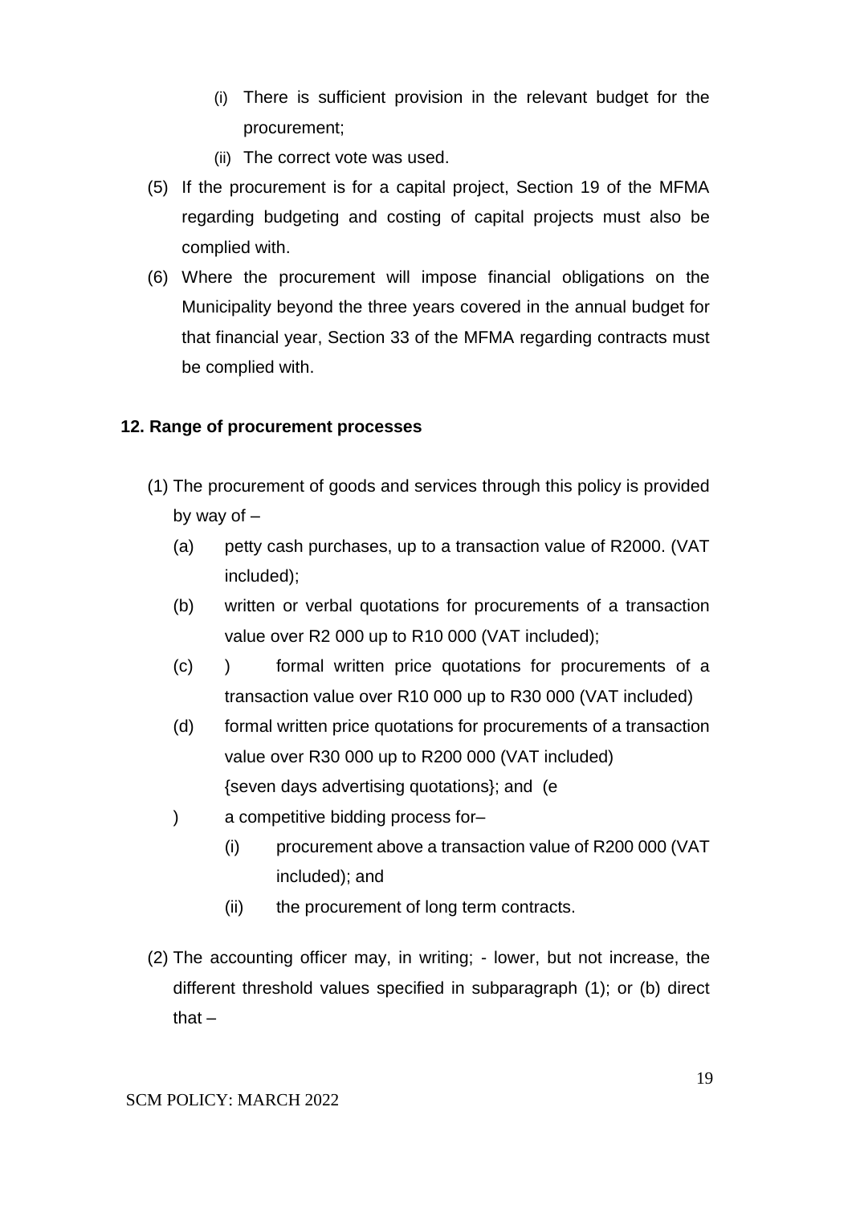- (i) There is sufficient provision in the relevant budget for the procurement;
   - (ii) The correct vote was used.

(5) If the procurement is for a capital project, Section 19 of the MFMA regarding budgeting and costing of capital projects must also be complied with.

(6) Where the procurement will impose financial obligations on the Municipality beyond the three years covered in the annual budget for that financial year, Section 33 of the MFMA regarding contracts must be complied with.

**12. Range of procurement processes**

(1) The procurement of goods and services through this policy is provided by way of –

- (a) petty cash purchases, up to a transaction value of R2000. (VAT included);
- (b) written or verbal quotations for procurements of a transaction value over R2 000 up to R10 000 (VAT included);
- (c) ) formal written price quotations for procurements of a transaction value over R10 000 up to R30 000 (VAT included)
- (d) formal written price quotations for procurements of a transaction value over R30 000 up to R200 000 (VAT included) {seven days advertising quotations}; and (e
- ) a competitive bidding process for–
  - (i) procurement above a transaction value of R200 000 (VAT included); and
  - (ii) the procurement of long term contracts.

(2) The accounting officer may, in writing; - lower, but not increase, the different threshold values specified in subparagraph (1); or (b) direct that –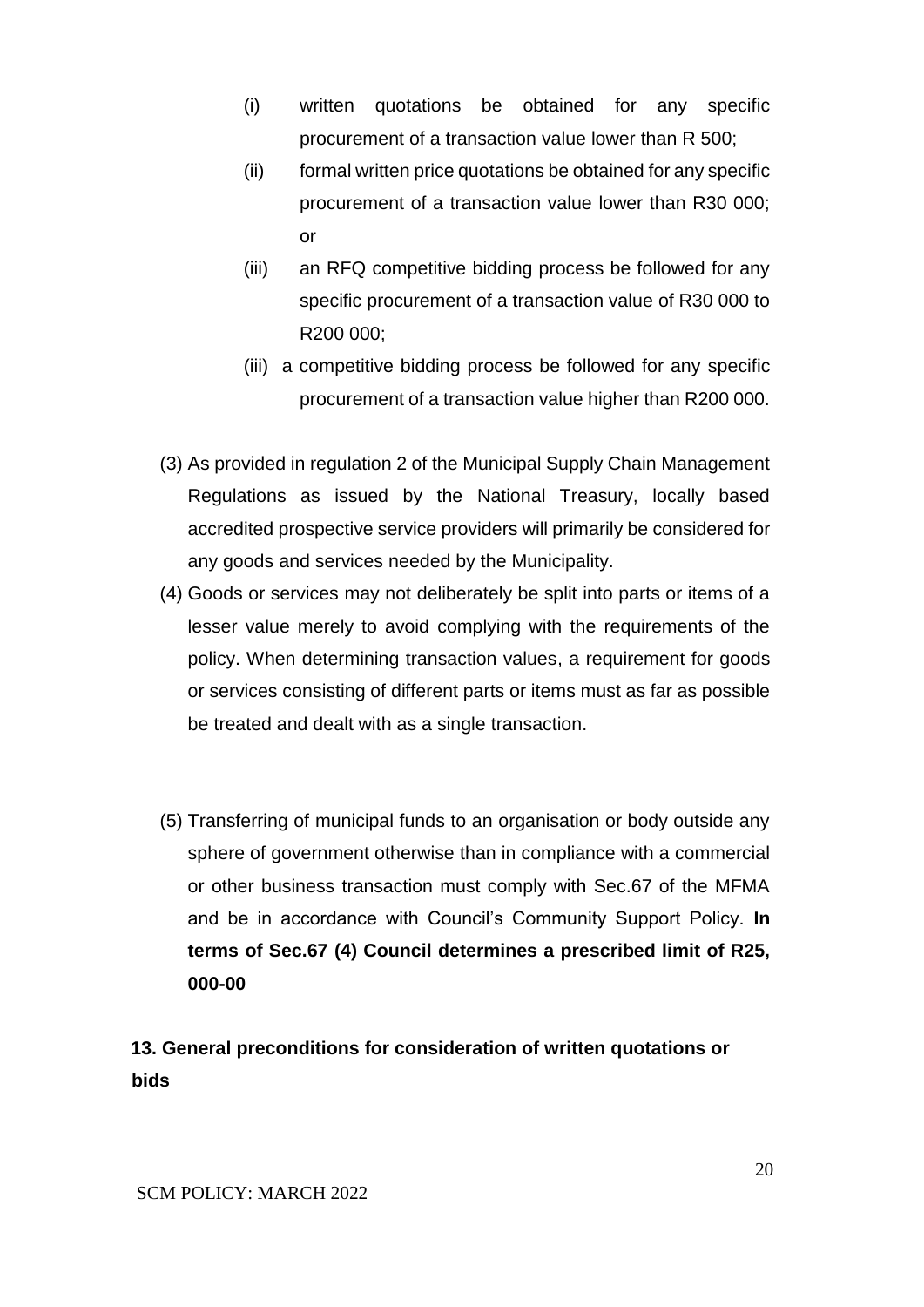(i) written quotations be obtained for any specific procurement of a transaction value lower than R 500;

(ii) formal written price quotations be obtained for any specific procurement of a transaction value lower than R30 000; or

(iii) an RFQ competitive bidding process be followed for any specific procurement of a transaction value of R30 000 to R200 000;

(iii) a competitive bidding process be followed for any specific procurement of a transaction value higher than R200 000.

(3) As provided in regulation 2 of the Municipal Supply Chain Management Regulations as issued by the National Treasury, locally based accredited prospective service providers will primarily be considered for any goods and services needed by the Municipality.

(4) Goods or services may not deliberately be split into parts or items of a lesser value merely to avoid complying with the requirements of the policy. When determining transaction values, a requirement for goods or services consisting of different parts or items must as far as possible be treated and dealt with as a single transaction.

(5) Transferring of municipal funds to an organisation or body outside any sphere of government otherwise than in compliance with a commercial or other business transaction must comply with Sec.67 of the MFMA and be in accordance with Council's Community Support Policy. **In terms of Sec.67 (4) Council determines a prescribed limit of R25, 000-00**

**13. General preconditions for consideration of written quotations or bids**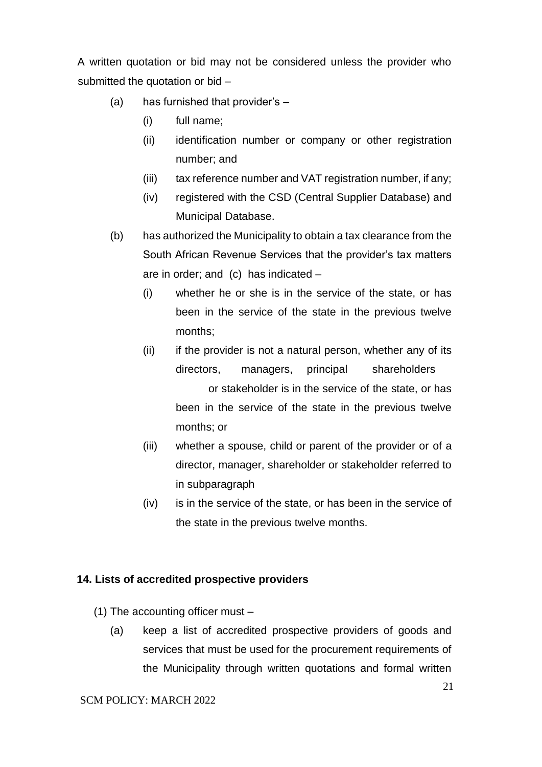A written quotation or bid may not be considered unless the provider who submitted the quotation or bid –

- (a) has furnished that provider's –
  - (i) full name;
  - (ii) identification number or company or other registration number; and
  - (iii) tax reference number and VAT registration number, if any;
  - (iv) registered with the CSD (Central Supplier Database) and Municipal Database.
- (b) has authorized the Municipality to obtain a tax clearance from the South African Revenue Services that the provider's tax matters are in order; and (c) has indicated –
  - (i) whether he or she is in the service of the state, or has been in the service of the state in the previous twelve months;
  - (ii) if the provider is not a natural person, whether any of its directors, managers, principal shareholders or stakeholder is in the service of the state, or has been in the service of the state in the previous twelve months; or
  - (iii) whether a spouse, child or parent of the provider or of a director, manager, shareholder or stakeholder referred to in subparagraph
  - (iv) is in the service of the state, or has been in the service of the state in the previous twelve months.

### 14. Lists of accredited prospective providers

(1) The accounting officer must –

- (a) keep a list of accredited prospective providers of goods and services that must be used for the procurement requirements of the Municipality through written quotations and formal written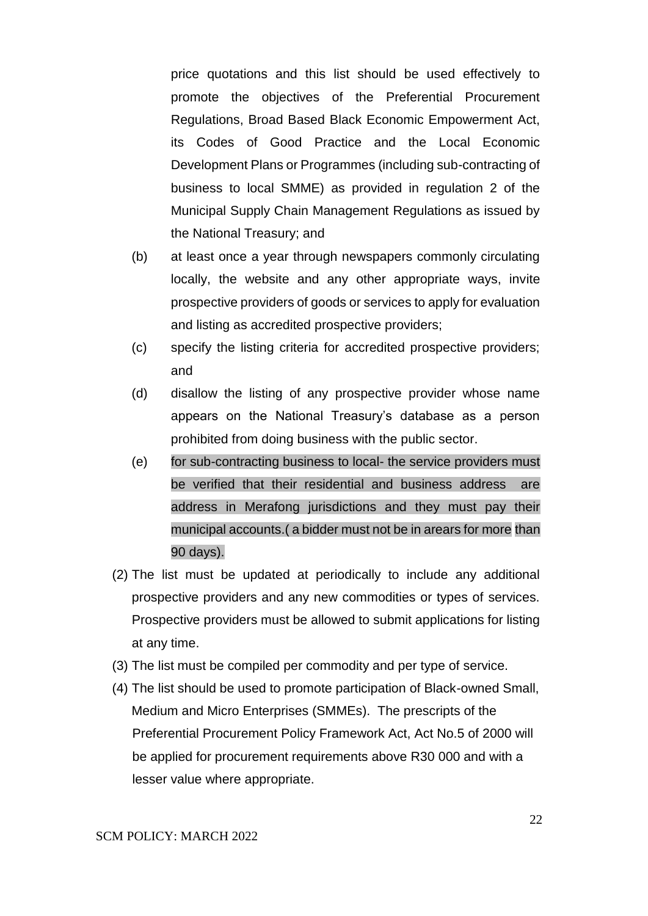price quotations and this list should be used effectively to promote the objectives of the Preferential Procurement Regulations, Broad Based Black Economic Empowerment Act, its Codes of Good Practice and the Local Economic Development Plans or Programmes (including sub-contracting of business to local SMME) as provided in regulation 2 of the Municipal Supply Chain Management Regulations as issued by the National Treasury; and

(b) at least once a year through newspapers commonly circulating locally, the website and any other appropriate ways, invite prospective providers of goods or services to apply for evaluation and listing as accredited prospective providers;

(c) specify the listing criteria for accredited prospective providers; and

(d) disallow the listing of any prospective provider whose name appears on the National Treasury's database as a person prohibited from doing business with the public sector.

(e) for sub-contracting business to local- the service providers must be verified that their residential and business address are address in Merafong jurisdictions and they must pay their municipal accounts.( a bidder must not be in arears for more than 90 days).

(2) The list must be updated at periodically to include any additional prospective providers and any new commodities or types of services. Prospective providers must be allowed to submit applications for listing at any time.

(3) The list must be compiled per commodity and per type of service.

(4) The list should be used to promote participation of Black-owned Small, Medium and Micro Enterprises (SMMEs). The prescripts of the Preferential Procurement Policy Framework Act, Act No.5 of 2000 will be applied for procurement requirements above R30 000 and with a lesser value where appropriate.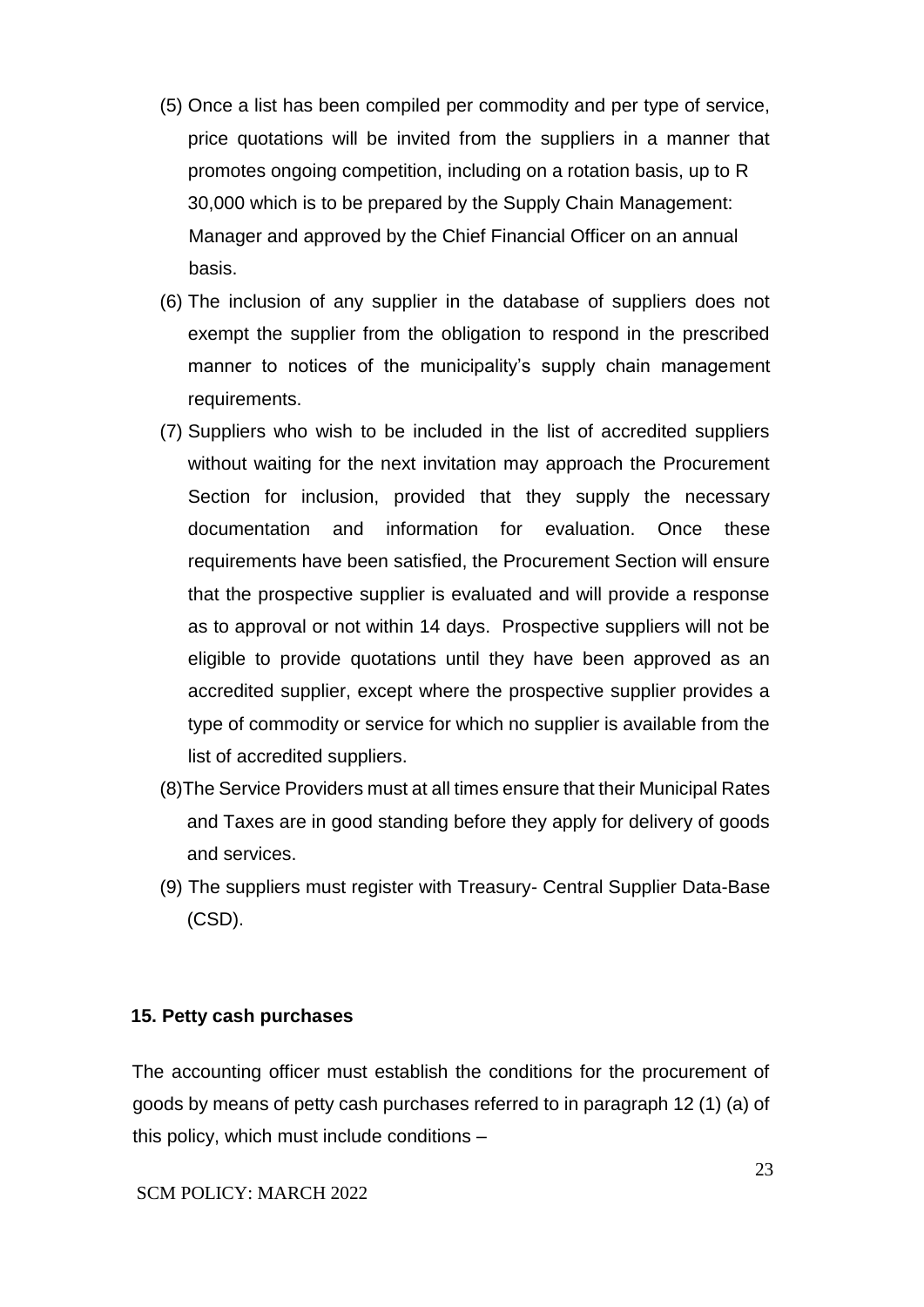(5) Once a list has been compiled per commodity and per type of service, price quotations will be invited from the suppliers in a manner that promotes ongoing competition, including on a rotation basis, up to R 30,000 which is to be prepared by the Supply Chain Management: Manager and approved by the Chief Financial Officer on an annual basis.

(6) The inclusion of any supplier in the database of suppliers does not exempt the supplier from the obligation to respond in the prescribed manner to notices of the municipality's supply chain management requirements.

(7) Suppliers who wish to be included in the list of accredited suppliers without waiting for the next invitation may approach the Procurement Section for inclusion, provided that they supply the necessary documentation and information for evaluation. Once these requirements have been satisfied, the Procurement Section will ensure that the prospective supplier is evaluated and will provide a response as to approval or not within 14 days. Prospective suppliers will not be eligible to provide quotations until they have been approved as an accredited supplier, except where the prospective supplier provides a type of commodity or service for which no supplier is available from the list of accredited suppliers.

(8)The Service Providers must at all times ensure that their Municipal Rates and Taxes are in good standing before they apply for delivery of goods and services.

(9) The suppliers must register with Treasury- Central Supplier Data-Base (CSD).

**15. Petty cash purchases**

The accounting officer must establish the conditions for the procurement of goods by means of petty cash purchases referred to in paragraph 12 (1) (a) of this policy, which must include conditions –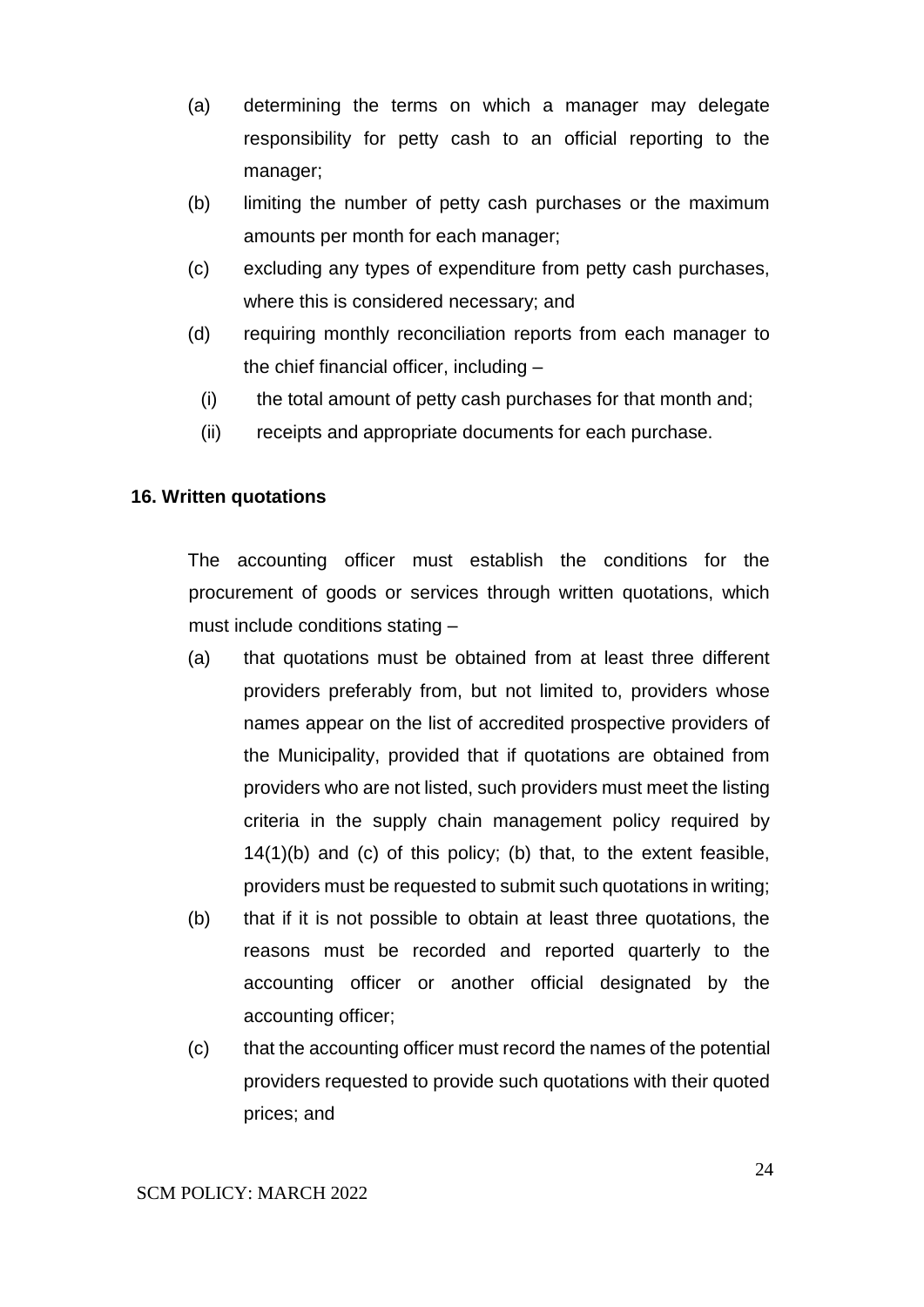(a) determining the terms on which a manager may delegate responsibility for petty cash to an official reporting to the manager;

(b) limiting the number of petty cash purchases or the maximum amounts per month for each manager;

(c) excluding any types of expenditure from petty cash purchases, where this is considered necessary; and

(d) requiring monthly reconciliation reports from each manager to the chief financial officer, including –

  (i) the total amount of petty cash purchases for that month and;

  (ii) receipts and appropriate documents for each purchase.

**16. Written quotations**

The accounting officer must establish the conditions for the procurement of goods or services through written quotations, which must include conditions stating –

(a) that quotations must be obtained from at least three different providers preferably from, but not limited to, providers whose names appear on the list of accredited prospective providers of the Municipality, provided that if quotations are obtained from providers who are not listed, such providers must meet the listing criteria in the supply chain management policy required by 14(1)(b) and (c) of this policy; (b) that, to the extent feasible, providers must be requested to submit such quotations in writing;

(b) that if it is not possible to obtain at least three quotations, the reasons must be recorded and reported quarterly to the accounting officer or another official designated by the accounting officer;

(c) that the accounting officer must record the names of the potential providers requested to provide such quotations with their quoted prices; and

SCM POLICY: MARCH 2022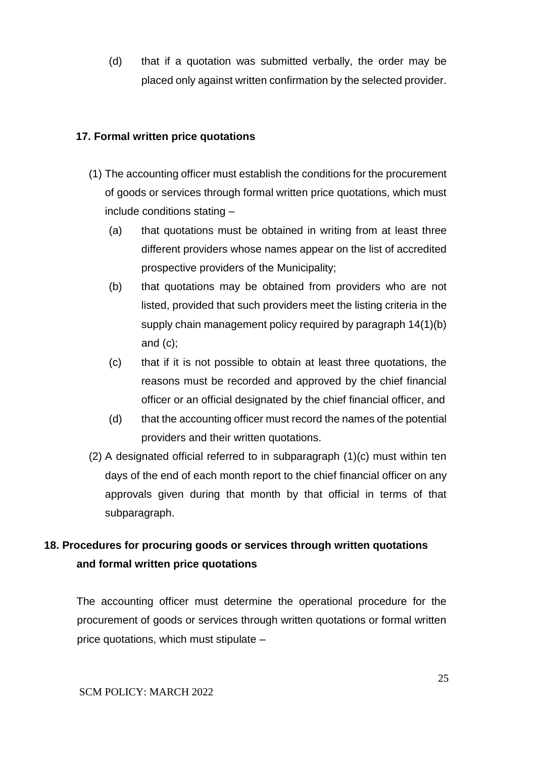(d) that if a quotation was submitted verbally, the order may be placed only against written confirmation by the selected provider.

## 17. Formal written price quotations

(1) The accounting officer must establish the conditions for the procurement of goods or services through formal written price quotations, which must include conditions stating –

(a) that quotations must be obtained in writing from at least three different providers whose names appear on the list of accredited prospective providers of the Municipality;

(b) that quotations may be obtained from providers who are not listed, provided that such providers meet the listing criteria in the supply chain management policy required by paragraph 14(1)(b) and (c);

(c) that if it is not possible to obtain at least three quotations, the reasons must be recorded and approved by the chief financial officer or an official designated by the chief financial officer, and

(d) that the accounting officer must record the names of the potential providers and their written quotations.

(2) A designated official referred to in subparagraph (1)(c) must within ten days of the end of each month report to the chief financial officer on any approvals given during that month by that official in terms of that subparagraph.

## 18. Procedures for procuring goods or services through written quotations and formal written price quotations

The accounting officer must determine the operational procedure for the procurement of goods or services through written quotations or formal written price quotations, which must stipulate –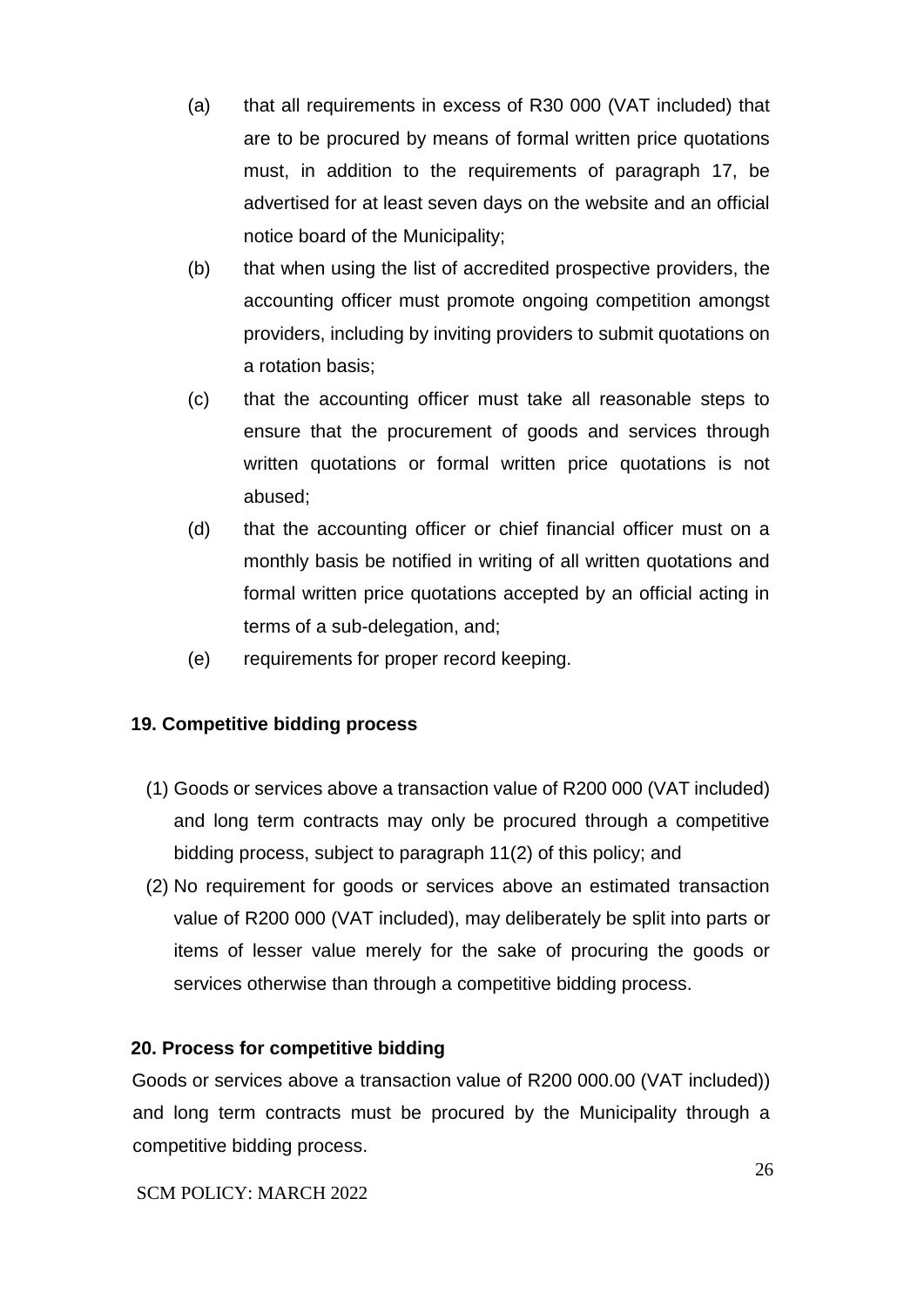(a) that all requirements in excess of R30 000 (VAT included) that are to be procured by means of formal written price quotations must, in addition to the requirements of paragraph 17, be advertised for at least seven days on the website and an official notice board of the Municipality;

(b) that when using the list of accredited prospective providers, the accounting officer must promote ongoing competition amongst providers, including by inviting providers to submit quotations on a rotation basis;

(c) that the accounting officer must take all reasonable steps to ensure that the procurement of goods and services through written quotations or formal written price quotations is not abused;

(d) that the accounting officer or chief financial officer must on a monthly basis be notified in writing of all written quotations and formal written price quotations accepted by an official acting in terms of a sub-delegation, and;

(e) requirements for proper record keeping.

**19. Competitive bidding process**

(1) Goods or services above a transaction value of R200 000 (VAT included) and long term contracts may only be procured through a competitive bidding process, subject to paragraph 11(2) of this policy; and

(2) No requirement for goods or services above an estimated transaction value of R200 000 (VAT included), may deliberately be split into parts or items of lesser value merely for the sake of procuring the goods or services otherwise than through a competitive bidding process.

**20. Process for competitive bidding**

Goods or services above a transaction value of R200 000.00 (VAT included)) and long term contracts must be procured by the Municipality through a competitive bidding process.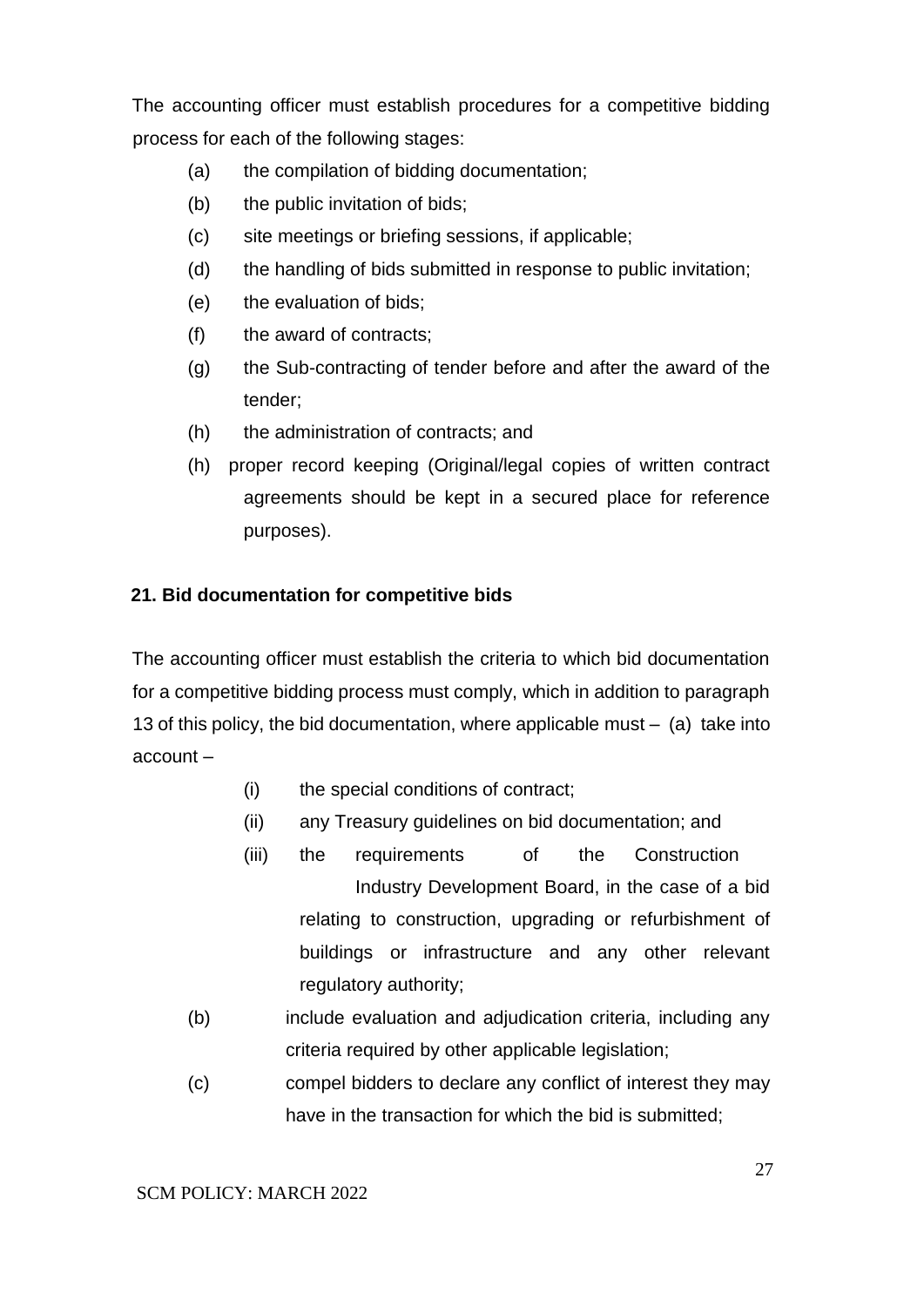The accounting officer must establish procedures for a competitive bidding process for each of the following stages:

- (a) the compilation of bidding documentation;
- (b) the public invitation of bids;
- (c) site meetings or briefing sessions, if applicable;
- (d) the handling of bids submitted in response to public invitation;
- (e) the evaluation of bids;
- (f) the award of contracts;
- (g) the Sub-contracting of tender before and after the award of the tender;
- (h) the administration of contracts; and
- (h) proper record keeping (Original/legal copies of written contract agreements should be kept in a secured place for reference purposes).

### 21. Bid documentation for competitive bids

The accounting officer must establish the criteria to which bid documentation for a competitive bidding process must comply, which in addition to paragraph 13 of this policy, the bid documentation, where applicable must – (a) take into account –

- (i) the special conditions of contract;
- (ii) any Treasury guidelines on bid documentation; and
- (iii) the requirements of the Construction Industry Development Board, in the case of a bid relating to construction, upgrading or refurbishment of buildings or infrastructure and any other relevant regulatory authority;

- (b) include evaluation and adjudication criteria, including any criteria required by other applicable legislation;
- (c) compel bidders to declare any conflict of interest they may have in the transaction for which the bid is submitted;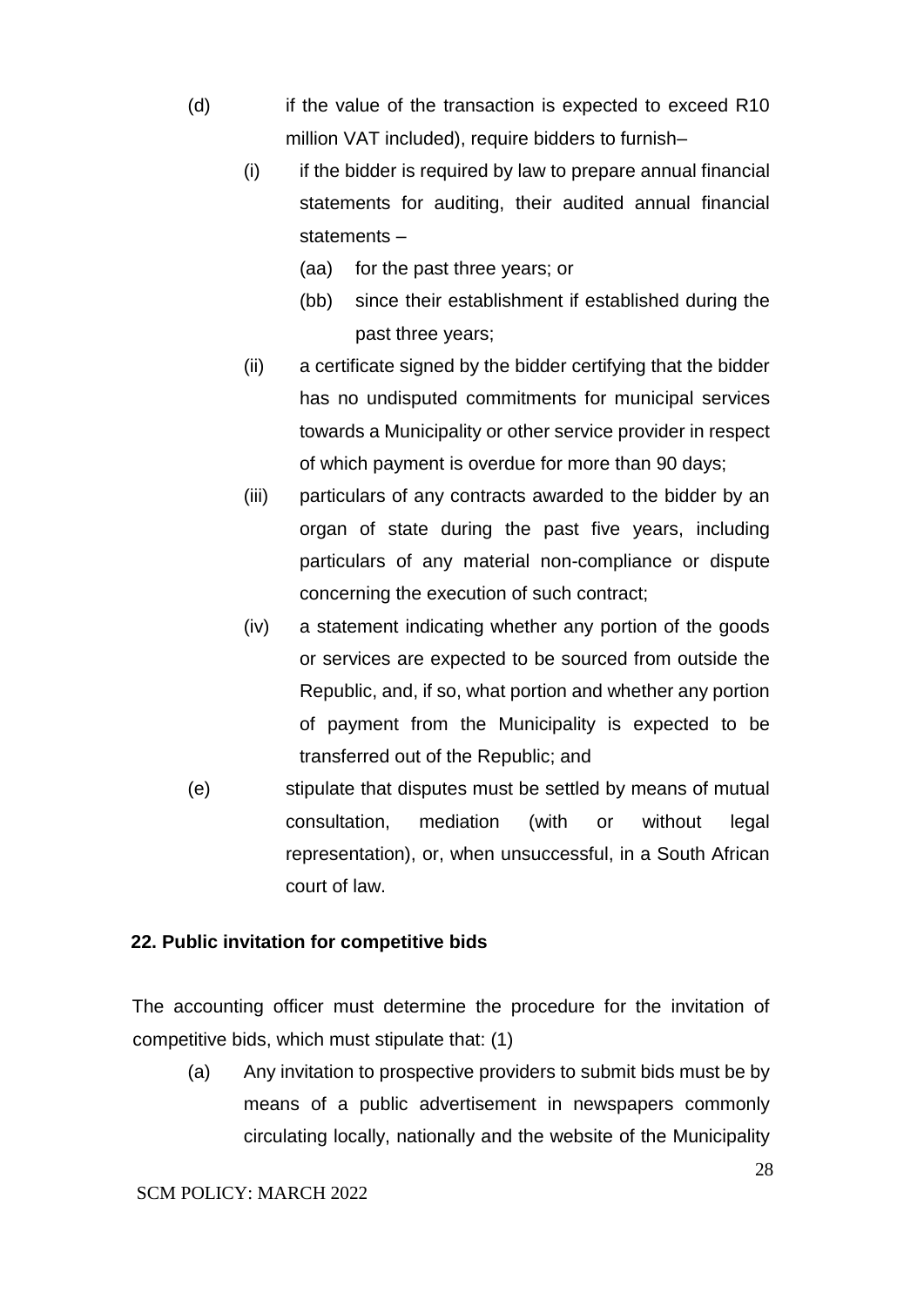(d) if the value of the transaction is expected to exceed R10 million VAT included), require bidders to furnish–

  (i) if the bidder is required by law to prepare annual financial statements for auditing, their audited annual financial statements –

    (aa) for the past three years; or

    (bb) since their establishment if established during the past three years;

  (ii) a certificate signed by the bidder certifying that the bidder has no undisputed commitments for municipal services towards a Municipality or other service provider in respect of which payment is overdue for more than 90 days;

  (iii) particulars of any contracts awarded to the bidder by an organ of state during the past five years, including particulars of any material non-compliance or dispute concerning the execution of such contract;

  (iv) a statement indicating whether any portion of the goods or services are expected to be sourced from outside the Republic, and, if so, what portion and whether any portion of payment from the Municipality is expected to be transferred out of the Republic; and

(e) stipulate that disputes must be settled by means of mutual consultation, mediation (with or without legal representation), or, when unsuccessful, in a South African court of law.

**22. Public invitation for competitive bids**

The accounting officer must determine the procedure for the invitation of competitive bids, which must stipulate that: (1)

  (a) Any invitation to prospective providers to submit bids must be by means of a public advertisement in newspapers commonly circulating locally, nationally and the website of the Municipality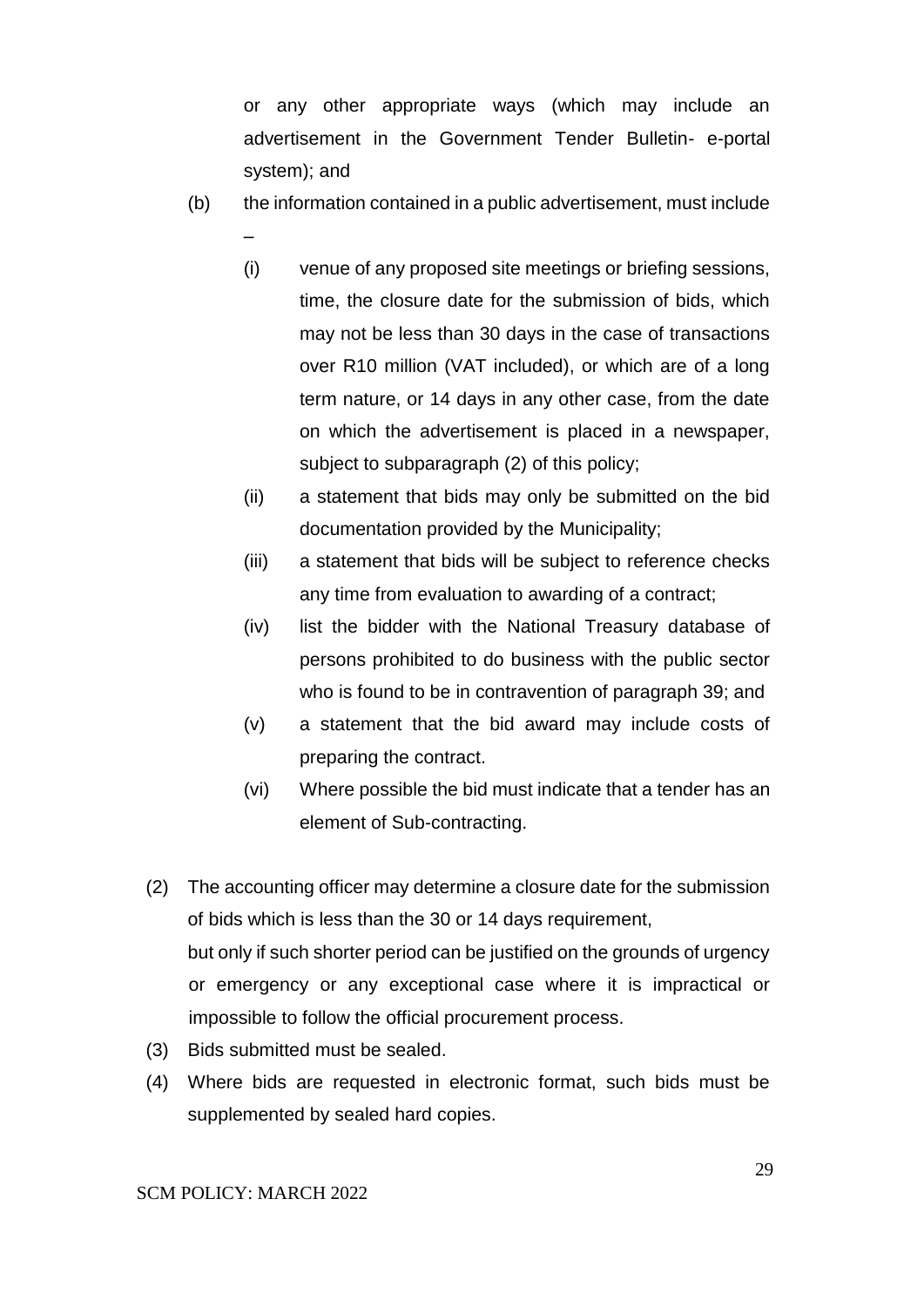or any other appropriate ways (which may include an advertisement in the Government Tender Bulletin- e-portal system); and

(b) the information contained in a public advertisement, must include –

  (i) venue of any proposed site meetings or briefing sessions, time, the closure date for the submission of bids, which may not be less than 30 days in the case of transactions over R10 million (VAT included), or which are of a long term nature, or 14 days in any other case, from the date on which the advertisement is placed in a newspaper, subject to subparagraph (2) of this policy;

  (ii) a statement that bids may only be submitted on the bid documentation provided by the Municipality;

  (iii) a statement that bids will be subject to reference checks any time from evaluation to awarding of a contract;

  (iv) list the bidder with the National Treasury database of persons prohibited to do business with the public sector who is found to be in contravention of paragraph 39; and

  (v) a statement that the bid award may include costs of preparing the contract.

  (vi) Where possible the bid must indicate that a tender has an element of Sub-contracting.

(2) The accounting officer may determine a closure date for the submission of bids which is less than the 30 or 14 days requirement, but only if such shorter period can be justified on the grounds of urgency or emergency or any exceptional case where it is impractical or impossible to follow the official procurement process.

(3) Bids submitted must be sealed.

(4) Where bids are requested in electronic format, such bids must be supplemented by sealed hard copies.

SCM POLICY: MARCH 2022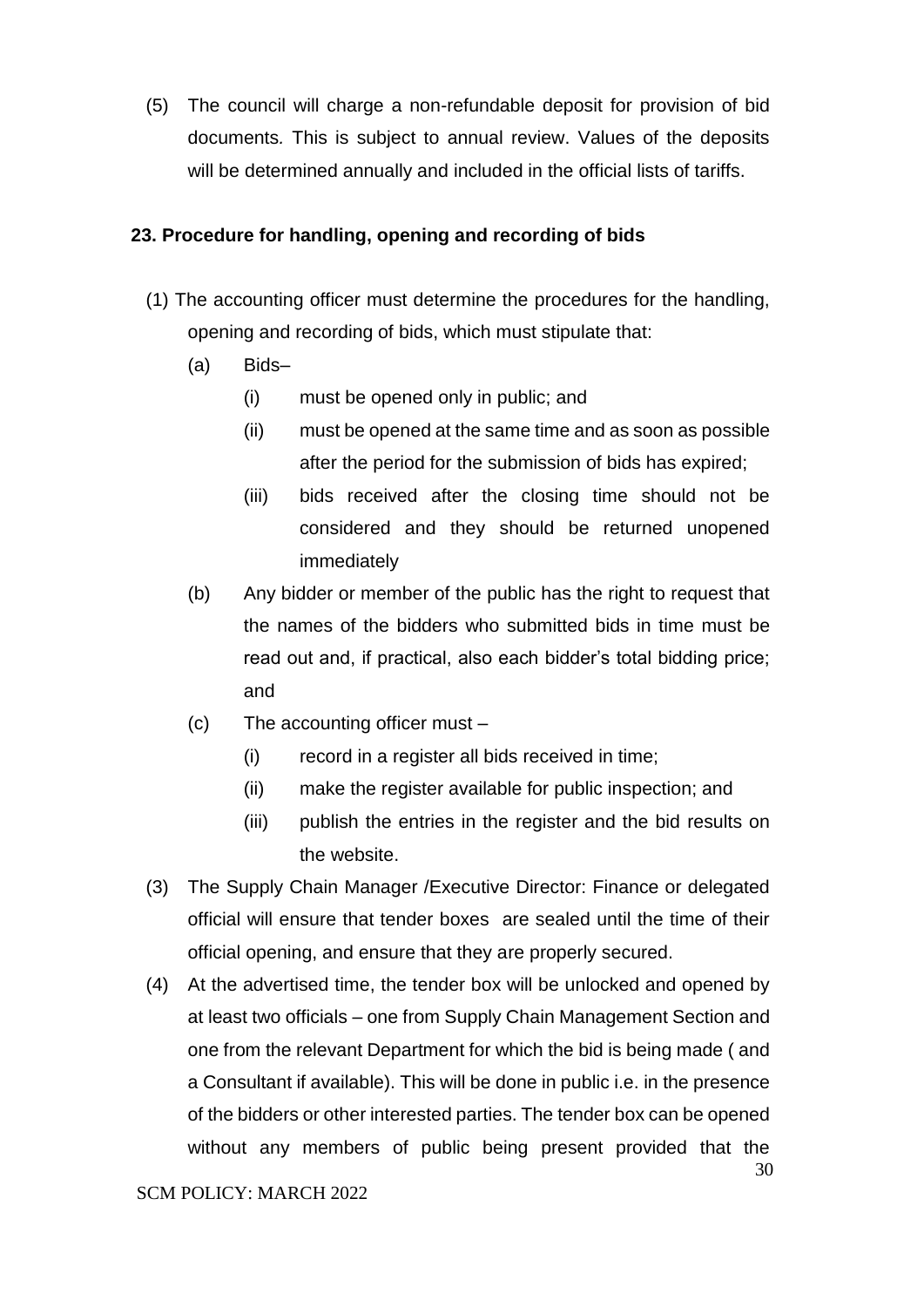(5) The council will charge a non-refundable deposit for provision of bid documents. This is subject to annual review. Values of the deposits will be determined annually and included in the official lists of tariffs.

**23. Procedure for handling, opening and recording of bids**

(1) The accounting officer must determine the procedures for the handling, opening and recording of bids, which must stipulate that:

- (a) Bids–
  - (i) must be opened only in public; and
  - (ii) must be opened at the same time and as soon as possible after the period for the submission of bids has expired;
  - (iii) bids received after the closing time should not be considered and they should be returned unopened immediately
- (b) Any bidder or member of the public has the right to request that the names of the bidders who submitted bids in time must be read out and, if practical, also each bidder's total bidding price; and
- (c) The accounting officer must –
  - (i) record in a register all bids received in time;
  - (ii) make the register available for public inspection; and
  - (iii) publish the entries in the register and the bid results on the website.

(3) The Supply Chain Manager /Executive Director: Finance or delegated official will ensure that tender boxes are sealed until the time of their official opening, and ensure that they are properly secured.

(4) At the advertised time, the tender box will be unlocked and opened by at least two officials – one from Supply Chain Management Section and one from the relevant Department for which the bid is being made ( and a Consultant if available). This will be done in public i.e. in the presence of the bidders or other interested parties. The tender box can be opened without any members of public being present provided that the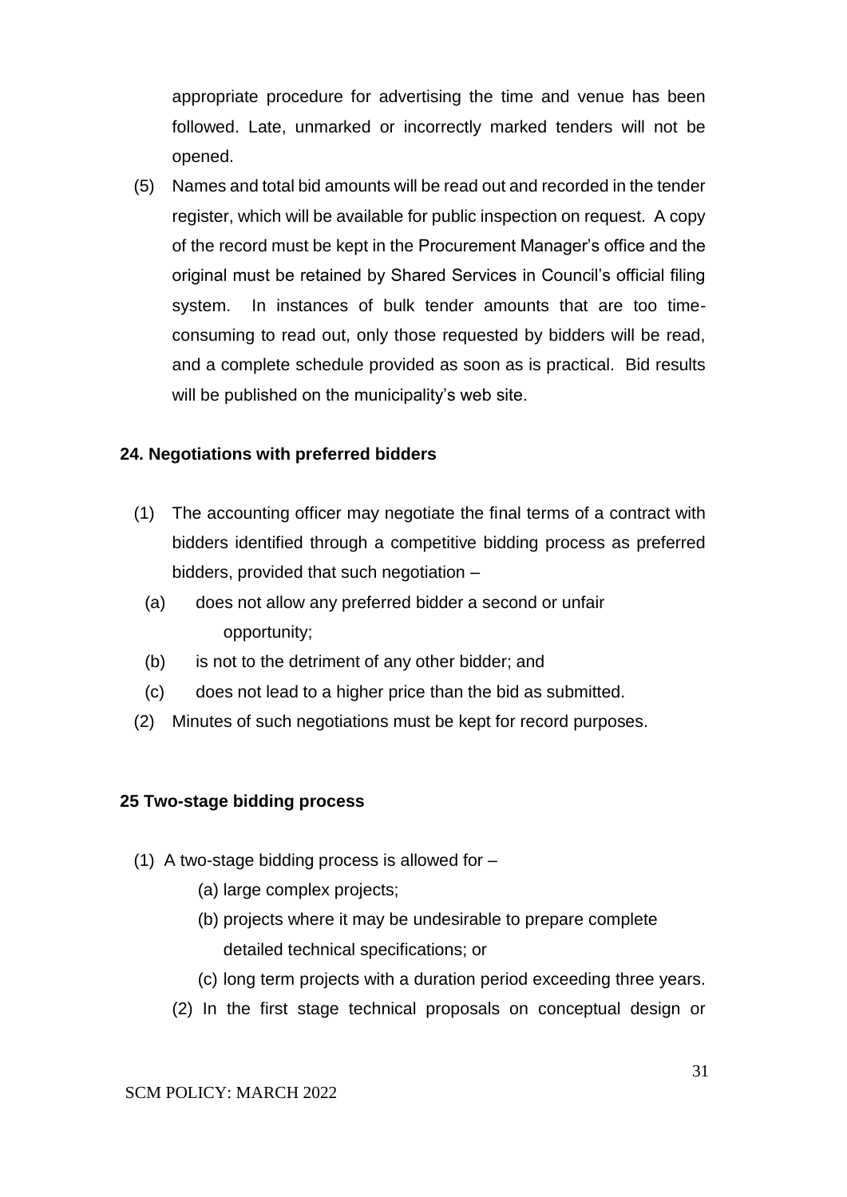appropriate procedure for advertising the time and venue has been followed. Late, unmarked or incorrectly marked tenders will not be opened.

(5) Names and total bid amounts will be read out and recorded in the tender register, which will be available for public inspection on request. A copy of the record must be kept in the Procurement Manager's office and the original must be retained by Shared Services in Council's official filing system. In instances of bulk tender amounts that are too time-consuming to read out, only those requested by bidders will be read, and a complete schedule provided as soon as is practical. Bid results will be published on the municipality's web site.

**24. Negotiations with preferred bidders**

(1) The accounting officer may negotiate the final terms of a contract with bidders identified through a competitive bidding process as preferred bidders, provided that such negotiation –

(a) does not allow any preferred bidder a second or unfair opportunity;

(b) is not to the detriment of any other bidder; and

(c) does not lead to a higher price than the bid as submitted.

(2) Minutes of such negotiations must be kept for record purposes.

**25 Two-stage bidding process**

(1) A two-stage bidding process is allowed for –

(a) large complex projects;

(b) projects where it may be undesirable to prepare complete detailed technical specifications; or

(c) long term projects with a duration period exceeding three years.

(2) In the first stage technical proposals on conceptual design or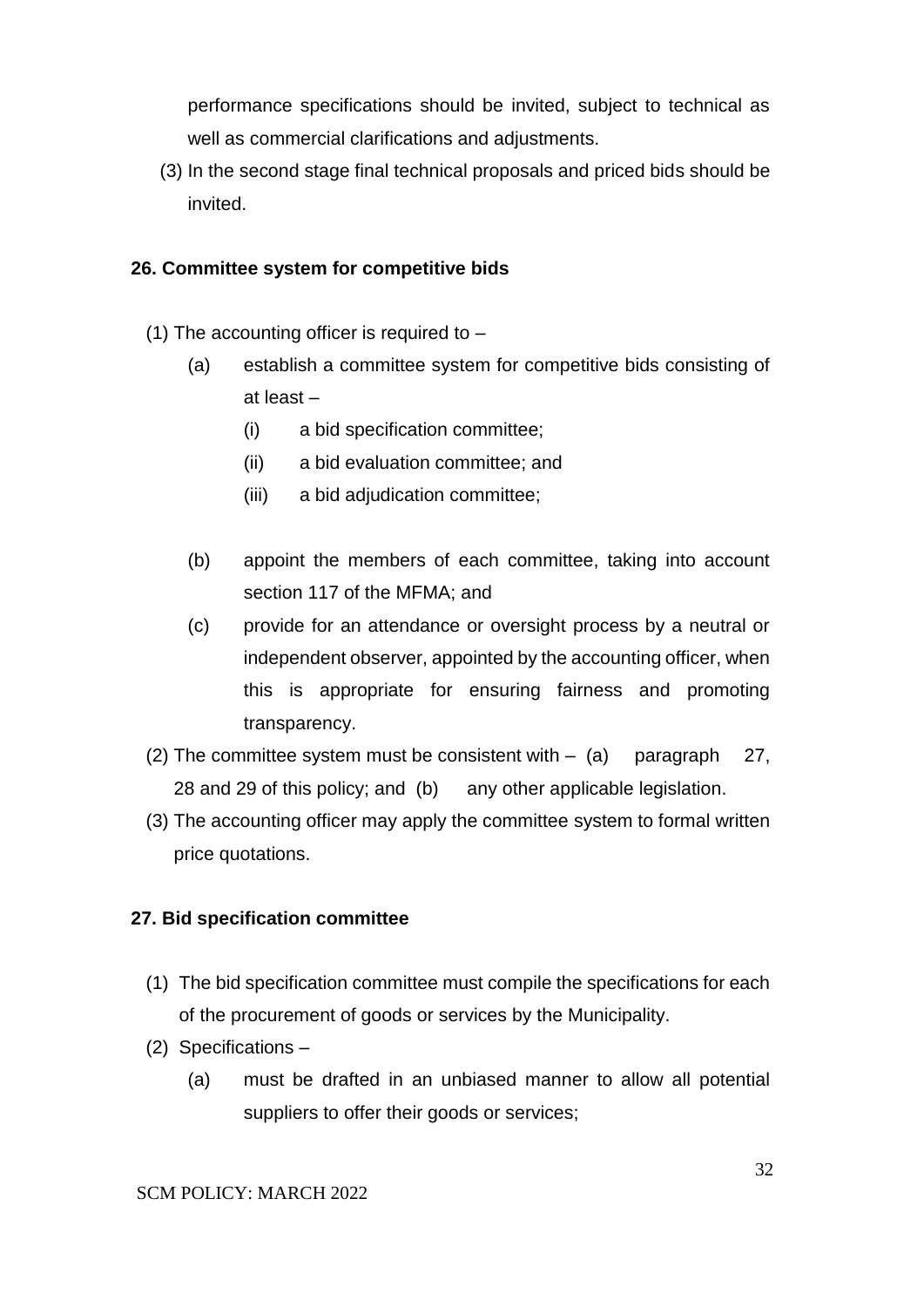performance specifications should be invited, subject to technical as well as commercial clarifications and adjustments.

(3) In the second stage final technical proposals and priced bids should be invited.

**26. Committee system for competitive bids**

(1) The accounting officer is required to –

- (a) establish a committee system for competitive bids consisting of at least –
  - (i) a bid specification committee;
  - (ii) a bid evaluation committee; and
  - (iii) a bid adjudication committee;

- (b) appoint the members of each committee, taking into account section 117 of the MFMA; and
- (c) provide for an attendance or oversight process by a neutral or independent observer, appointed by the accounting officer, when this is appropriate for ensuring fairness and promoting transparency.

(2) The committee system must be consistent with – (a) paragraph 27, 28 and 29 of this policy; and (b) any other applicable legislation.

(3) The accounting officer may apply the committee system to formal written price quotations.

**27. Bid specification committee**

(1) The bid specification committee must compile the specifications for each of the procurement of goods or services by the Municipality.

(2) Specifications –

- (a) must be drafted in an unbiased manner to allow all potential suppliers to offer their goods or services;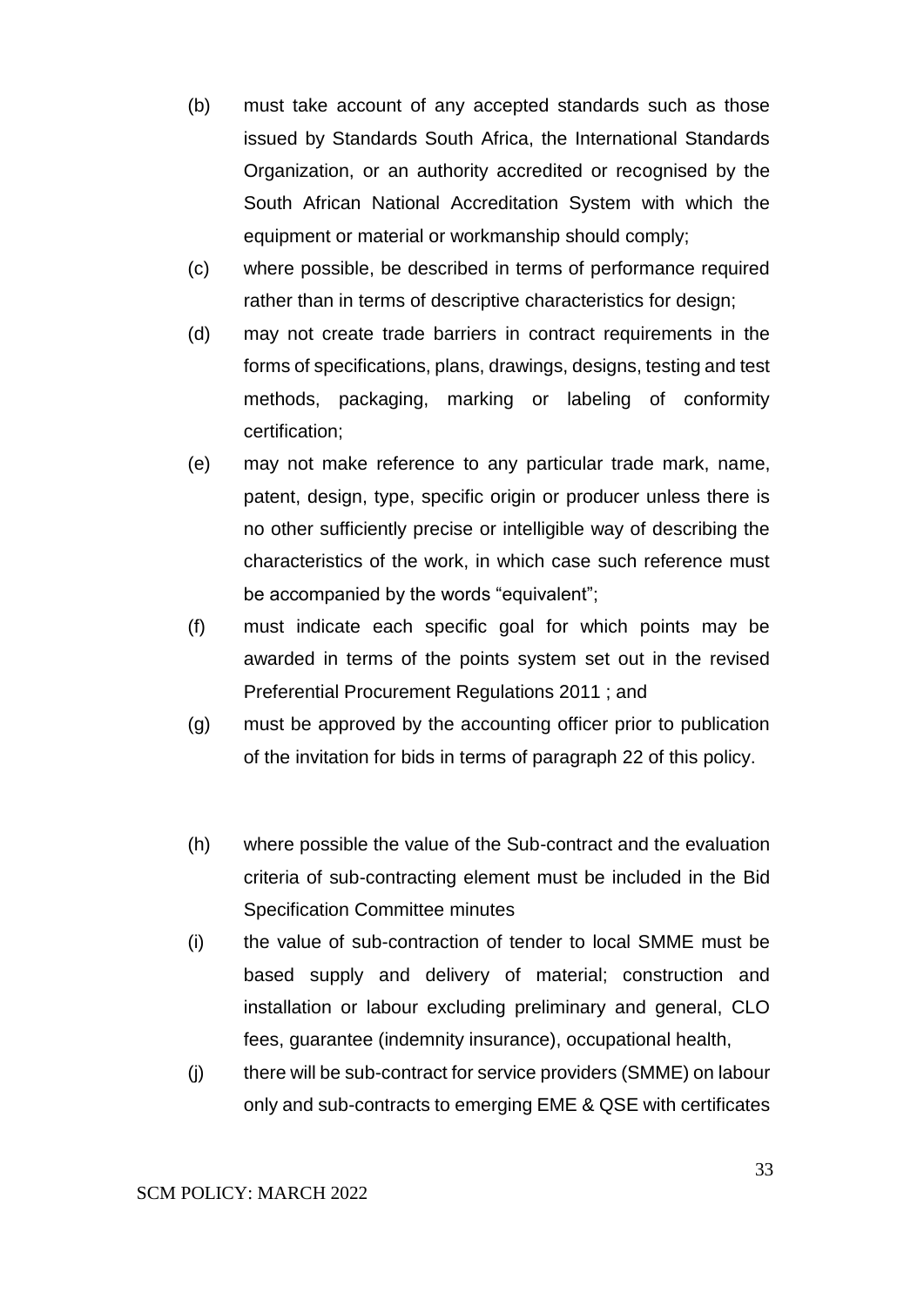(b) must take account of any accepted standards such as those issued by Standards South Africa, the International Standards Organization, or an authority accredited or recognised by the South African National Accreditation System with which the equipment or material or workmanship should comply;

(c) where possible, be described in terms of performance required rather than in terms of descriptive characteristics for design;

(d) may not create trade barriers in contract requirements in the forms of specifications, plans, drawings, designs, testing and test methods, packaging, marking or labeling of conformity certification;

(e) may not make reference to any particular trade mark, name, patent, design, type, specific origin or producer unless there is no other sufficiently precise or intelligible way of describing the characteristics of the work, in which case such reference must be accompanied by the words "equivalent";

(f) must indicate each specific goal for which points may be awarded in terms of the points system set out in the revised Preferential Procurement Regulations 2011 ; and

(g) must be approved by the accounting officer prior to publication of the invitation for bids in terms of paragraph 22 of this policy.

(h) where possible the value of the Sub-contract and the evaluation criteria of sub-contracting element must be included in the Bid Specification Committee minutes

(i) the value of sub-contraction of tender to local SMME must be based supply and delivery of material; construction and installation or labour excluding preliminary and general, CLO fees, guarantee (indemnity insurance), occupational health,

(j) there will be sub-contract for service providers (SMME) on labour only and sub-contracts to emerging EME & QSE with certificates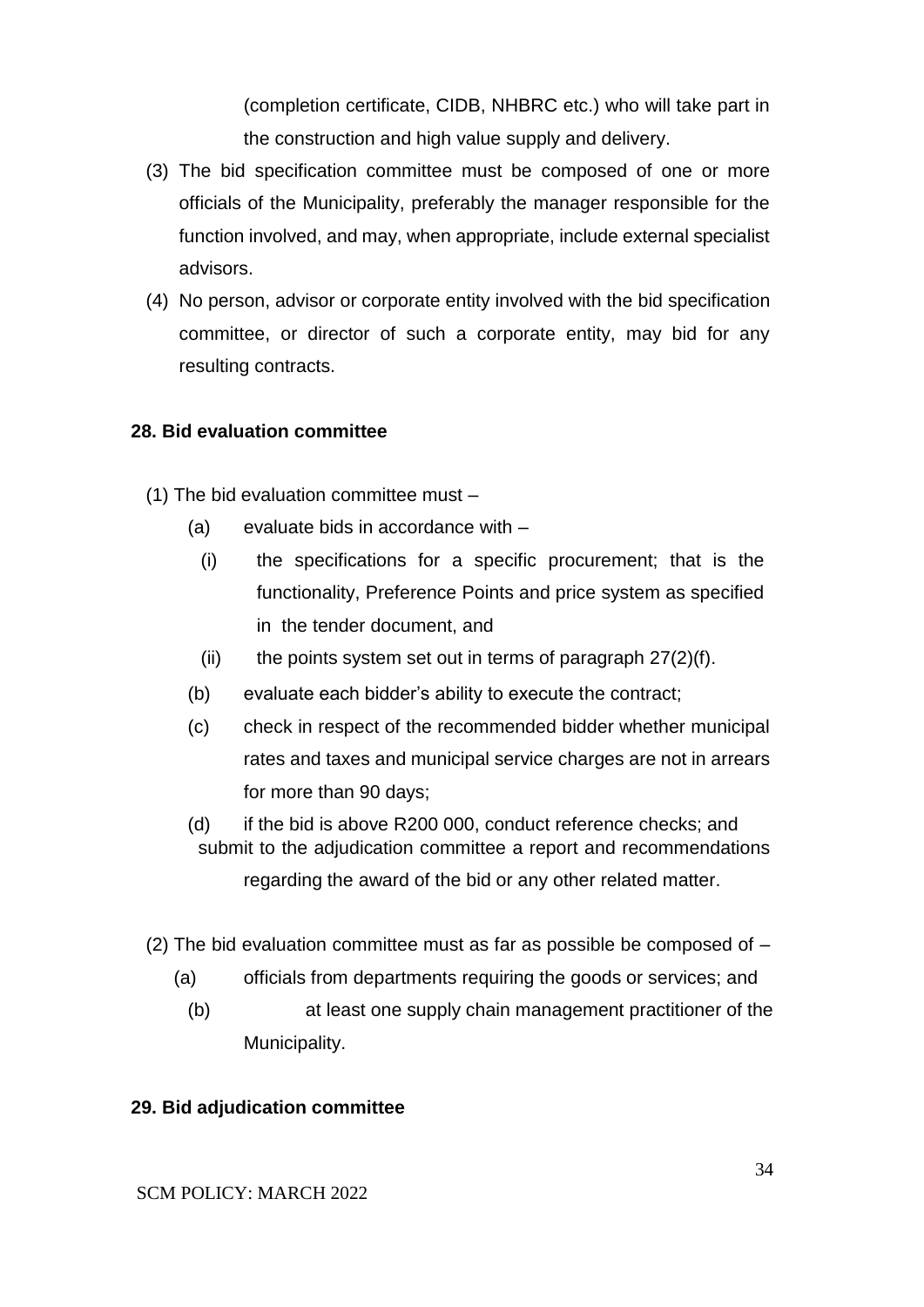(completion certificate, CIDB, NHBRC etc.) who will take part in the construction and high value supply and delivery.

(3) The bid specification committee must be composed of one or more officials of the Municipality, preferably the manager responsible for the function involved, and may, when appropriate, include external specialist advisors.

(4) No person, advisor or corporate entity involved with the bid specification committee, or director of such a corporate entity, may bid for any resulting contracts.

**28. Bid evaluation committee**

(1) The bid evaluation committee must –

(a) evaluate bids in accordance with –

(i) the specifications for a specific procurement; that is the functionality, Preference Points and price system as specified in the tender document, and

(ii) the points system set out in terms of paragraph 27(2)(f).

(b) evaluate each bidder's ability to execute the contract;

(c) check in respect of the recommended bidder whether municipal rates and taxes and municipal service charges are not in arrears for more than 90 days;

(d) if the bid is above R200 000, conduct reference checks; and submit to the adjudication committee a report and recommendations regarding the award of the bid or any other related matter.

(2) The bid evaluation committee must as far as possible be composed of –

(a) officials from departments requiring the goods or services; and

(b) at least one supply chain management practitioner of the Municipality.

**29. Bid adjudication committee**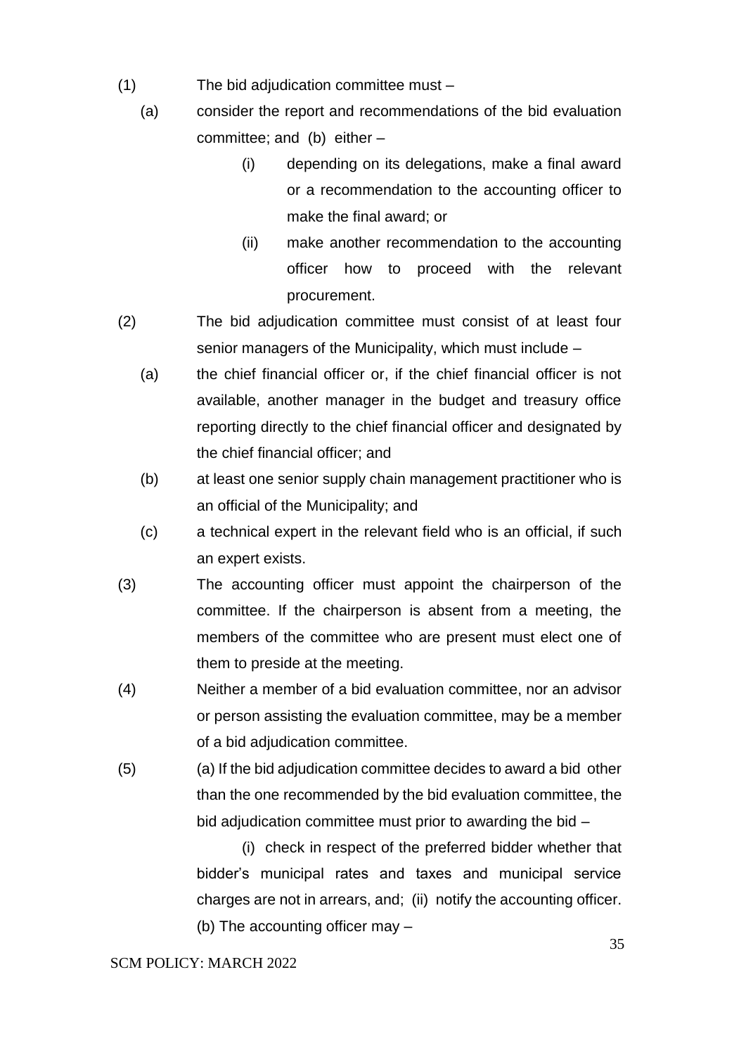(1) The bid adjudication committee must –

  (a) consider the report and recommendations of the bid evaluation committee; and (b) either –

    (i) depending on its delegations, make a final award or a recommendation to the accounting officer to make the final award; or

    (ii) make another recommendation to the accounting officer how to proceed with the relevant procurement.

(2) The bid adjudication committee must consist of at least four senior managers of the Municipality, which must include –

  (a) the chief financial officer or, if the chief financial officer is not available, another manager in the budget and treasury office reporting directly to the chief financial officer and designated by the chief financial officer; and

  (b) at least one senior supply chain management practitioner who is an official of the Municipality; and

  (c) a technical expert in the relevant field who is an official, if such an expert exists.

(3) The accounting officer must appoint the chairperson of the committee. If the chairperson is absent from a meeting, the members of the committee who are present must elect one of them to preside at the meeting.

(4) Neither a member of a bid evaluation committee, nor an advisor or person assisting the evaluation committee, may be a member of a bid adjudication committee.

(5) (a) If the bid adjudication committee decides to award a bid other than the one recommended by the bid evaluation committee, the bid adjudication committee must prior to awarding the bid –

  (i) check in respect of the preferred bidder whether that bidder's municipal rates and taxes and municipal service charges are not in arrears, and; (ii) notify the accounting officer.

  (b) The accounting officer may –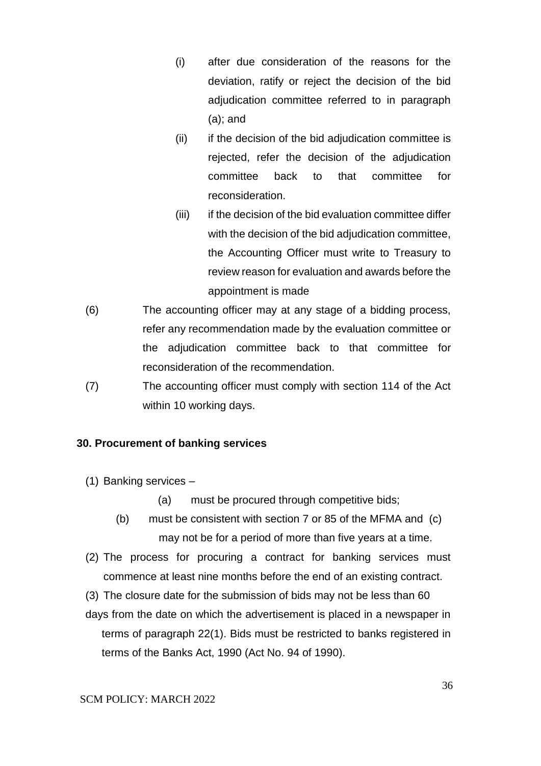(i) after due consideration of the reasons for the deviation, ratify or reject the decision of the bid adjudication committee referred to in paragraph (a); and

(ii) if the decision of the bid adjudication committee is rejected, refer the decision of the adjudication committee back to that committee for reconsideration.

(iii) if the decision of the bid evaluation committee differ with the decision of the bid adjudication committee, the Accounting Officer must write to Treasury to review reason for evaluation and awards before the appointment is made

(6) The accounting officer may at any stage of a bidding process, refer any recommendation made by the evaluation committee or the adjudication committee back to that committee for reconsideration of the recommendation.

(7) The accounting officer must comply with section 114 of the Act within 10 working days.

**30. Procurement of banking services**

(1) Banking services –

(a) must be procured through competitive bids;

(b) must be consistent with section 7 or 85 of the MFMA and (c) may not be for a period of more than five years at a time.

(2) The process for procuring a contract for banking services must commence at least nine months before the end of an existing contract.

(3) The closure date for the submission of bids may not be less than 60 days from the date on which the advertisement is placed in a newspaper in terms of paragraph 22(1). Bids must be restricted to banks registered in terms of the Banks Act, 1990 (Act No. 94 of 1990).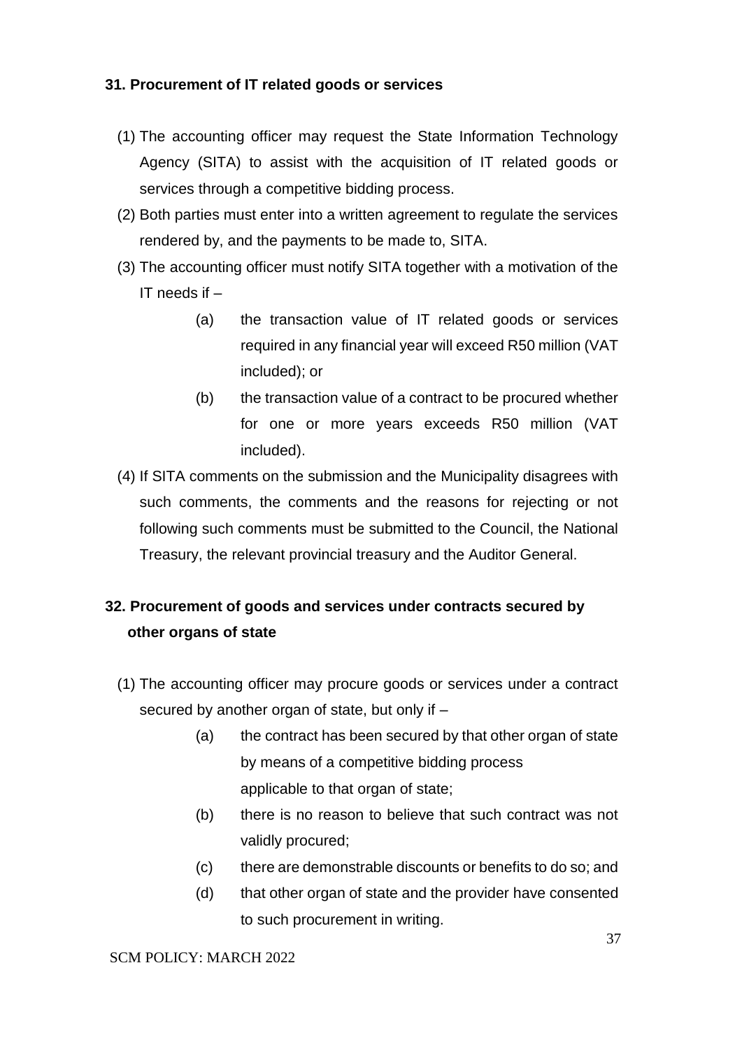**31. Procurement of IT related goods or services**

(1) The accounting officer may request the State Information Technology Agency (SITA) to assist with the acquisition of IT related goods or services through a competitive bidding process.

(2) Both parties must enter into a written agreement to regulate the services rendered by, and the payments to be made to, SITA.

(3) The accounting officer must notify SITA together with a motivation of the IT needs if –

- (a) the transaction value of IT related goods or services required in any financial year will exceed R50 million (VAT included); or
- (b) the transaction value of a contract to be procured whether for one or more years exceeds R50 million (VAT included).

(4) If SITA comments on the submission and the Municipality disagrees with such comments, the comments and the reasons for rejecting or not following such comments must be submitted to the Council, the National Treasury, the relevant provincial treasury and the Auditor General.

**32. Procurement of goods and services under contracts secured by other organs of state**

(1) The accounting officer may procure goods or services under a contract secured by another organ of state, but only if –

- (a) the contract has been secured by that other organ of state by means of a competitive bidding process applicable to that organ of state;
- (b) there is no reason to believe that such contract was not validly procured;
- (c) there are demonstrable discounts or benefits to do so; and
- (d) that other organ of state and the provider have consented to such procurement in writing.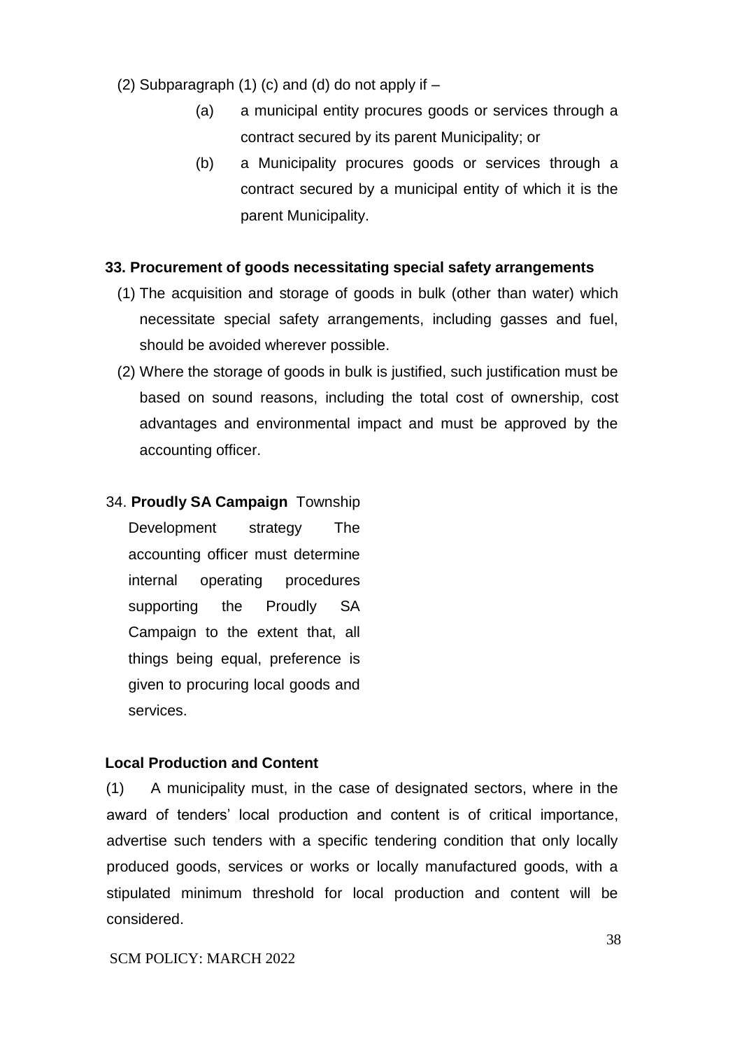(2) Subparagraph (1) (c) and (d) do not apply if –

(a) a municipal entity procures goods or services through a contract secured by its parent Municipality; or

(b) a Municipality procures goods or services through a contract secured by a municipal entity of which it is the parent Municipality.

**33. Procurement of goods necessitating special safety arrangements**

(1) The acquisition and storage of goods in bulk (other than water) which necessitate special safety arrangements, including gasses and fuel, should be avoided wherever possible.

(2) Where the storage of goods in bulk is justified, such justification must be based on sound reasons, including the total cost of ownership, cost advantages and environmental impact and must be approved by the accounting officer.

34. **Proudly SA Campaign** Township Development strategy The accounting officer must determine internal operating procedures supporting the Proudly SA Campaign to the extent that, all things being equal, preference is given to procuring local goods and services.

**Local Production and Content**

(1) A municipality must, in the case of designated sectors, where in the award of tenders' local production and content is of critical importance, advertise such tenders with a specific tendering condition that only locally produced goods, services or works or locally manufactured goods, with a stipulated minimum threshold for local production and content will be considered.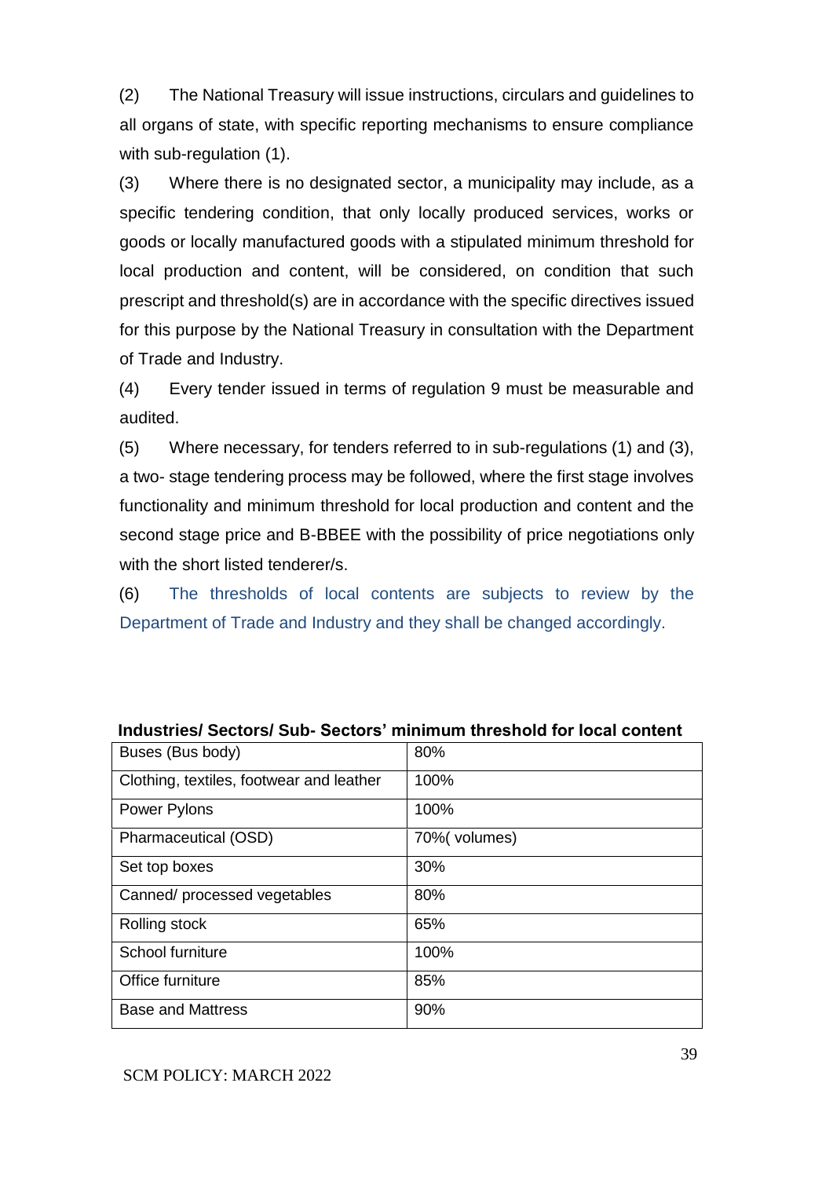(2) The National Treasury will issue instructions, circulars and guidelines to all organs of state, with specific reporting mechanisms to ensure compliance with sub-regulation (1).

(3) Where there is no designated sector, a municipality may include, as a specific tendering condition, that only locally produced services, works or goods or locally manufactured goods with a stipulated minimum threshold for local production and content, will be considered, on condition that such prescript and threshold(s) are in accordance with the specific directives issued for this purpose by the National Treasury in consultation with the Department of Trade and Industry.

(4) Every tender issued in terms of regulation 9 must be measurable and audited.

(5) Where necessary, for tenders referred to in sub-regulations (1) and (3), a two- stage tendering process may be followed, where the first stage involves functionality and minimum threshold for local production and content and the second stage price and B-BBEE with the possibility of price negotiations only with the short listed tenderer/s.

(6) The thresholds of local contents are subjects to review by the Department of Trade and Industry and they shall be changed accordingly.

**Industries/ Sectors/ Sub- Sectors' minimum threshold for local content**

| Industries/ Sectors/ Sub- Sectors | Minimum threshold for local content |
|---|---|
| Buses (Bus body) | 80% |
| Clothing, textiles, footwear and leather | 100% |
| Power Pylons | 100% |
| Pharmaceutical (OSD) | 70%( volumes) |
| Set top boxes | 30% |
| Canned/ processed vegetables | 80% |
| Rolling stock | 65% |
| School furniture | 100% |
| Office furniture | 85% |
| Base and Mattress | 90% |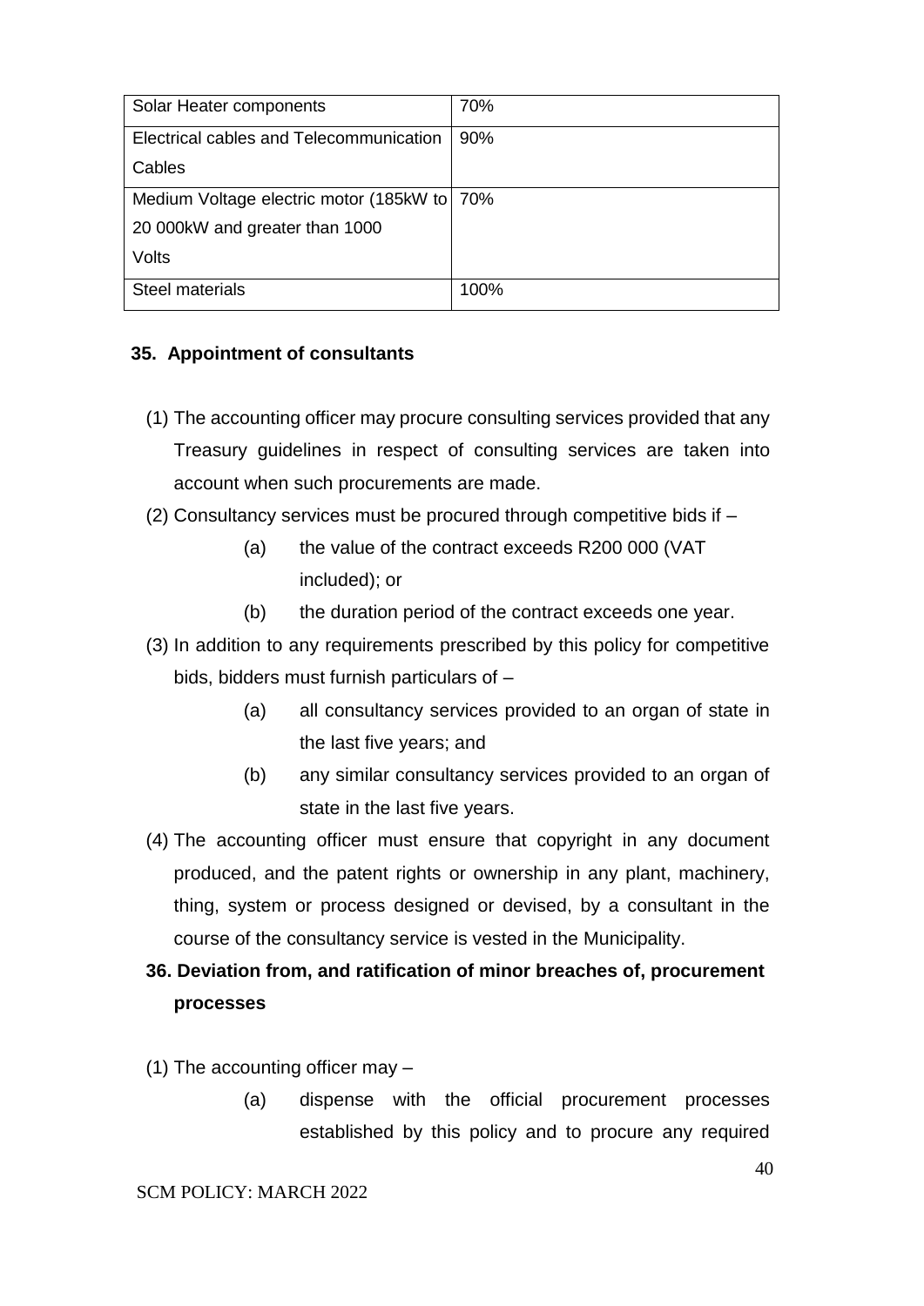| Solar Heater components | 70% |
|---|---|
| Electrical cables and Telecommunication Cables | 90% |
| Medium Voltage electric motor (185kW to 20 000kW and greater than 1000 Volts | 70% |
| Steel materials | 100% |

**35. Appointment of consultants**

(1) The accounting officer may procure consulting services provided that any Treasury guidelines in respect of consulting services are taken into account when such procurements are made.

(2) Consultancy services must be procured through competitive bids if –

  (a) the value of the contract exceeds R200 000 (VAT included); or

  (b) the duration period of the contract exceeds one year.

(3) In addition to any requirements prescribed by this policy for competitive bids, bidders must furnish particulars of –

  (a) all consultancy services provided to an organ of state in the last five years; and

  (b) any similar consultancy services provided to an organ of state in the last five years.

(4) The accounting officer must ensure that copyright in any document produced, and the patent rights or ownership in any plant, machinery, thing, system or process designed or devised, by a consultant in the course of the consultancy service is vested in the Municipality.

**36. Deviation from, and ratification of minor breaches of, procurement processes**

(1) The accounting officer may –

  (a) dispense with the official procurement processes established by this policy and to procure any required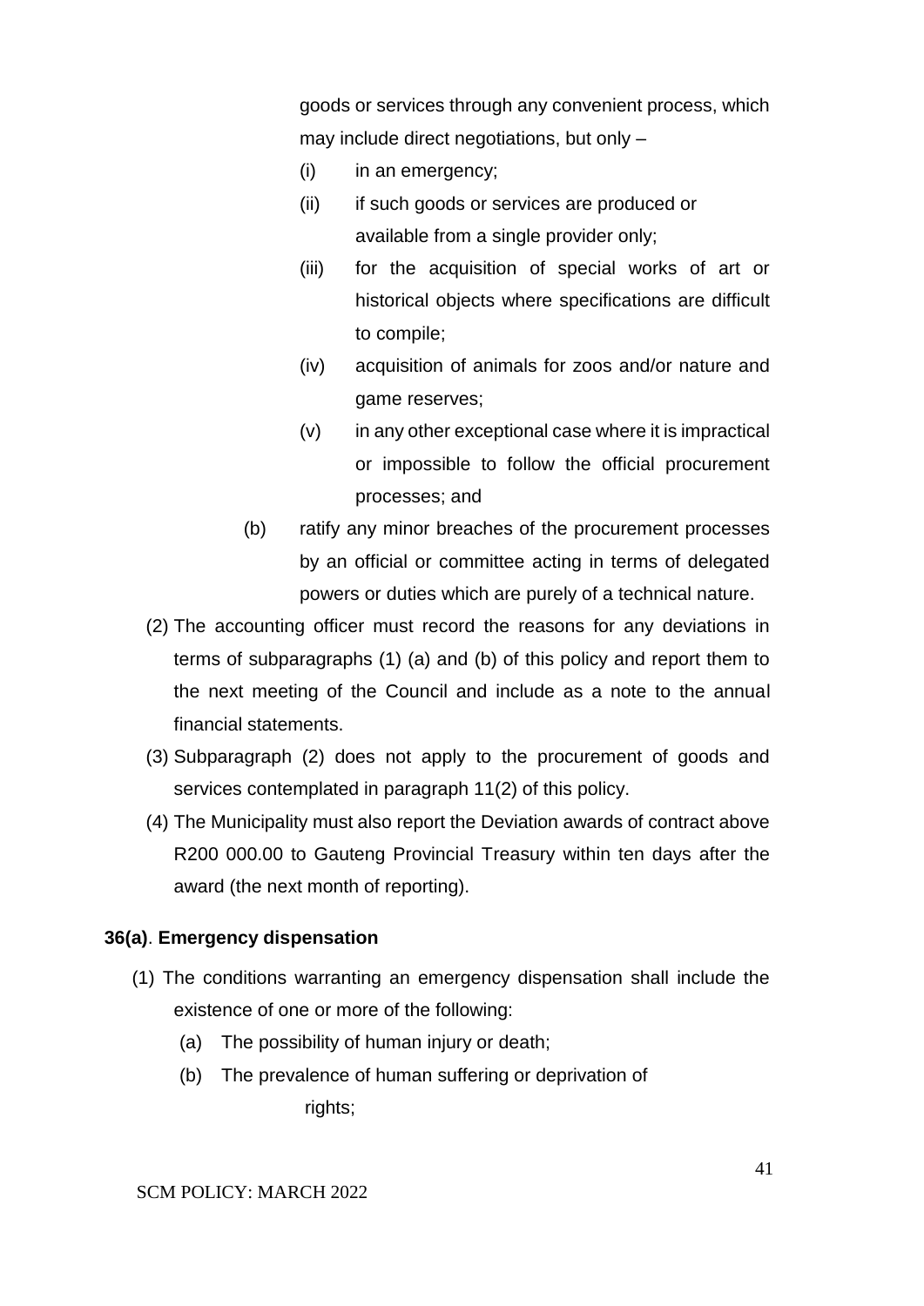goods or services through any convenient process, which may include direct negotiations, but only –

- (i) in an emergency;
- (ii) if such goods or services are produced or available from a single provider only;
- (iii) for the acquisition of special works of art or historical objects where specifications are difficult to compile;
- (iv) acquisition of animals for zoos and/or nature and game reserves;
- (v) in any other exceptional case where it is impractical or impossible to follow the official procurement processes; and

(b) ratify any minor breaches of the procurement processes by an official or committee acting in terms of delegated powers or duties which are purely of a technical nature.

(2) The accounting officer must record the reasons for any deviations in terms of subparagraphs (1) (a) and (b) of this policy and report them to the next meeting of the Council and include as a note to the annual financial statements.

(3) Subparagraph (2) does not apply to the procurement of goods and services contemplated in paragraph 11(2) of this policy.

(4) The Municipality must also report the Deviation awards of contract above R200 000.00 to Gauteng Provincial Treasury within ten days after the award (the next month of reporting).

**36(a)**. **Emergency dispensation**

(1) The conditions warranting an emergency dispensation shall include the existence of one or more of the following:

- (a) The possibility of human injury or death;
- (b) The prevalence of human suffering or deprivation of rights;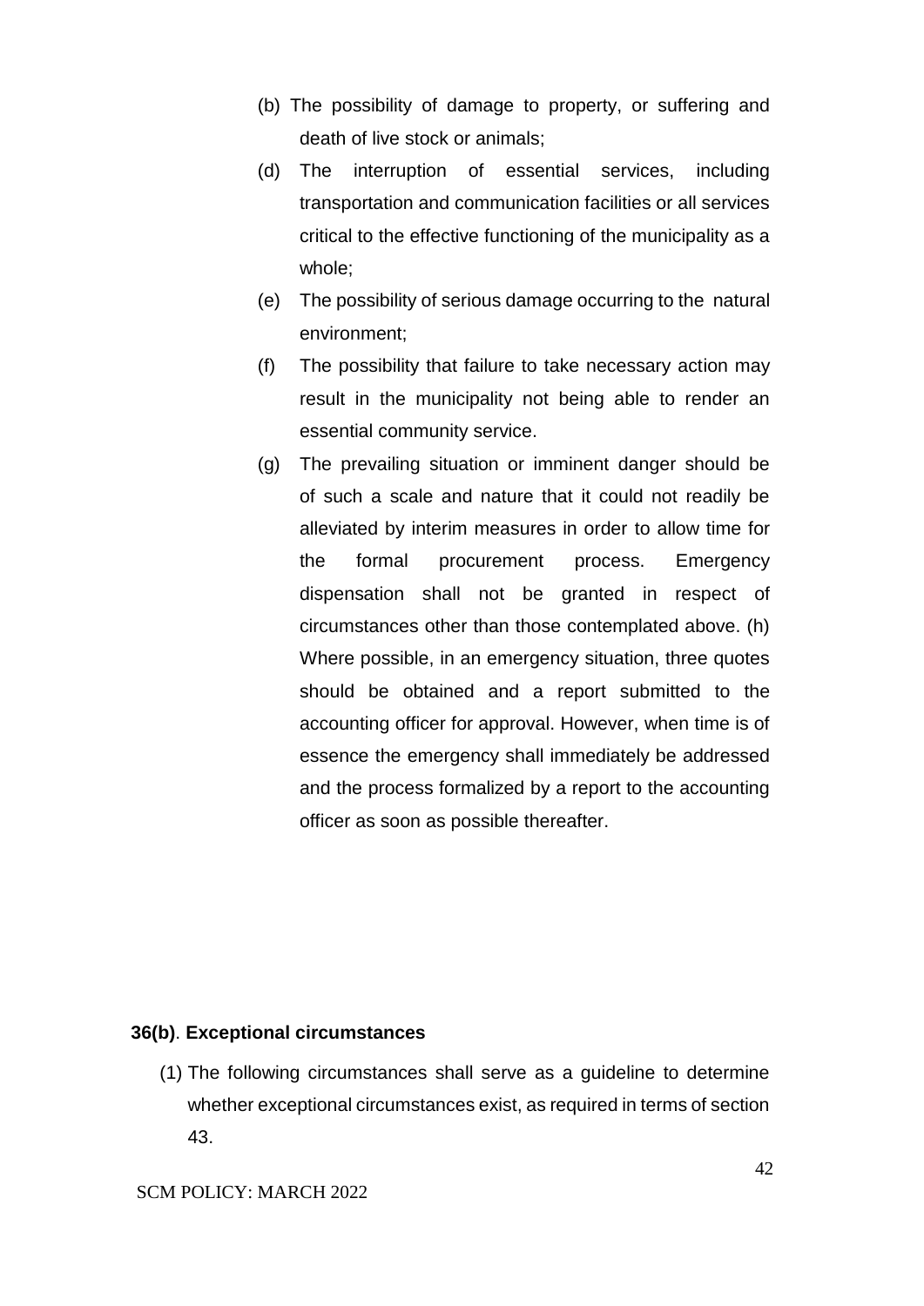(b) The possibility of damage to property, or suffering and death of live stock or animals;

(d) The interruption of essential services, including transportation and communication facilities or all services critical to the effective functioning of the municipality as a whole;

(e) The possibility of serious damage occurring to the natural environment;

(f) The possibility that failure to take necessary action may result in the municipality not being able to render an essential community service.

(g) The prevailing situation or imminent danger should be of such a scale and nature that it could not readily be alleviated by interim measures in order to allow time for the formal procurement process. Emergency dispensation shall not be granted in respect of circumstances other than those contemplated above. (h) Where possible, in an emergency situation, three quotes should be obtained and a report submitted to the accounting officer for approval. However, when time is of essence the emergency shall immediately be addressed and the process formalized by a report to the accounting officer as soon as possible thereafter.

**36(b)**. **Exceptional circumstances**

(1) The following circumstances shall serve as a guideline to determine whether exceptional circumstances exist, as required in terms of section 43.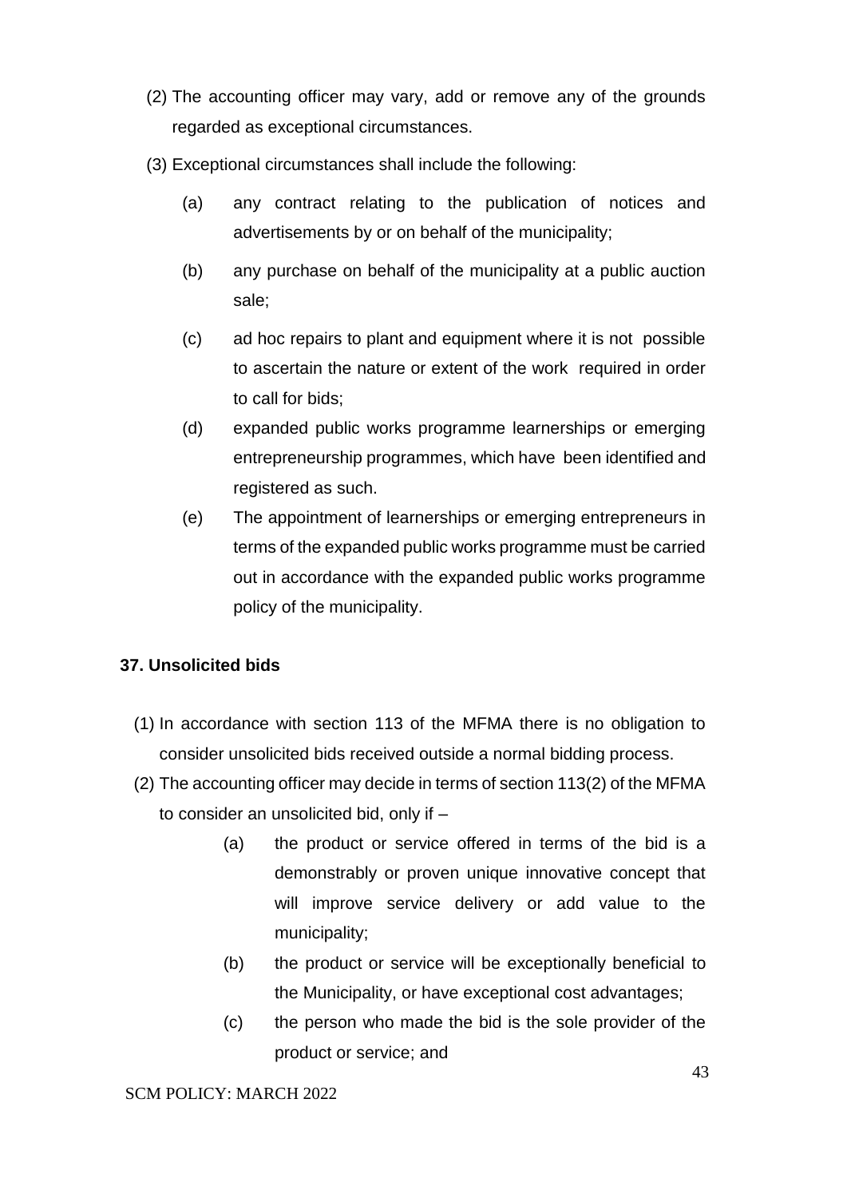(2) The accounting officer may vary, add or remove any of the grounds regarded as exceptional circumstances.

(3) Exceptional circumstances shall include the following:

   (a) any contract relating to the publication of notices and advertisements by or on behalf of the municipality;

   (b) any purchase on behalf of the municipality at a public auction sale;

   (c) ad hoc repairs to plant and equipment where it is not possible to ascertain the nature or extent of the work required in order to call for bids;

   (d) expanded public works programme learnerships or emerging entrepreneurship programmes, which have been identified and registered as such.

   (e) The appointment of learnerships or emerging entrepreneurs in terms of the expanded public works programme must be carried out in accordance with the expanded public works programme policy of the municipality.

## 37. Unsolicited bids

(1) In accordance with section 113 of the MFMA there is no obligation to consider unsolicited bids received outside a normal bidding process.

(2) The accounting officer may decide in terms of section 113(2) of the MFMA to consider an unsolicited bid, only if –

   (a) the product or service offered in terms of the bid is a demonstrably or proven unique innovative concept that will improve service delivery or add value to the municipality;

   (b) the product or service will be exceptionally beneficial to the Municipality, or have exceptional cost advantages;

   (c) the person who made the bid is the sole provider of the product or service; and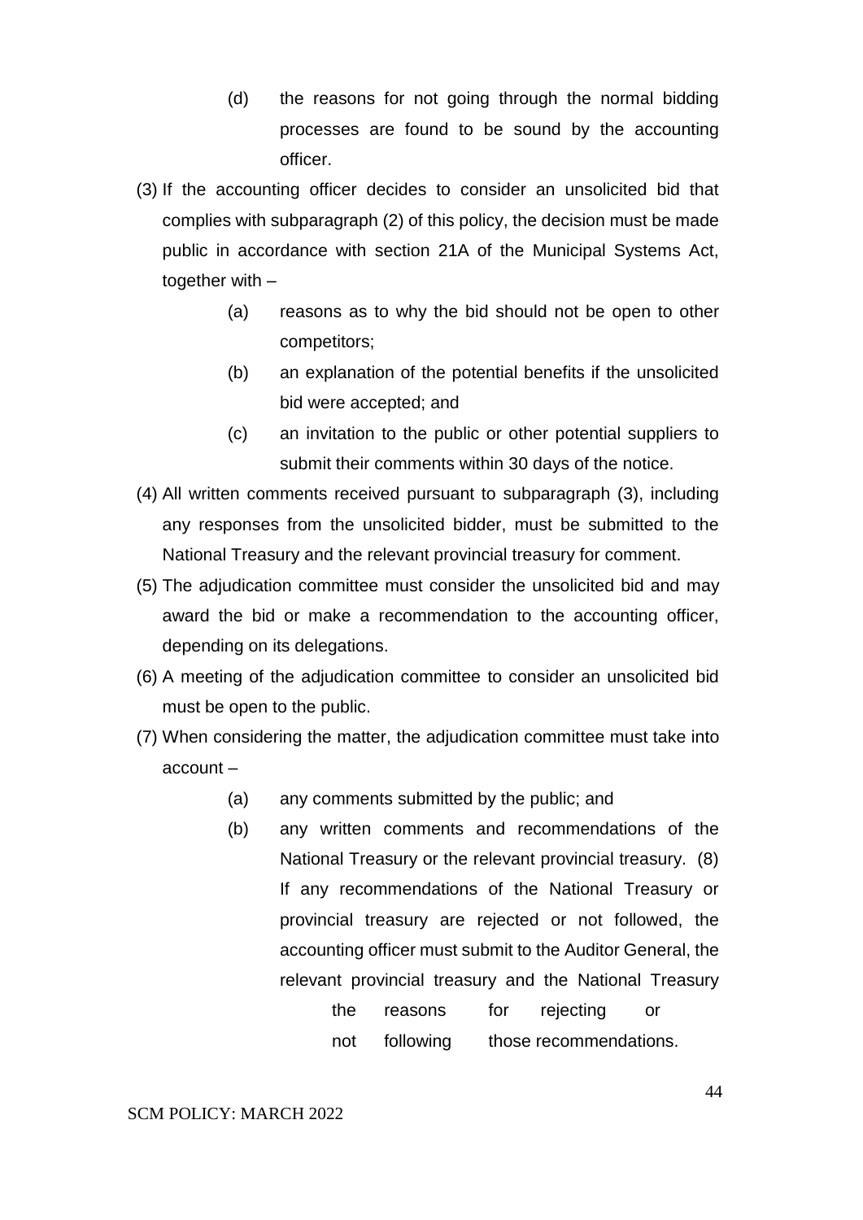(d) the reasons for not going through the normal bidding processes are found to be sound by the accounting officer.

(3) If the accounting officer decides to consider an unsolicited bid that complies with subparagraph (2) of this policy, the decision must be made public in accordance with section 21A of the Municipal Systems Act, together with –

(a) reasons as to why the bid should not be open to other competitors;

(b) an explanation of the potential benefits if the unsolicited bid were accepted; and

(c) an invitation to the public or other potential suppliers to submit their comments within 30 days of the notice.

(4) All written comments received pursuant to subparagraph (3), including any responses from the unsolicited bidder, must be submitted to the National Treasury and the relevant provincial treasury for comment.

(5) The adjudication committee must consider the unsolicited bid and may award the bid or make a recommendation to the accounting officer, depending on its delegations.

(6) A meeting of the adjudication committee to consider an unsolicited bid must be open to the public.

(7) When considering the matter, the adjudication committee must take into account –

(a) any comments submitted by the public; and

(b) any written comments and recommendations of the National Treasury or the relevant provincial treasury. (8) If any recommendations of the National Treasury or provincial treasury are rejected or not followed, the accounting officer must submit to the Auditor General, the relevant provincial treasury and the National Treasury the reasons for rejecting or not following those recommendations.

SCM POLICY: MARCH 2022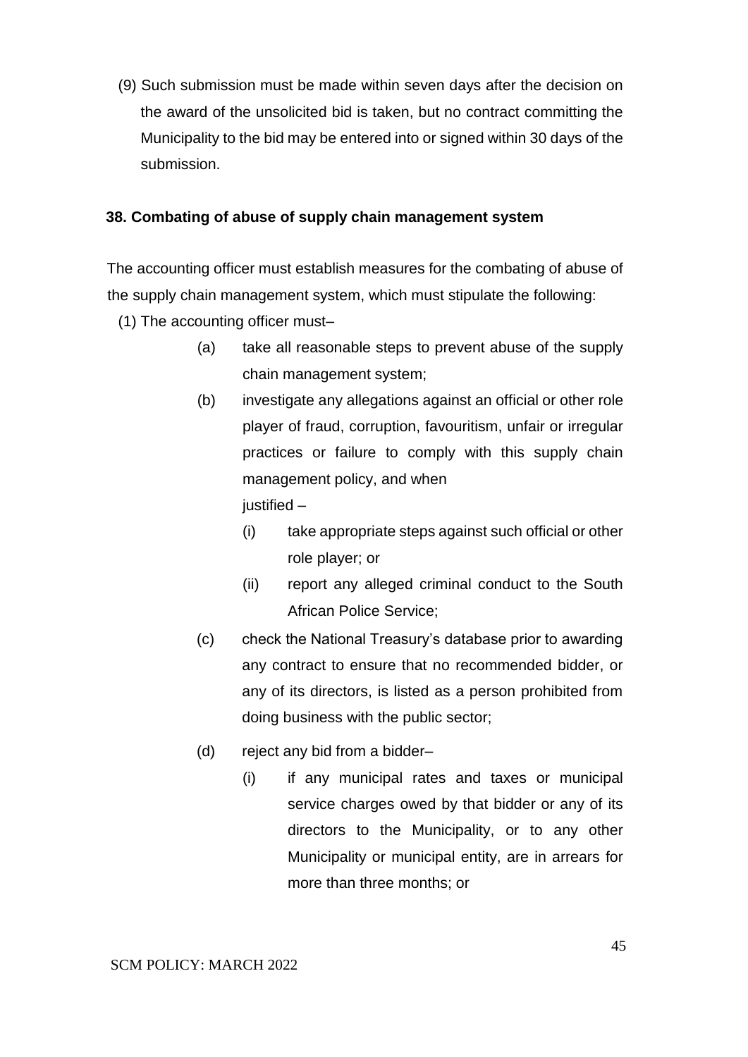(9) Such submission must be made within seven days after the decision on the award of the unsolicited bid is taken, but no contract committing the Municipality to the bid may be entered into or signed within 30 days of the submission.

### 38. Combating of abuse of supply chain management system

The accounting officer must establish measures for the combating of abuse of the supply chain management system, which must stipulate the following:

(1) The accounting officer must–

- (a) take all reasonable steps to prevent abuse of the supply chain management system;
- (b) investigate any allegations against an official or other role player of fraud, corruption, favouritism, unfair or irregular practices or failure to comply with this supply chain management policy, and when justified –
  - (i) take appropriate steps against such official or other role player; or
  - (ii) report any alleged criminal conduct to the South African Police Service;
- (c) check the National Treasury's database prior to awarding any contract to ensure that no recommended bidder, or any of its directors, is listed as a person prohibited from doing business with the public sector;
- (d) reject any bid from a bidder–
  - (i) if any municipal rates and taxes or municipal service charges owed by that bidder or any of its directors to the Municipality, or to any other Municipality or municipal entity, are in arrears for more than three months; or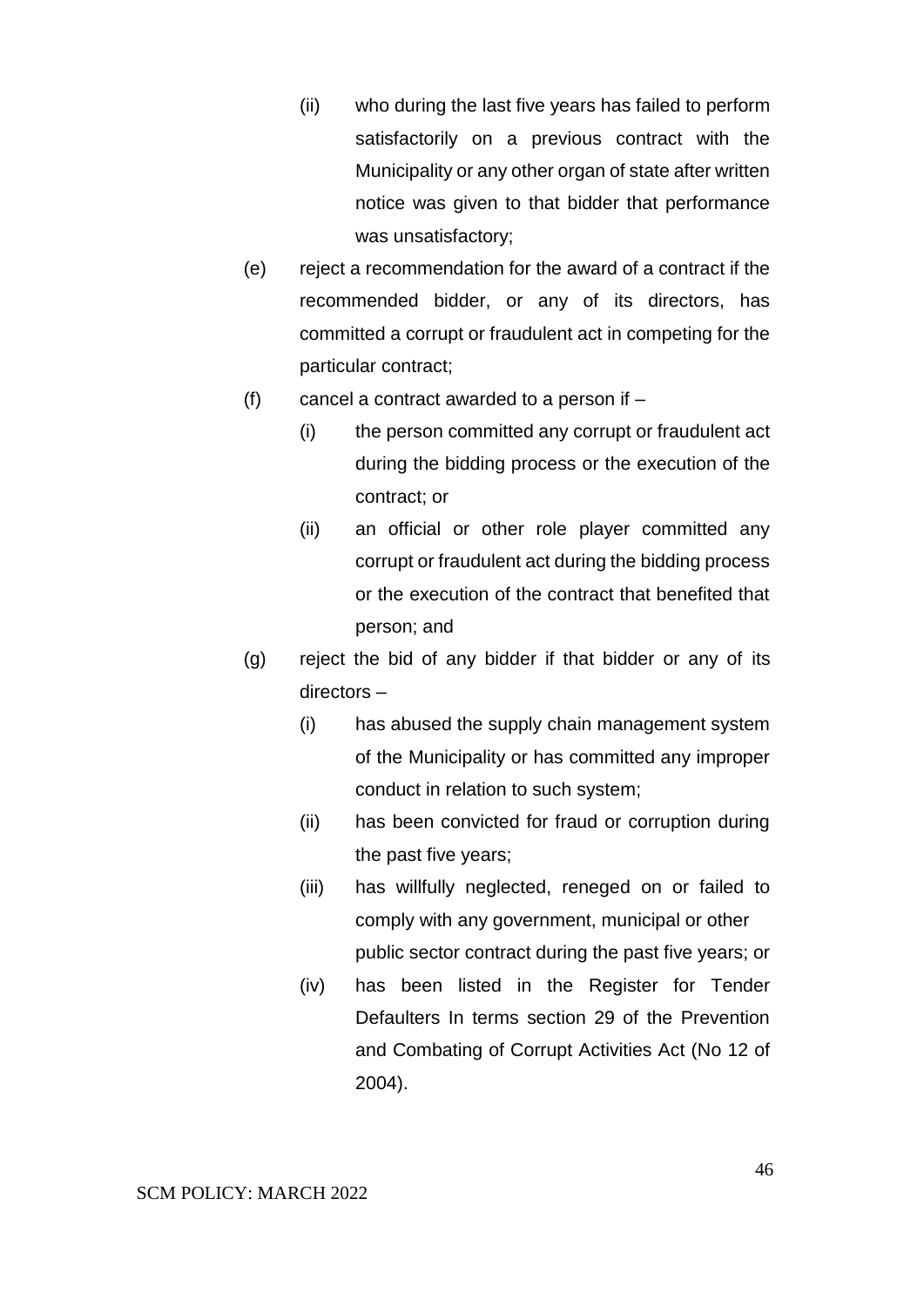(ii) who during the last five years has failed to perform satisfactorily on a previous contract with the Municipality or any other organ of state after written notice was given to that bidder that performance was unsatisfactory;

(e) reject a recommendation for the award of a contract if the recommended bidder, or any of its directors, has committed a corrupt or fraudulent act in competing for the particular contract;

(f) cancel a contract awarded to a person if –

  (i) the person committed any corrupt or fraudulent act during the bidding process or the execution of the contract; or

  (ii) an official or other role player committed any corrupt or fraudulent act during the bidding process or the execution of the contract that benefited that person; and

(g) reject the bid of any bidder if that bidder or any of its directors –

  (i) has abused the supply chain management system of the Municipality or has committed any improper conduct in relation to such system;

  (ii) has been convicted for fraud or corruption during the past five years;

  (iii) has willfully neglected, reneged on or failed to comply with any government, municipal or other public sector contract during the past five years; or

  (iv) has been listed in the Register for Tender Defaulters In terms section 29 of the Prevention and Combating of Corrupt Activities Act (No 12 of 2004).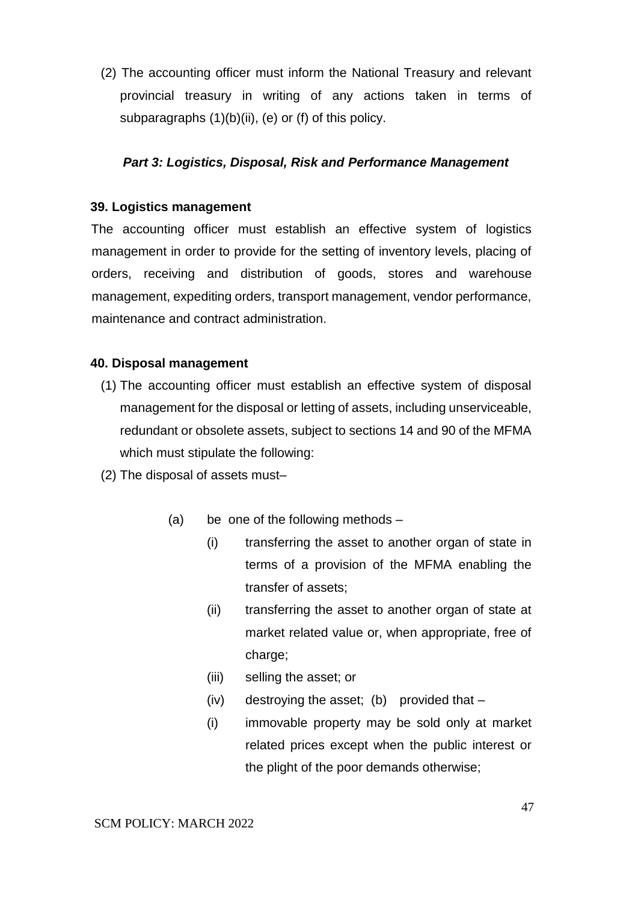(2) The accounting officer must inform the National Treasury and relevant provincial treasury in writing of any actions taken in terms of subparagraphs (1)(b)(ii), (e) or (f) of this policy.

## *Part 3: Logistics, Disposal, Risk and Performance Management*

### 39. Logistics management

The accounting officer must establish an effective system of logistics management in order to provide for the setting of inventory levels, placing of orders, receiving and distribution of goods, stores and warehouse management, expediting orders, transport management, vendor performance, maintenance and contract administration.

### 40. Disposal management

(1) The accounting officer must establish an effective system of disposal management for the disposal or letting of assets, including unserviceable, redundant or obsolete assets, subject to sections 14 and 90 of the MFMA which must stipulate the following:

(2) The disposal of assets must–

- (a) be one of the following methods –
  - (i) transferring the asset to another organ of state in terms of a provision of the MFMA enabling the transfer of assets;
  - (ii) transferring the asset to another organ of state at market related value or, when appropriate, free of charge;
  - (iii) selling the asset; or
  - (iv) destroying the asset; (b) provided that –
  - (i) immovable property may be sold only at market related prices except when the public interest or the plight of the poor demands otherwise;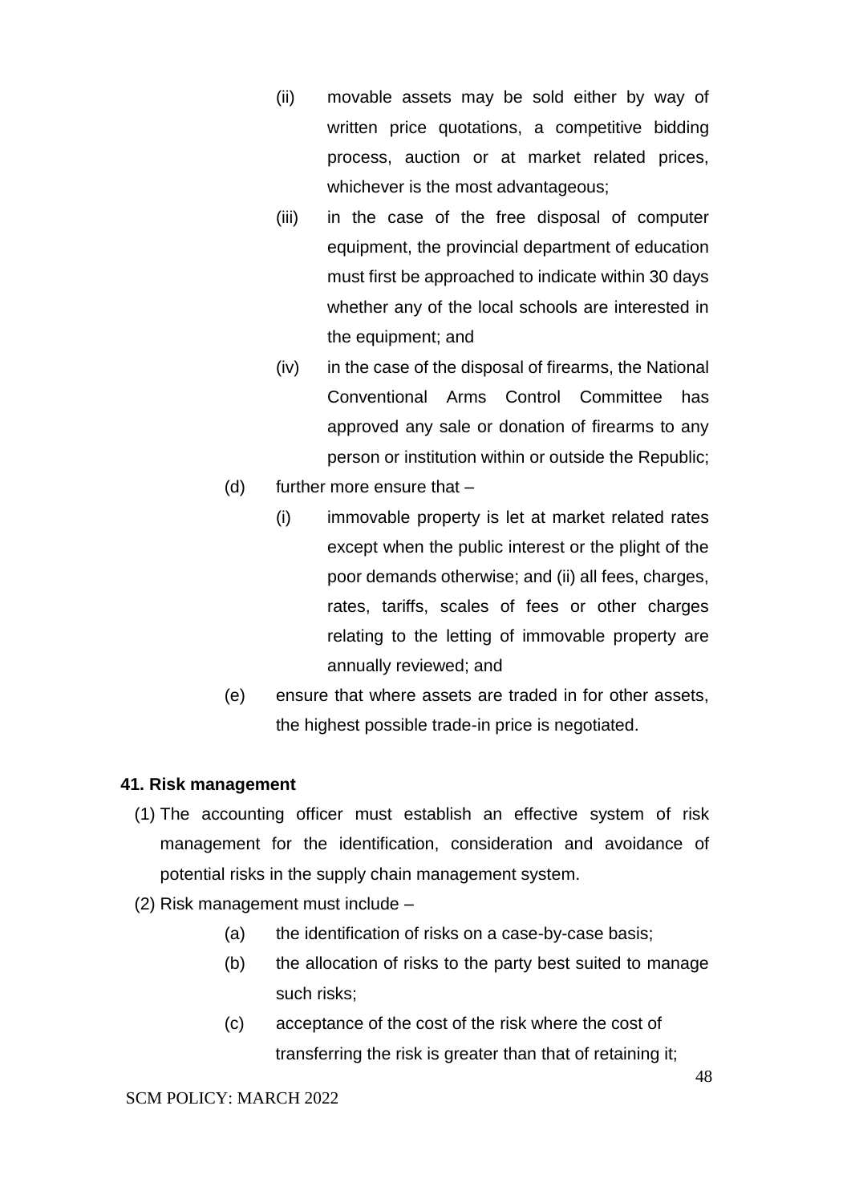- (ii) movable assets may be sold either by way of written price quotations, a competitive bidding process, auction or at market related prices, whichever is the most advantageous;
- (iii) in the case of the free disposal of computer equipment, the provincial department of education must first be approached to indicate within 30 days whether any of the local schools are interested in the equipment; and
- (iv) in the case of the disposal of firearms, the National Conventional Arms Control Committee has approved any sale or donation of firearms to any person or institution within or outside the Republic;

(d) further more ensure that –

- (i) immovable property is let at market related rates except when the public interest or the plight of the poor demands otherwise; and (ii) all fees, charges, rates, tariffs, scales of fees or other charges relating to the letting of immovable property are annually reviewed; and

(e) ensure that where assets are traded in for other assets, the highest possible trade-in price is negotiated.

**41. Risk management**

(1) The accounting officer must establish an effective system of risk management for the identification, consideration and avoidance of potential risks in the supply chain management system.

(2) Risk management must include –

- (a) the identification of risks on a case-by-case basis;
- (b) the allocation of risks to the party best suited to manage such risks;
- (c) acceptance of the cost of the risk where the cost of transferring the risk is greater than that of retaining it;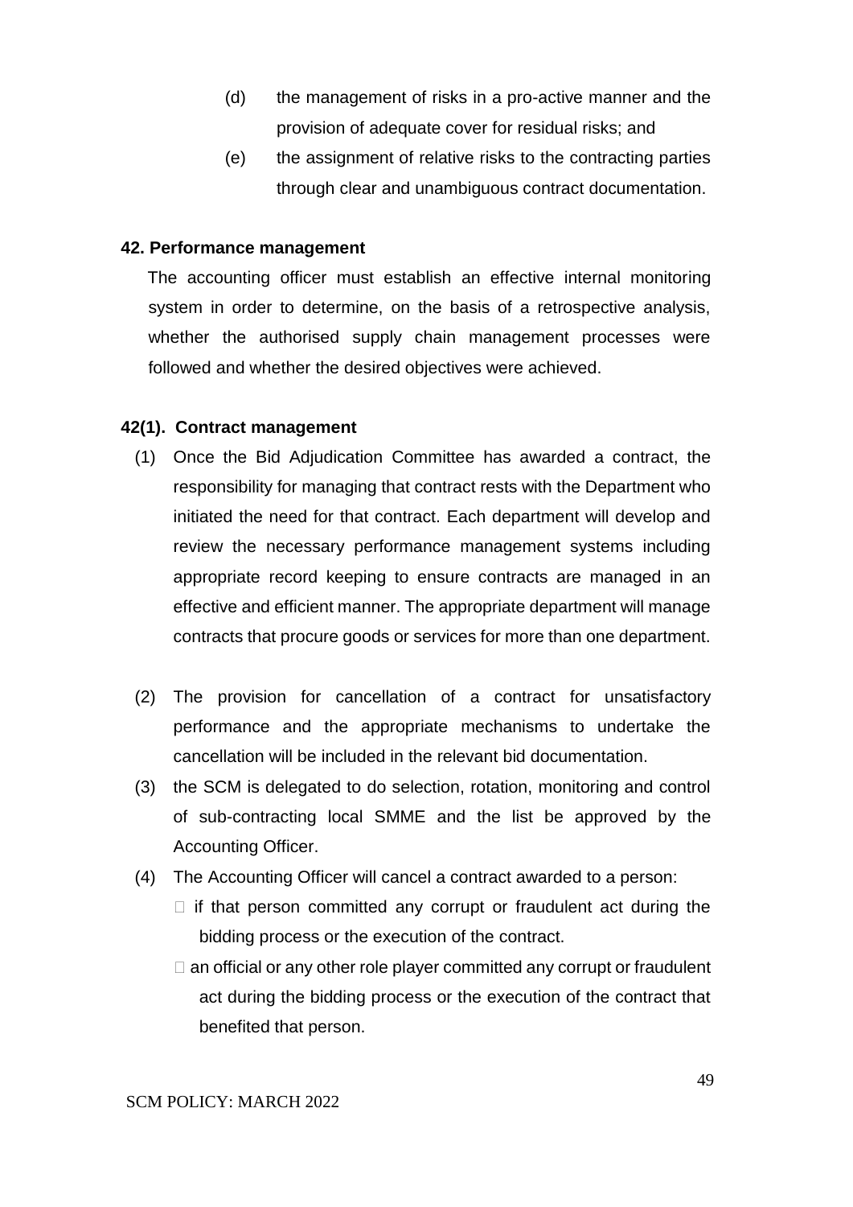(d) the management of risks in a pro-active manner and the provision of adequate cover for residual risks; and

(e) the assignment of relative risks to the contracting parties through clear and unambiguous contract documentation.

**42. Performance management**

The accounting officer must establish an effective internal monitoring system in order to determine, on the basis of a retrospective analysis, whether the authorised supply chain management processes were followed and whether the desired objectives were achieved.

**42(1). Contract management**

(1) Once the Bid Adjudication Committee has awarded a contract, the responsibility for managing that contract rests with the Department who initiated the need for that contract. Each department will develop and review the necessary performance management systems including appropriate record keeping to ensure contracts are managed in an effective and efficient manner. The appropriate department will manage contracts that procure goods or services for more than one department.

(2) The provision for cancellation of a contract for unsatisfactory performance and the appropriate mechanisms to undertake the cancellation will be included in the relevant bid documentation.

(3) the SCM is delegated to do selection, rotation, monitoring and control of sub-contracting local SMME and the list be approved by the Accounting Officer.

(4) The Accounting Officer will cancel a contract awarded to a person:

- if that person committed any corrupt or fraudulent act during the bidding process or the execution of the contract.
- an official or any other role player committed any corrupt or fraudulent act during the bidding process or the execution of the contract that benefited that person.

SCM POLICY: MARCH 2022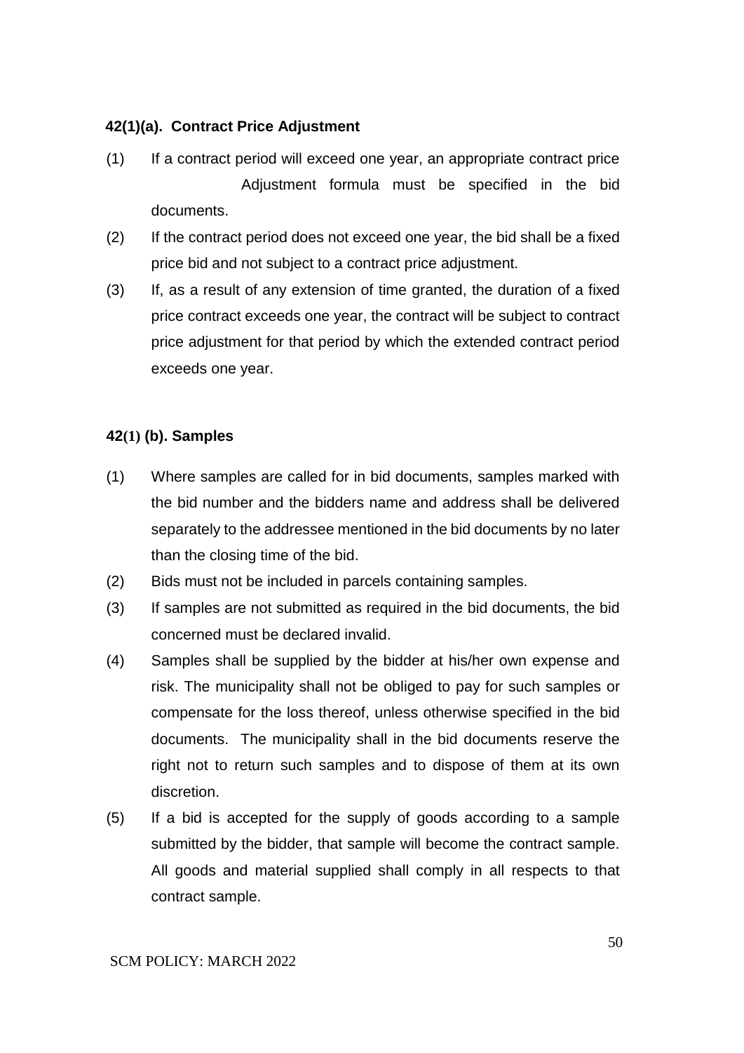**42(1)(a). Contract Price Adjustment**

(1) If a contract period will exceed one year, an appropriate contract price Adjustment formula must be specified in the bid documents.

(2) If the contract period does not exceed one year, the bid shall be a fixed price bid and not subject to a contract price adjustment.

(3) If, as a result of any extension of time granted, the duration of a fixed price contract exceeds one year, the contract will be subject to contract price adjustment for that period by which the extended contract period exceeds one year.

**42(1) (b). Samples**

(1) Where samples are called for in bid documents, samples marked with the bid number and the bidders name and address shall be delivered separately to the addressee mentioned in the bid documents by no later than the closing time of the bid.

(2) Bids must not be included in parcels containing samples.

(3) If samples are not submitted as required in the bid documents, the bid concerned must be declared invalid.

(4) Samples shall be supplied by the bidder at his/her own expense and risk. The municipality shall not be obliged to pay for such samples or compensate for the loss thereof, unless otherwise specified in the bid documents. The municipality shall in the bid documents reserve the right not to return such samples and to dispose of them at its own discretion.

(5) If a bid is accepted for the supply of goods according to a sample submitted by the bidder, that sample will become the contract sample. All goods and material supplied shall comply in all respects to that contract sample.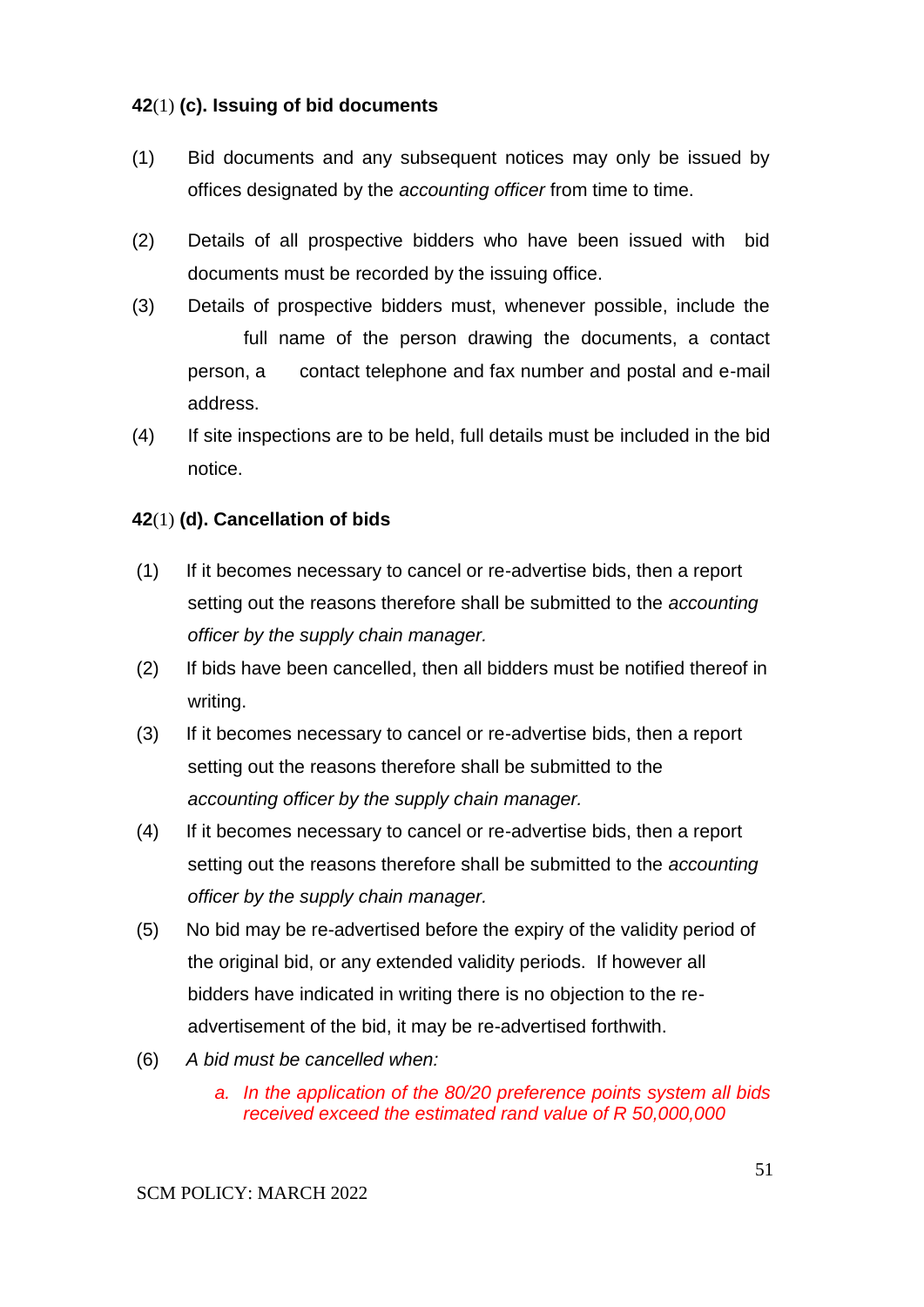**42**(1) **(c). Issuing of bid documents**

(1) Bid documents and any subsequent notices may only be issued by offices designated by the *accounting officer* from time to time.

(2) Details of all prospective bidders who have been issued with bid documents must be recorded by the issuing office.

(3) Details of prospective bidders must, whenever possible, include the full name of the person drawing the documents, a contact person, a contact telephone and fax number and postal and e-mail address.

(4) If site inspections are to be held, full details must be included in the bid notice.

**42**(1) **(d). Cancellation of bids**

(1) If it becomes necessary to cancel or re-advertise bids, then a report setting out the reasons therefore shall be submitted to the *accounting officer by the supply chain manager.*

(2) If bids have been cancelled, then all bidders must be notified thereof in writing.

(3) If it becomes necessary to cancel or re-advertise bids, then a report setting out the reasons therefore shall be submitted to the *accounting officer by the supply chain manager.*

(4) If it becomes necessary to cancel or re-advertise bids, then a report setting out the reasons therefore shall be submitted to the *accounting officer by the supply chain manager.*

(5) No bid may be re-advertised before the expiry of the validity period of the original bid, or any extended validity periods. If however all bidders have indicated in writing there is no objection to the re-advertisement of the bid, it may be re-advertised forthwith.

(6) *A bid must be cancelled when:*

   a. *In the application of the 80/20 preference points system all bids received exceed the estimated rand value of R 50,000,000*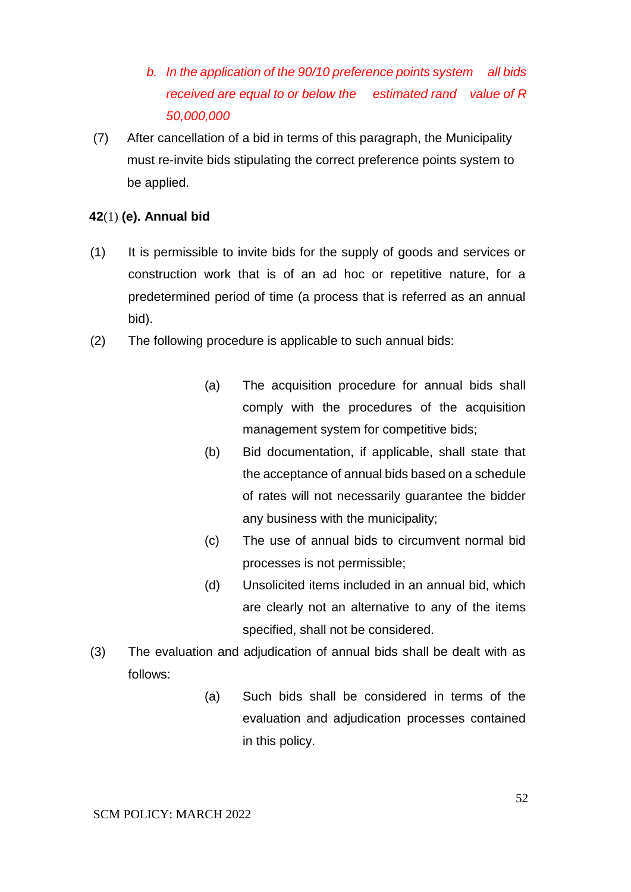b. *In the application of the 90/10 preference points system all bids received are equal to or below the estimated rand value of R 50,000,000*

(7) After cancellation of a bid in terms of this paragraph, the Municipality must re-invite bids stipulating the correct preference points system to be applied.

**42**(1) **(e). Annual bid**

(1) It is permissible to invite bids for the supply of goods and services or construction work that is of an ad hoc or repetitive nature, for a predetermined period of time (a process that is referred as an annual bid).

(2) The following procedure is applicable to such annual bids:

   (a) The acquisition procedure for annual bids shall comply with the procedures of the acquisition management system for competitive bids;

   (b) Bid documentation, if applicable, shall state that the acceptance of annual bids based on a schedule of rates will not necessarily guarantee the bidder any business with the municipality;

   (c) The use of annual bids to circumvent normal bid processes is not permissible;

   (d) Unsolicited items included in an annual bid, which are clearly not an alternative to any of the items specified, shall not be considered.

(3) The evaluation and adjudication of annual bids shall be dealt with as follows:

   (a) Such bids shall be considered in terms of the evaluation and adjudication processes contained in this policy.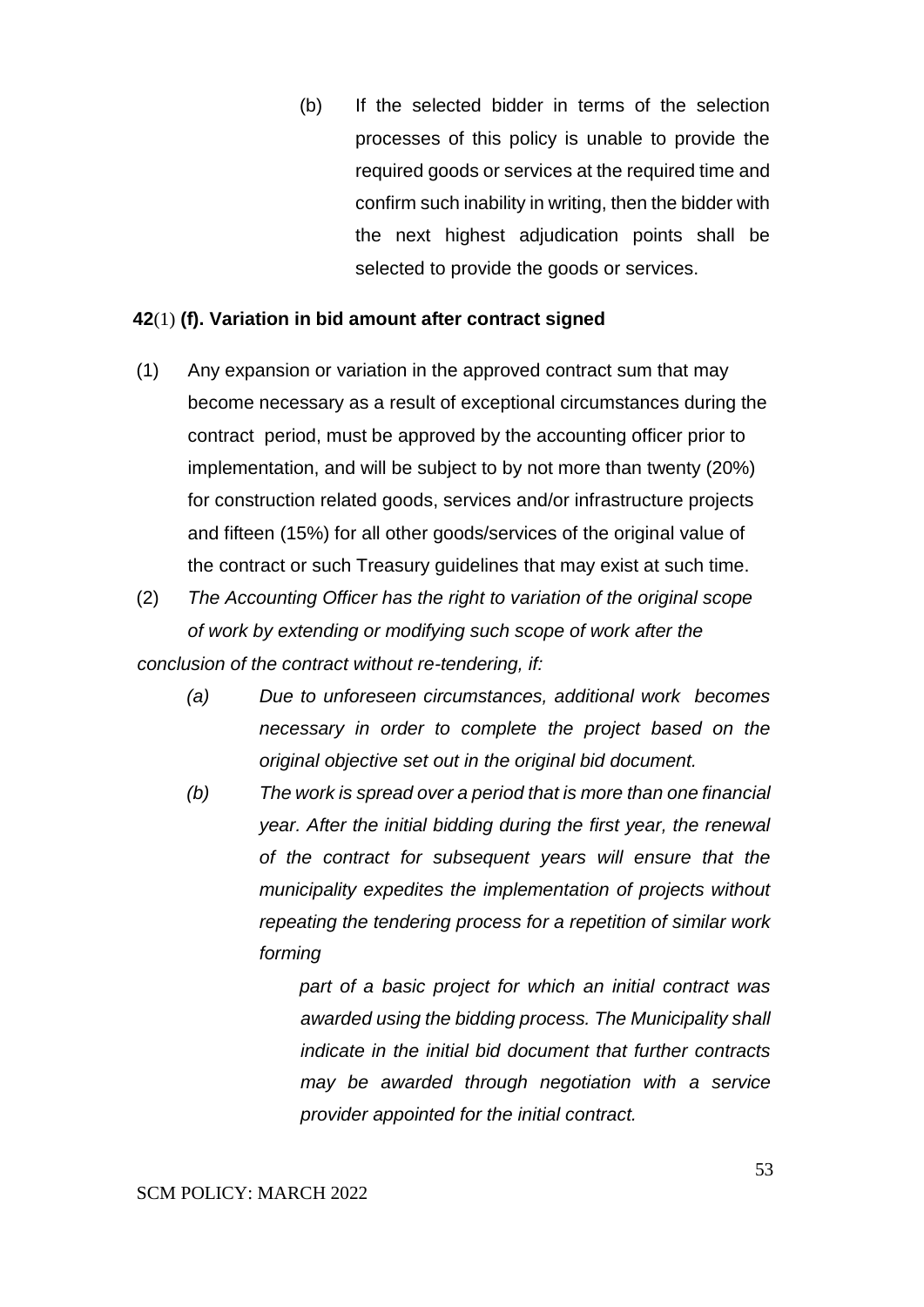(b) If the selected bidder in terms of the selection processes of this policy is unable to provide the required goods or services at the required time and confirm such inability in writing, then the bidder with the next highest adjudication points shall be selected to provide the goods or services.

**42**(1) **(f). Variation in bid amount after contract signed**

(1) Any expansion or variation in the approved contract sum that may become necessary as a result of exceptional circumstances during the contract period, must be approved by the accounting officer prior to implementation, and will be subject to by not more than twenty (20%) for construction related goods, services and/or infrastructure projects and fifteen (15%) for all other goods/services of the original value of the contract or such Treasury guidelines that may exist at such time.

(2) *The Accounting Officer has the right to variation of the original scope of work by extending or modifying such scope of work after the conclusion of the contract without re-tendering, if:*

*(a) Due to unforeseen circumstances, additional work becomes necessary in order to complete the project based on the original objective set out in the original bid document.*

*(b) The work is spread over a period that is more than one financial year. After the initial bidding during the first year, the renewal of the contract for subsequent years will ensure that the municipality expedites the implementation of projects without repeating the tendering process for a repetition of similar work forming part of a basic project for which an initial contract was awarded using the bidding process. The Municipality shall indicate in the initial bid document that further contracts may be awarded through negotiation with a service provider appointed for the initial contract.*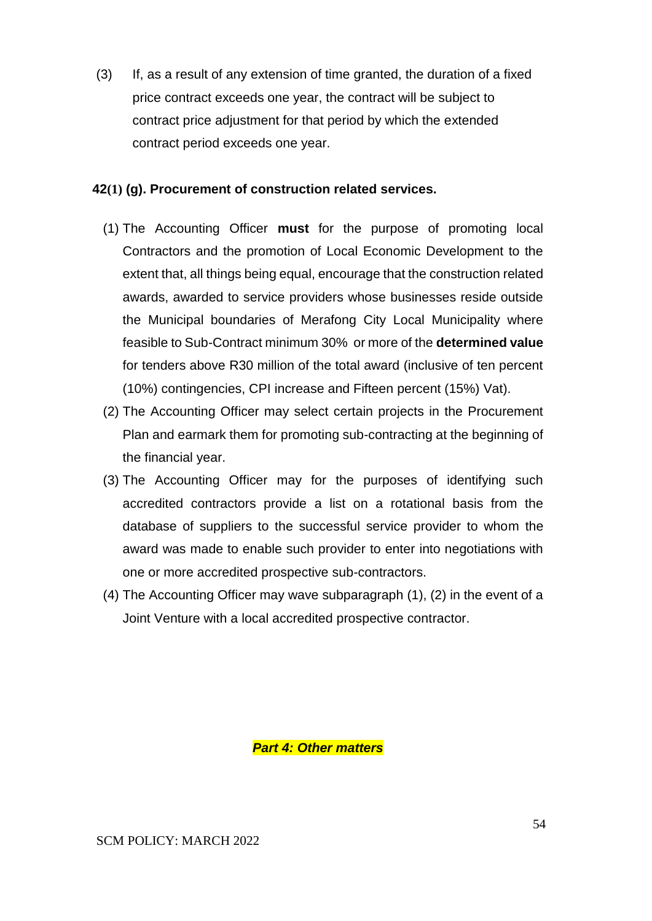(3) If, as a result of any extension of time granted, the duration of a fixed price contract exceeds one year, the contract will be subject to contract price adjustment for that period by which the extended contract period exceeds one year.

**42(1) (g). Procurement of construction related services.**

(1) The Accounting Officer **must** for the purpose of promoting local Contractors and the promotion of Local Economic Development to the extent that, all things being equal, encourage that the construction related awards, awarded to service providers whose businesses reside outside the Municipal boundaries of Merafong City Local Municipality where feasible to Sub-Contract minimum 30% or more of the **determined value** for tenders above R30 million of the total award (inclusive of ten percent (10%) contingencies, CPI increase and Fifteen percent (15%) Vat).

(2) The Accounting Officer may select certain projects in the Procurement Plan and earmark them for promoting sub-contracting at the beginning of the financial year.

(3) The Accounting Officer may for the purposes of identifying such accredited contractors provide a list on a rotational basis from the database of suppliers to the successful service provider to whom the award was made to enable such provider to enter into negotiations with one or more accredited prospective sub-contractors.

(4) The Accounting Officer may wave subparagraph (1), (2) in the event of a Joint Venture with a local accredited prospective contractor.

## ***Part 4: Other matters***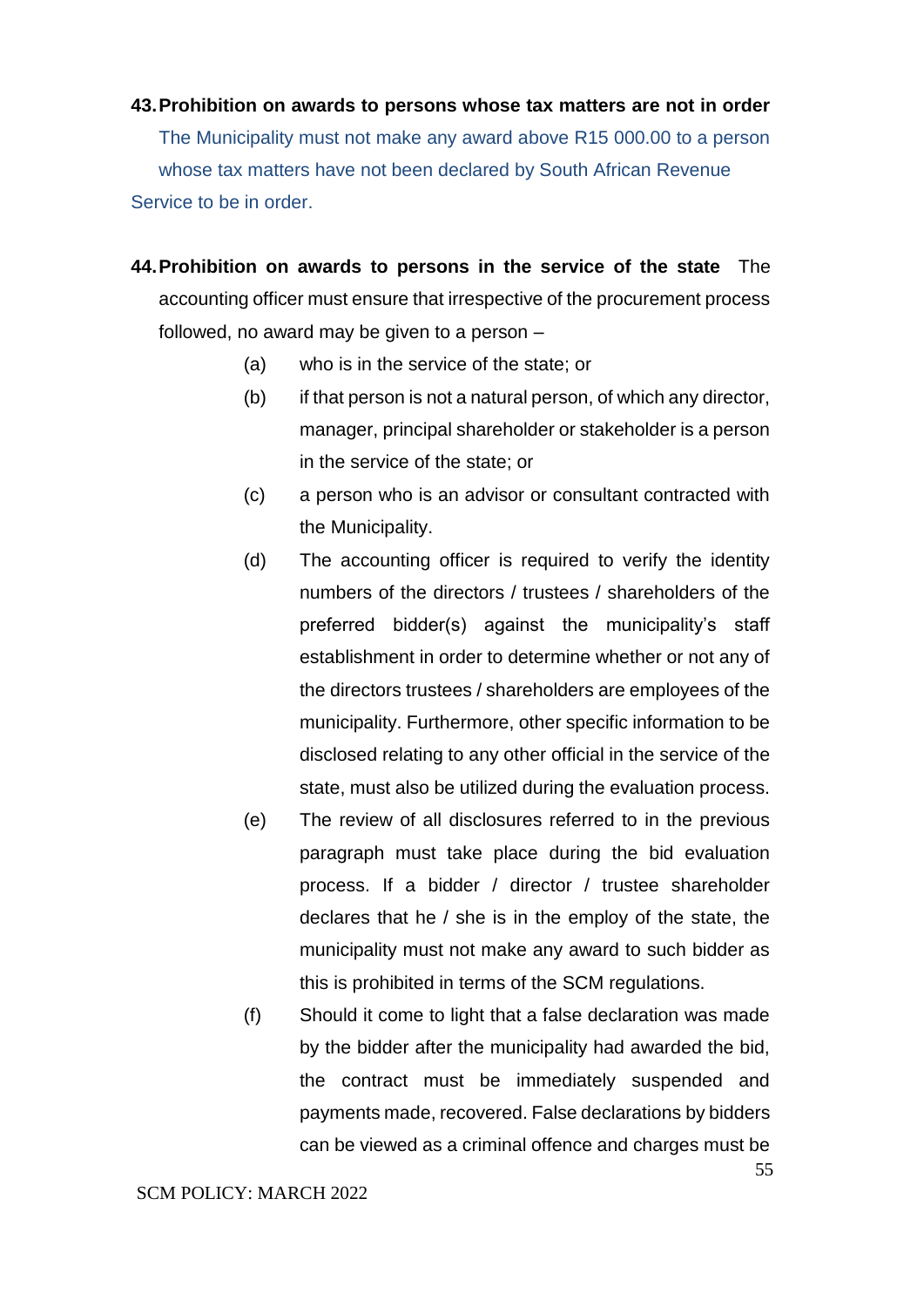**43. Prohibition on awards to persons whose tax matters are not in order**

The Municipality must not make any award above R15 000.00 to a person whose tax matters have not been declared by South African Revenue Service to be in order.

**44. Prohibition on awards to persons in the service of the state** The accounting officer must ensure that irrespective of the procurement process followed, no award may be given to a person –

(a) who is in the service of the state; or

(b) if that person is not a natural person, of which any director, manager, principal shareholder or stakeholder is a person in the service of the state; or

(c) a person who is an advisor or consultant contracted with the Municipality.

(d) The accounting officer is required to verify the identity numbers of the directors / trustees / shareholders of the preferred bidder(s) against the municipality's staff establishment in order to determine whether or not any of the directors trustees / shareholders are employees of the municipality. Furthermore, other specific information to be disclosed relating to any other official in the service of the state, must also be utilized during the evaluation process.

(e) The review of all disclosures referred to in the previous paragraph must take place during the bid evaluation process. If a bidder / director / trustee shareholder declares that he / she is in the employ of the state, the municipality must not make any award to such bidder as this is prohibited in terms of the SCM regulations.

(f) Should it come to light that a false declaration was made by the bidder after the municipality had awarded the bid, the contract must be immediately suspended and payments made, recovered. False declarations by bidders can be viewed as a criminal offence and charges must be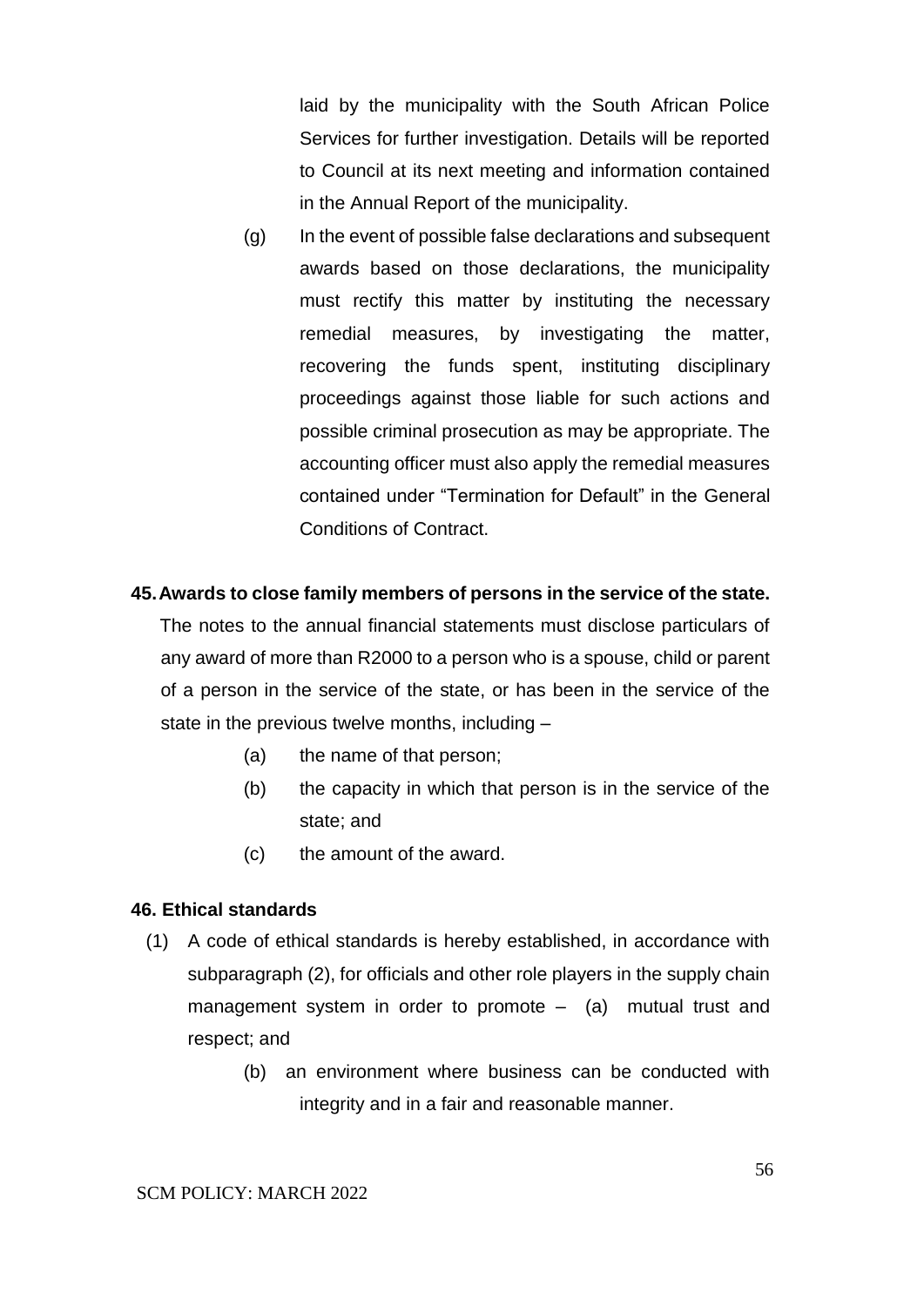laid by the municipality with the South African Police Services for further investigation. Details will be reported to Council at its next meeting and information contained in the Annual Report of the municipality.

(g) In the event of possible false declarations and subsequent awards based on those declarations, the municipality must rectify this matter by instituting the necessary remedial measures, by investigating the matter, recovering the funds spent, instituting disciplinary proceedings against those liable for such actions and possible criminal prosecution as may be appropriate. The accounting officer must also apply the remedial measures contained under "Termination for Default" in the General Conditions of Contract.

**45. Awards to close family members of persons in the service of the state.**

The notes to the annual financial statements must disclose particulars of any award of more than R2000 to a person who is a spouse, child or parent of a person in the service of the state, or has been in the service of the state in the previous twelve months, including –

(a) the name of that person;

(b) the capacity in which that person is in the service of the state; and

(c) the amount of the award.

**46. Ethical standards**

(1) A code of ethical standards is hereby established, in accordance with subparagraph (2), for officials and other role players in the supply chain management system in order to promote – (a) mutual trust and respect; and

(b) an environment where business can be conducted with integrity and in a fair and reasonable manner.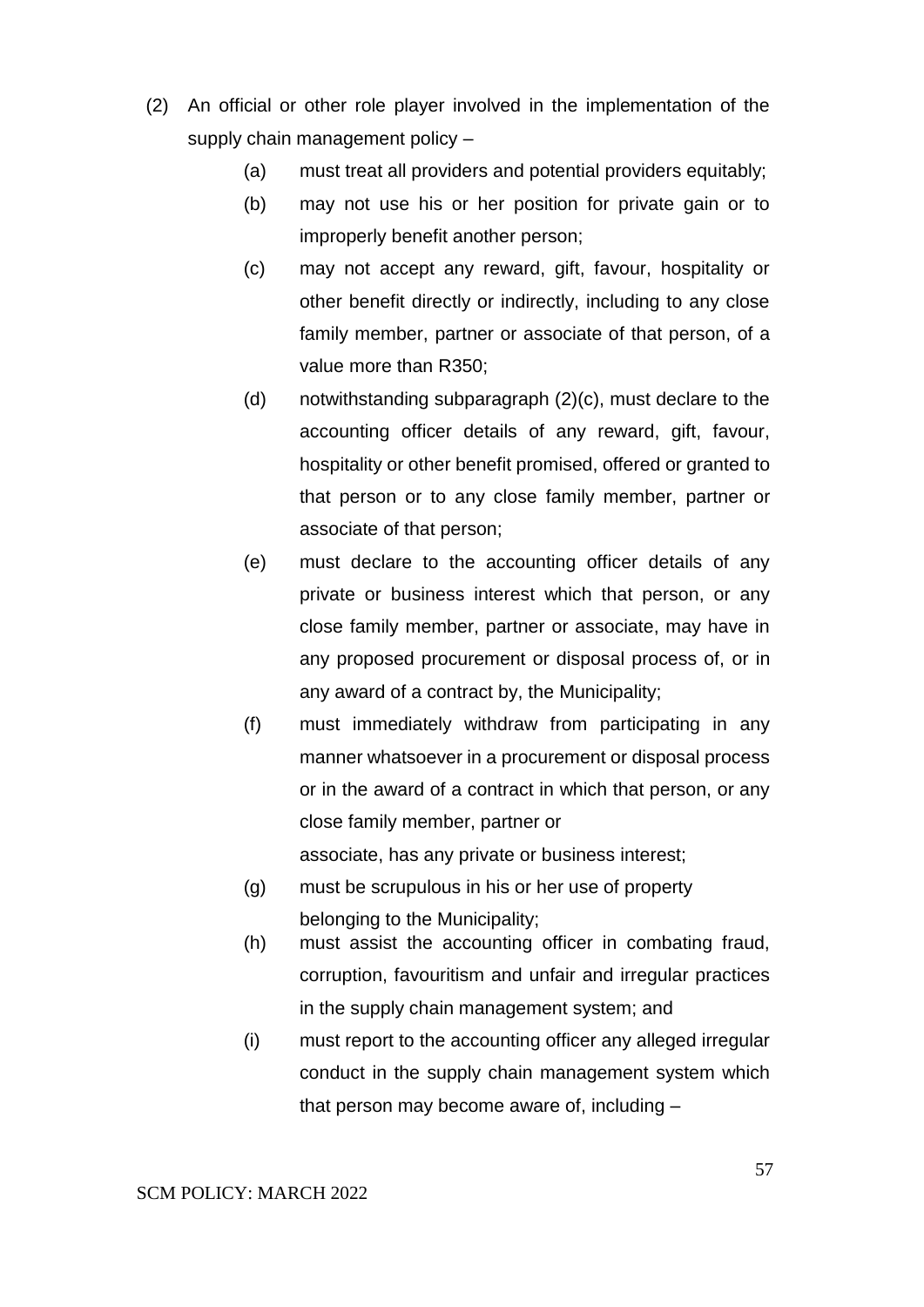(2) An official or other role player involved in the implementation of the supply chain management policy –

   (a) must treat all providers and potential providers equitably;

   (b) may not use his or her position for private gain or to improperly benefit another person;

   (c) may not accept any reward, gift, favour, hospitality or other benefit directly or indirectly, including to any close family member, partner or associate of that person, of a value more than R350;

   (d) notwithstanding subparagraph (2)(c), must declare to the accounting officer details of any reward, gift, favour, hospitality or other benefit promised, offered or granted to that person or to any close family member, partner or associate of that person;

   (e) must declare to the accounting officer details of any private or business interest which that person, or any close family member, partner or associate, may have in any proposed procurement or disposal process of, or in any award of a contract by, the Municipality;

   (f) must immediately withdraw from participating in any manner whatsoever in a procurement or disposal process or in the award of a contract in which that person, or any close family member, partner or associate, has any private or business interest;

   (g) must be scrupulous in his or her use of property belonging to the Municipality;

   (h) must assist the accounting officer in combating fraud, corruption, favouritism and unfair and irregular practices in the supply chain management system; and

   (i) must report to the accounting officer any alleged irregular conduct in the supply chain management system which that person may become aware of, including –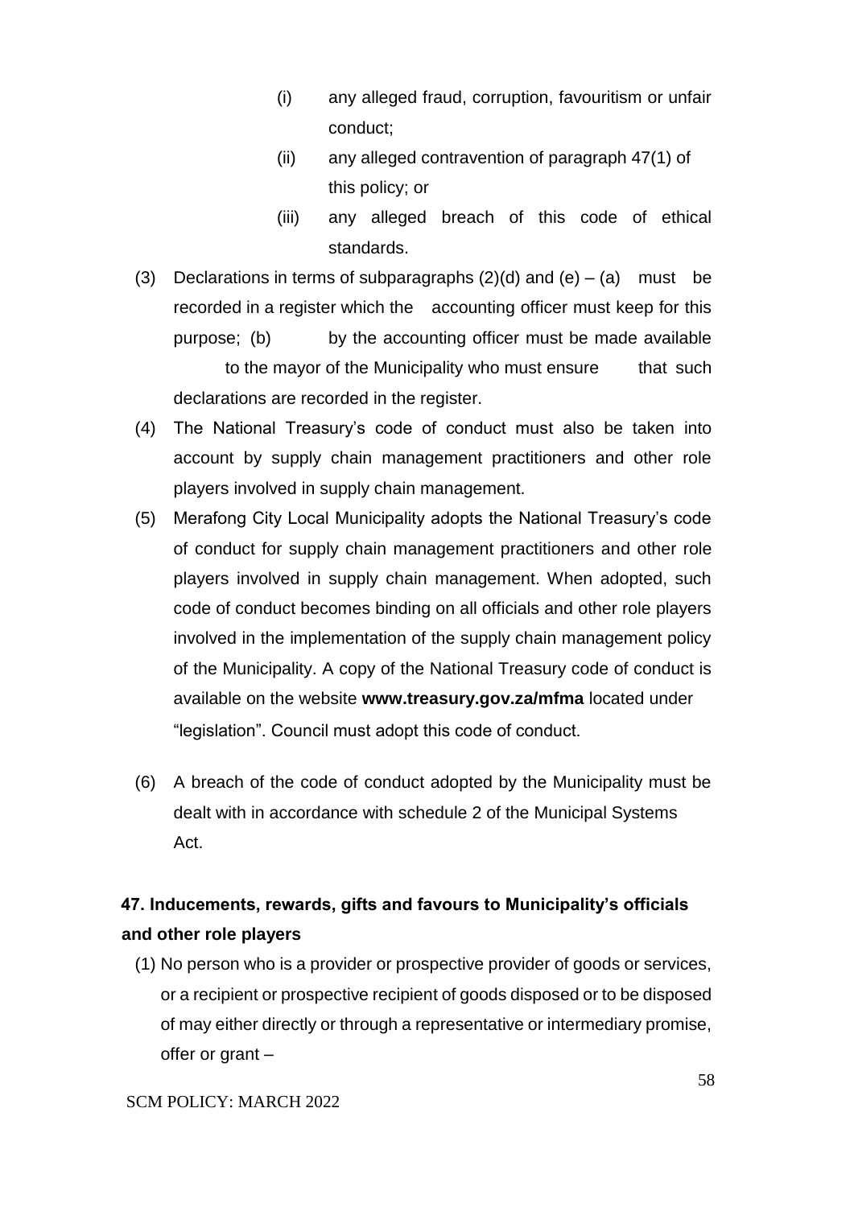(i) any alleged fraud, corruption, favouritism or unfair conduct;

(ii) any alleged contravention of paragraph 47(1) of this policy; or

(iii) any alleged breach of this code of ethical standards.

(3) Declarations in terms of subparagraphs (2)(d) and (e) – (a) must be recorded in a register which the accounting officer must keep for this purpose; (b) by the accounting officer must be made available to the mayor of the Municipality who must ensure that such declarations are recorded in the register.

(4) The National Treasury's code of conduct must also be taken into account by supply chain management practitioners and other role players involved in supply chain management.

(5) Merafong City Local Municipality adopts the National Treasury's code of conduct for supply chain management practitioners and other role players involved in supply chain management. When adopted, such code of conduct becomes binding on all officials and other role players involved in the implementation of the supply chain management policy of the Municipality. A copy of the National Treasury code of conduct is available on the website **www.treasury.gov.za/mfma** located under "legislation". Council must adopt this code of conduct.

(6) A breach of the code of conduct adopted by the Municipality must be dealt with in accordance with schedule 2 of the Municipal Systems Act.

## 47. Inducements, rewards, gifts and favours to Municipality's officials and other role players

(1) No person who is a provider or prospective provider of goods or services, or a recipient or prospective recipient of goods disposed or to be disposed of may either directly or through a representative or intermediary promise, offer or grant –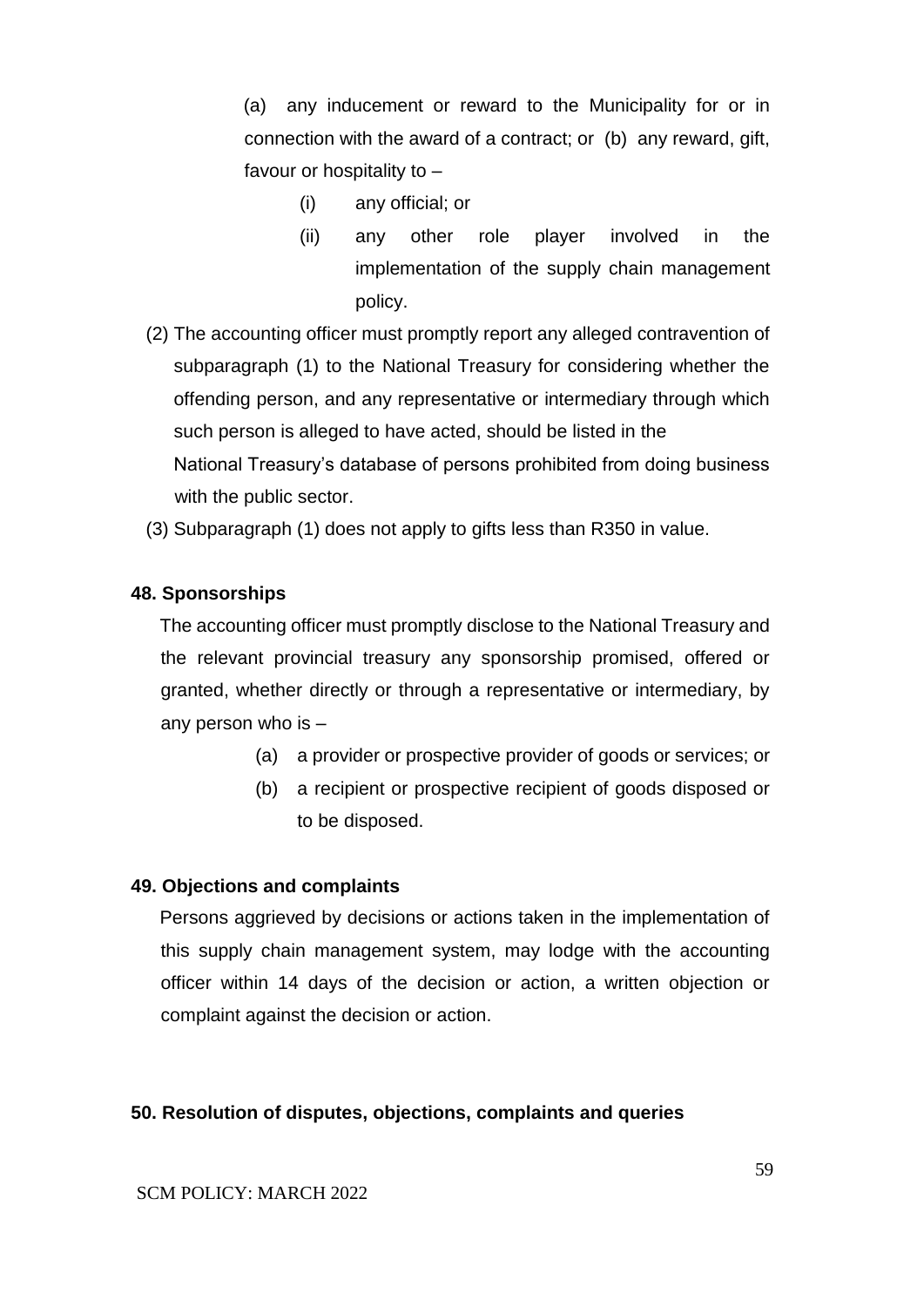(a) any inducement or reward to the Municipality for or in connection with the award of a contract; or (b) any reward, gift, favour or hospitality to –

- (i) any official; or
- (ii) any other role player involved in the implementation of the supply chain management policy.

(2) The accounting officer must promptly report any alleged contravention of subparagraph (1) to the National Treasury for considering whether the offending person, and any representative or intermediary through which such person is alleged to have acted, should be listed in the National Treasury's database of persons prohibited from doing business with the public sector.

(3) Subparagraph (1) does not apply to gifts less than R350 in value.

**48. Sponsorships**

The accounting officer must promptly disclose to the National Treasury and the relevant provincial treasury any sponsorship promised, offered or granted, whether directly or through a representative or intermediary, by any person who is –

- (a) a provider or prospective provider of goods or services; or
- (b) a recipient or prospective recipient of goods disposed or to be disposed.

**49. Objections and complaints**

Persons aggrieved by decisions or actions taken in the implementation of this supply chain management system, may lodge with the accounting officer within 14 days of the decision or action, a written objection or complaint against the decision or action.

**50. Resolution of disputes, objections, complaints and queries**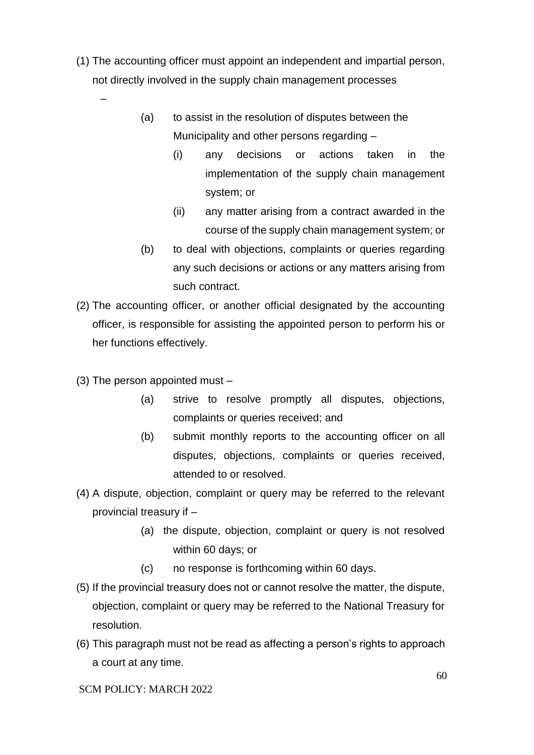(1) The accounting officer must appoint an independent and impartial person, not directly involved in the supply chain management processes –

- (a) to assist in the resolution of disputes between the Municipality and other persons regarding –
  - (i) any decisions or actions taken in the implementation of the supply chain management system; or
  - (ii) any matter arising from a contract awarded in the course of the supply chain management system; or
- (b) to deal with objections, complaints or queries regarding any such decisions or actions or any matters arising from such contract.

(2) The accounting officer, or another official designated by the accounting officer, is responsible for assisting the appointed person to perform his or her functions effectively.

(3) The person appointed must –

- (a) strive to resolve promptly all disputes, objections, complaints or queries received; and
- (b) submit monthly reports to the accounting officer on all disputes, objections, complaints or queries received, attended to or resolved.

(4) A dispute, objection, complaint or query may be referred to the relevant provincial treasury if –

- (a) the dispute, objection, complaint or query is not resolved within 60 days; or
- (c) no response is forthcoming within 60 days.

(5) If the provincial treasury does not or cannot resolve the matter, the dispute, objection, complaint or query may be referred to the National Treasury for resolution.

(6) This paragraph must not be read as affecting a person's rights to approach a court at any time.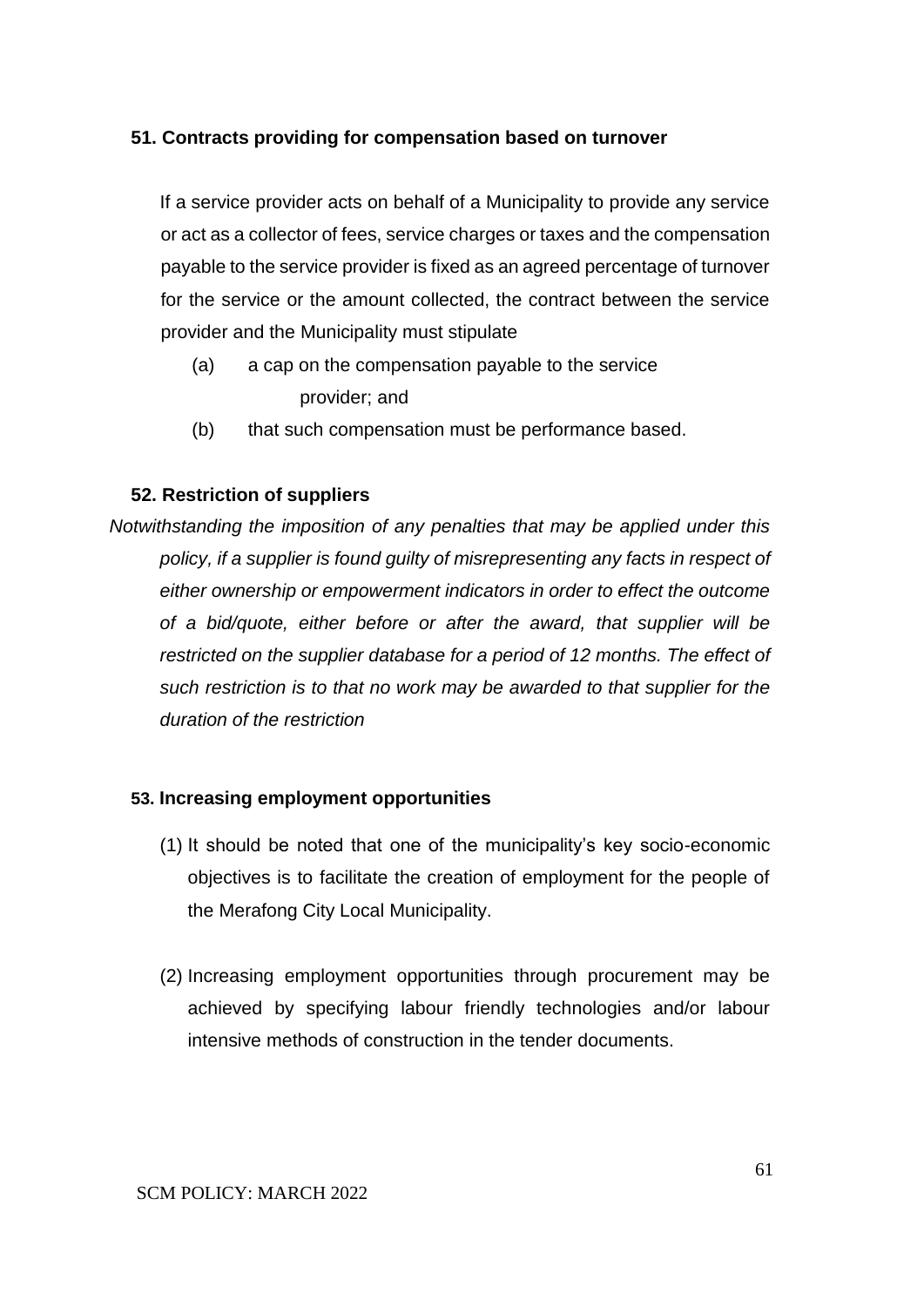**51. Contracts providing for compensation based on turnover**

If a service provider acts on behalf of a Municipality to provide any service or act as a collector of fees, service charges or taxes and the compensation payable to the service provider is fixed as an agreed percentage of turnover for the service or the amount collected, the contract between the service provider and the Municipality must stipulate

(a) a cap on the compensation payable to the service provider; and

(b) that such compensation must be performance based.

**52. Restriction of suppliers**

*Notwithstanding the imposition of any penalties that may be applied under this policy, if a supplier is found guilty of misrepresenting any facts in respect of either ownership or empowerment indicators in order to effect the outcome of a bid/quote, either before or after the award, that supplier will be restricted on the supplier database for a period of 12 months. The effect of such restriction is to that no work may awarded to that supplier for the duration of the restriction*

**53. Increasing employment opportunities**

(1) It should be noted that one of the municipality's key socio-economic objectives is to facilitate the creation of employment for the people of the Merafong City Local Municipality.

(2) Increasing employment opportunities through procurement may be achieved by specifying labour friendly technologies and/or labour intensive methods of construction in the tender documents.

SCM POLICY: MARCH 2022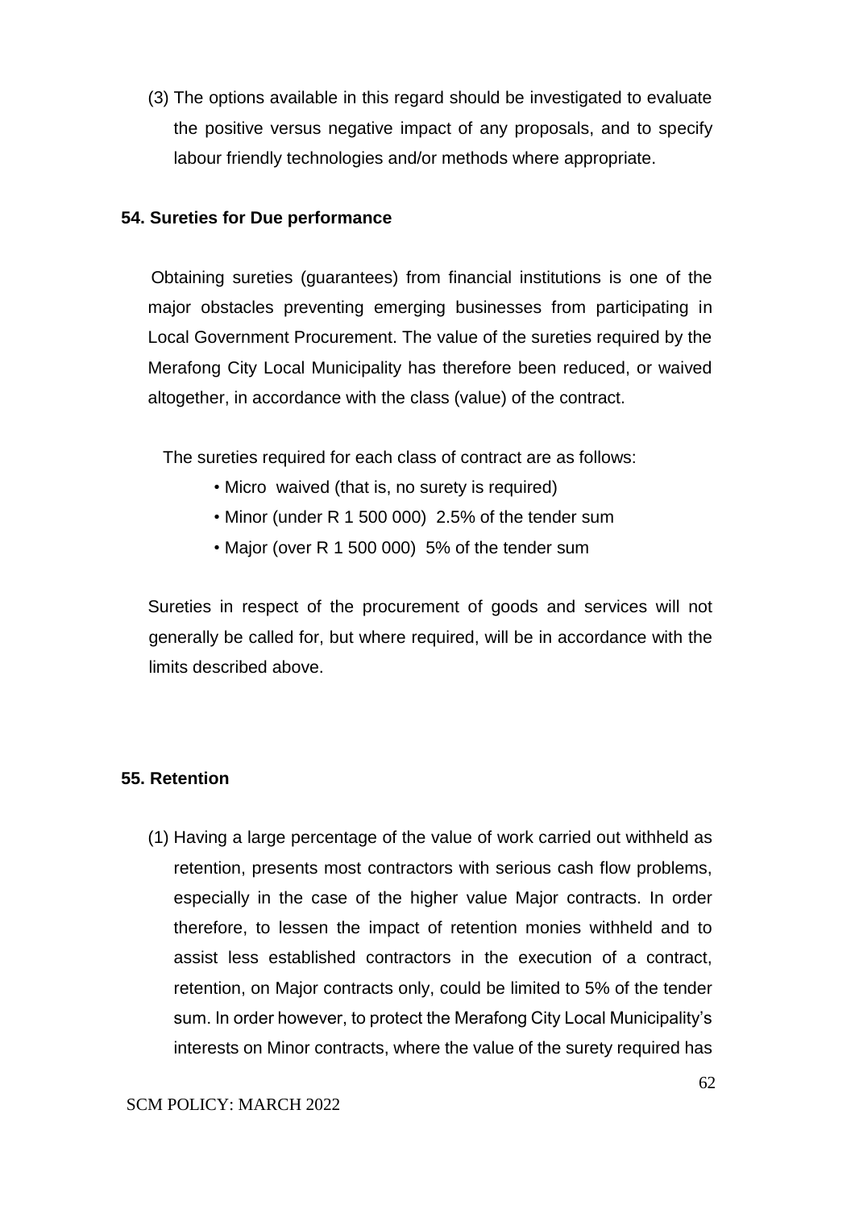(3) The options available in this regard should be investigated to evaluate the positive versus negative impact of any proposals, and to specify labour friendly technologies and/or methods where appropriate.

**54. Sureties for Due performance**

Obtaining sureties (guarantees) from financial institutions is one of the major obstacles preventing emerging businesses from participating in Local Government Procurement. The value of the sureties required by the Merafong City Local Municipality has therefore been reduced, or waived altogether, in accordance with the class (value) of the contract.

The sureties required for each class of contract are as follows:

- Micro waived (that is, no surety is required)
- Minor (under R 1 500 000) 2.5% of the tender sum
- Major (over R 1 500 000) 5% of the tender sum

Sureties in respect of the procurement of goods and services will not generally be called for, but where required, will be in accordance with the limits described above.

**55. Retention**

(1) Having a large percentage of the value of work carried out withheld as retention, presents most contractors with serious cash flow problems, especially in the case of the higher value Major contracts. In order therefore, to lessen the impact of retention monies withheld and to assist less established contractors in the execution of a contract, retention, on Major contracts only, could be limited to 5% of the tender sum. In order however, to protect the Merafong City Local Municipality's interests on Minor contracts, where the value of the surety required has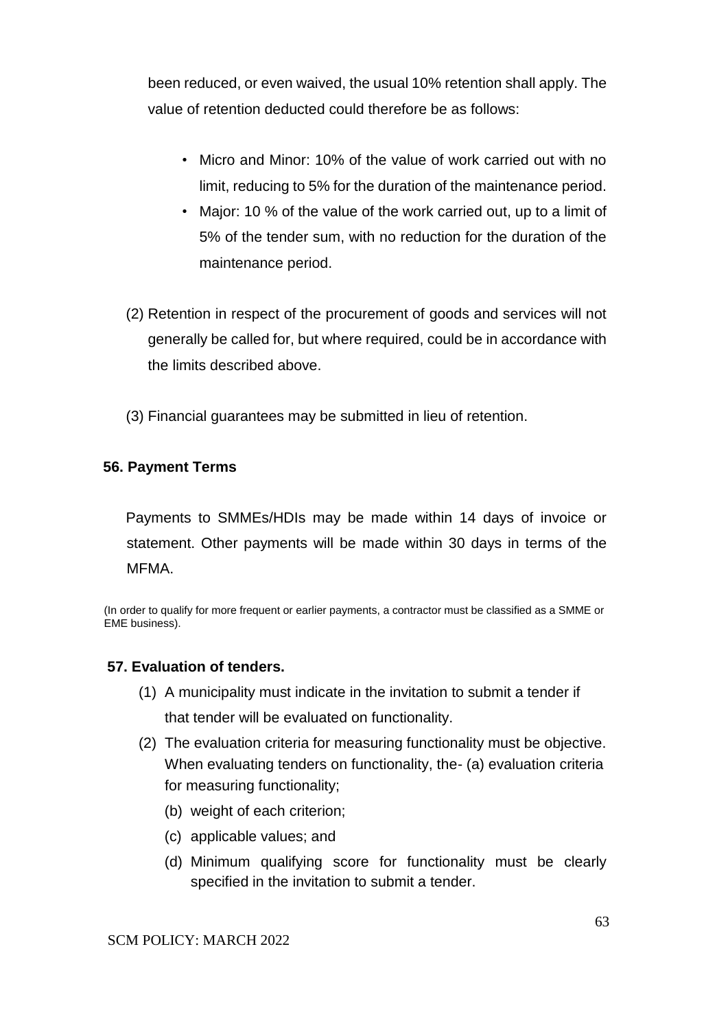been reduced, or even waived, the usual 10% retention shall apply. The value of retention deducted could therefore be as follows:

- Micro and Minor: 10% of the value of work carried out with no limit, reducing to 5% for the duration of the maintenance period.
- Major: 10 % of the value of the work carried out, up to a limit of 5% of the tender sum, with no reduction for the duration of the maintenance period.

(2) Retention in respect of the procurement of goods and services will not generally be called for, but where required, could be in accordance with the limits described above.

(3) Financial guarantees may be submitted in lieu of retention.

**56. Payment Terms**

Payments to SMMEs/HDIs may be made within 14 days of invoice or statement. Other payments will be made within 30 days in terms of the MFMA.

(In order to qualify for more frequent or earlier payments, a contractor must be classified as a SMME or EME business).

**57. Evaluation of tenders.**

(1) A municipality must indicate in the invitation to submit a tender if that tender will be evaluated on functionality.

(2) The evaluation criteria for measuring functionality must be objective. When evaluating tenders on functionality, the- (a) evaluation criteria for measuring functionality;

(b) weight of each criterion;

(c) applicable values; and

(d) Minimum qualifying score for functionality must be clearly specified in the invitation to submit a tender.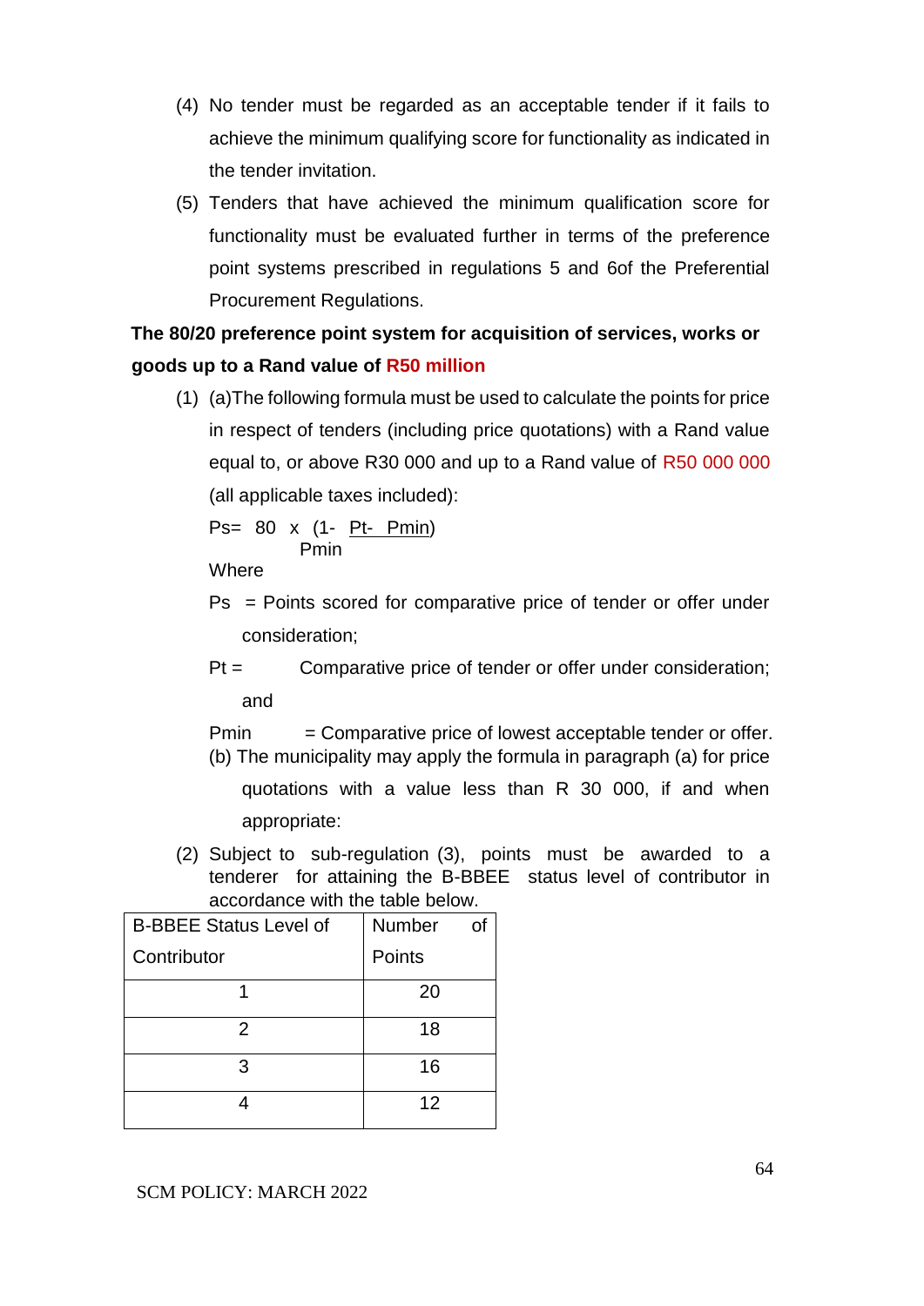(4) No tender must be regarded as an acceptable tender if it fails to achieve the minimum qualifying score for functionality as indicated in the tender invitation.

(5) Tenders that have achieved the minimum qualification score for functionality must be evaluated further in terms of the preference point systems prescribed in regulations 5 and 6of the Preferential Procurement Regulations.

**The 80/20 preference point system for acquisition of services, works or goods up to a Rand value of R50 million**

(1) (a)The following formula must be used to calculate the points for price in respect of tenders (including price quotations) with a Rand value equal to, or above R30 000 and up to a Rand value of R50 000 000 (all applicable taxes included):

$$Ps = 80 \times \left(1 - \frac{Pt - Pmin}{Pmin}\right)$$

Where

Ps = Points scored for comparative price of tender or offer under consideration;

Pt = Comparative price of tender or offer under consideration; and

Pmin = Comparative price of lowest acceptable tender or offer.

(b) The municipality may apply the formula in paragraph (a) for price quotations with a value less than R 30 000, if and when appropriate:

(2) Subject to sub-regulation (3), points must be awarded to a tenderer for attaining the B-BBEE status level of contributor in accordance with the table below.

| B-BBEE Status Level of Contributor | Number of Points |
|---|---|
| 1 | 20 |
| 2 | 18 |
| 3 | 16 |
| 4 | 12 |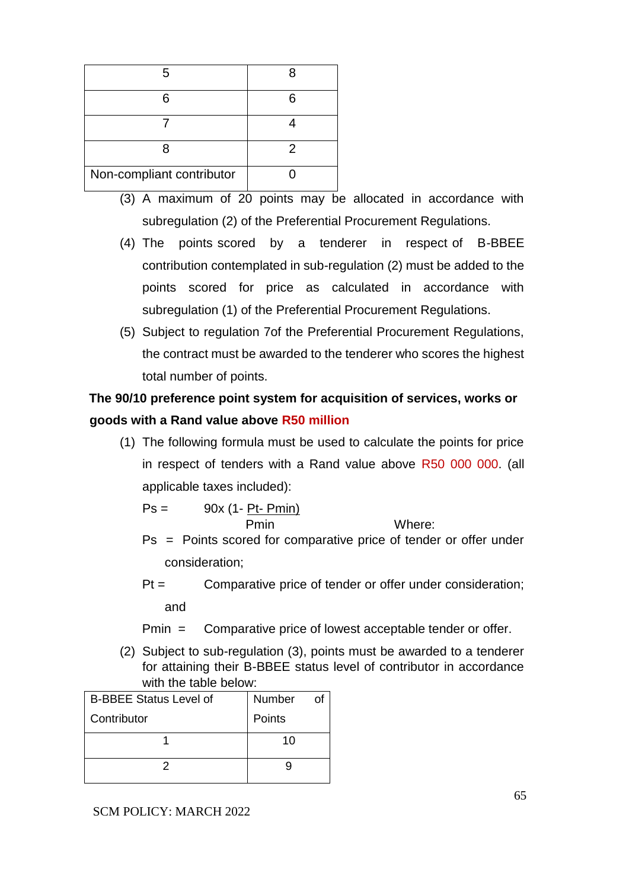| | |
|---|---|
| 5 | 8 |
| 6 | 6 |
| 7 | 4 |
| 8 | 2 |
| Non-compliant contributor | 0 |

(3) A maximum of 20 points may be allocated in accordance with subregulation (2) of the Preferential Procurement Regulations.

(4) The points scored by a tenderer in respect of B-BBEE contribution contemplated in sub-regulation (2) must be added to the points scored for price as calculated in accordance with subregulation (1) of the Preferential Procurement Regulations.

(5) Subject to regulation 7of the Preferential Procurement Regulations, the contract must be awarded to the tenderer who scores the highest total number of points.

**The 90/10 preference point system for acquisition of services, works or goods with a Rand value above R50 million**

(1) The following formula must be used to calculate the points for price in respect of tenders with a Rand value above R50 000 000. (all applicable taxes included):

$$Ps = 90x\left(1 - \frac{Pt - Pmin}{Pmin}\right)$$

Where:

Ps = Points scored for comparative price of tender or offer under consideration;

Pt = Comparative price of tender or offer under consideration; and

Pmin = Comparative price of lowest acceptable tender or offer.

(2) Subject to sub-regulation (3), points must be awarded to a tenderer for attaining their B-BBEE status level of contributor in accordance with the table below:

| B-BBEE Status Level of Contributor | Number of Points |
|---|---|
| 1 | 10 |
| 2 | 9 |

SCM POLICY: MARCH 2022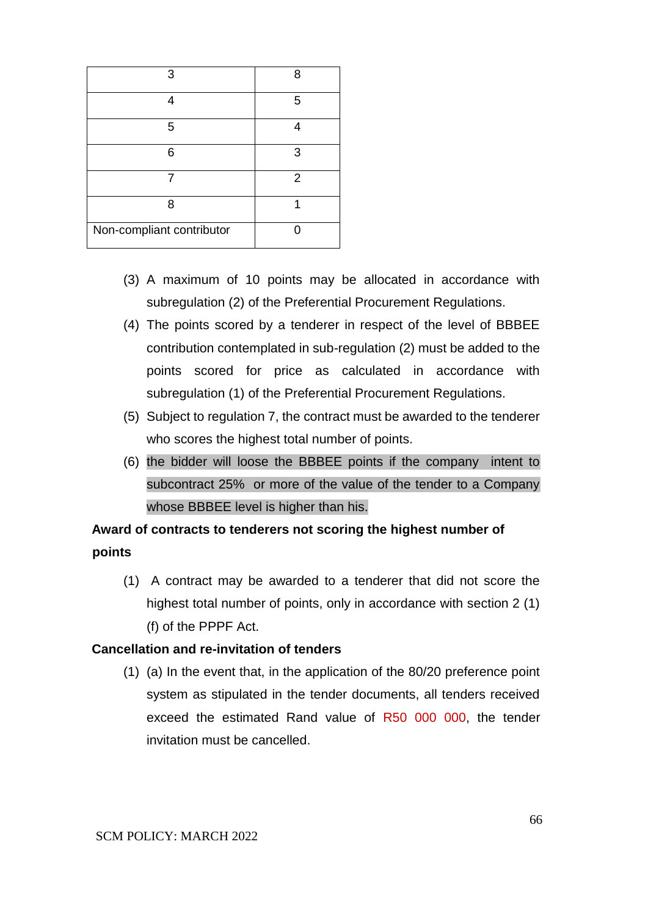| 3 | 8 |
|---|---|
| 4 | 5 |
| 5 | 4 |
| 6 | 3 |
| 7 | 2 |
| 8 | 1 |
| Non-compliant contributor | 0 |

(3) A maximum of 10 points may be allocated in accordance with subregulation (2) of the Preferential Procurement Regulations.

(4) The points scored by a tenderer in respect of the level of BBBEE contribution contemplated in sub-regulation (2) must be added to the points scored for price as calculated in accordance with subregulation (1) of the Preferential Procurement Regulations.

(5) Subject to regulation 7, the contract must be awarded to the tenderer who scores the highest total number of points.

(6) the bidder will loose the BBBEE points if the company intent to subcontract 25% or more of the value of the tender to a Company whose BBBEE level is higher than his.

**Award of contracts to tenderers not scoring the highest number of points**

(1) A contract may be awarded to a tenderer that did not score the highest total number of points, only in accordance with section 2 (1) (f) of the PPPF Act.

**Cancellation and re-invitation of tenders**

(1) (a) In the event that, in the application of the 80/20 preference point system as stipulated in the tender documents, all tenders received exceed the estimated Rand value of R50 000 000, the tender invitation must be cancelled.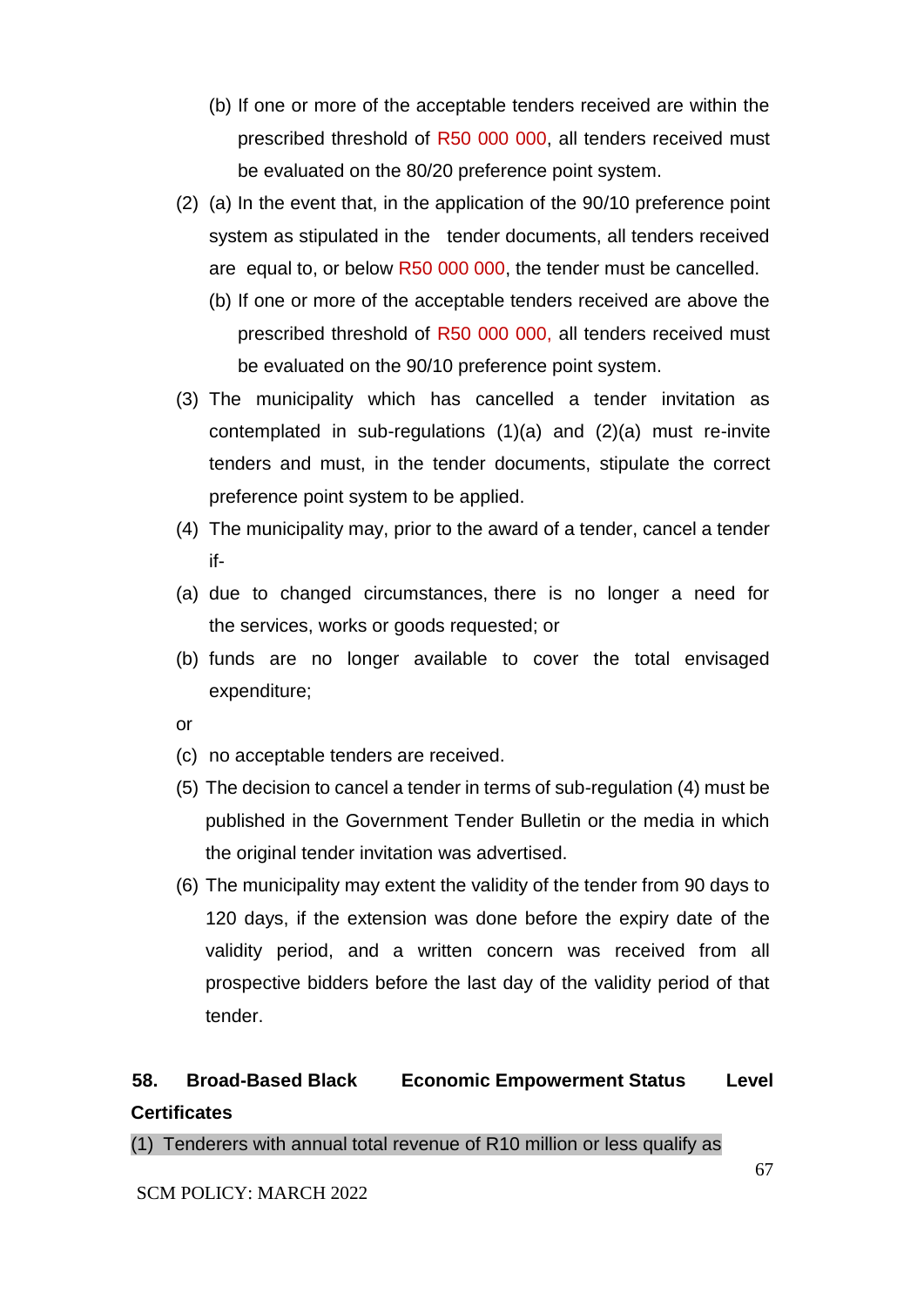(b) If one or more of the acceptable tenders received are within the prescribed threshold of R50 000 000, all tenders received must be evaluated on the 80/20 preference point system.

(2) (a) In the event that, in the application of the 90/10 preference point system as stipulated in the tender documents, all tenders received are equal to, or below R50 000 000, the tender must be cancelled.

(b) If one or more of the acceptable tenders received are above the prescribed threshold of R50 000 000, all tenders received must be evaluated on the 90/10 preference point system.

(3) The municipality which has cancelled a tender invitation as contemplated in sub-regulations (1)(a) and (2)(a) must re-invite tenders and must, in the tender documents, stipulate the correct preference point system to be applied.

(4) The municipality may, prior to the award of a tender, cancel a tender if-

(a) due to changed circumstances, there is no longer a need for the services, works or goods requested; or

(b) funds are no longer available to cover the total envisaged expenditure;

or

(c) no acceptable tenders are received.

(5) The decision to cancel a tender in terms of sub-regulation (4) must be published in the Government Tender Bulletin or the media in which the original tender invitation was advertised.

(6) The municipality may extent the validity of the tender from 90 days to 120 days, if the extension was done before the expiry date of the validity period, and a written concern was received from all prospective bidders before the last day of the validity period of that tender.

**58. Broad-Based Black Economic Empowerment Status Level Certificates**

(1) Tenderers with annual total revenue of R10 million or less qualify as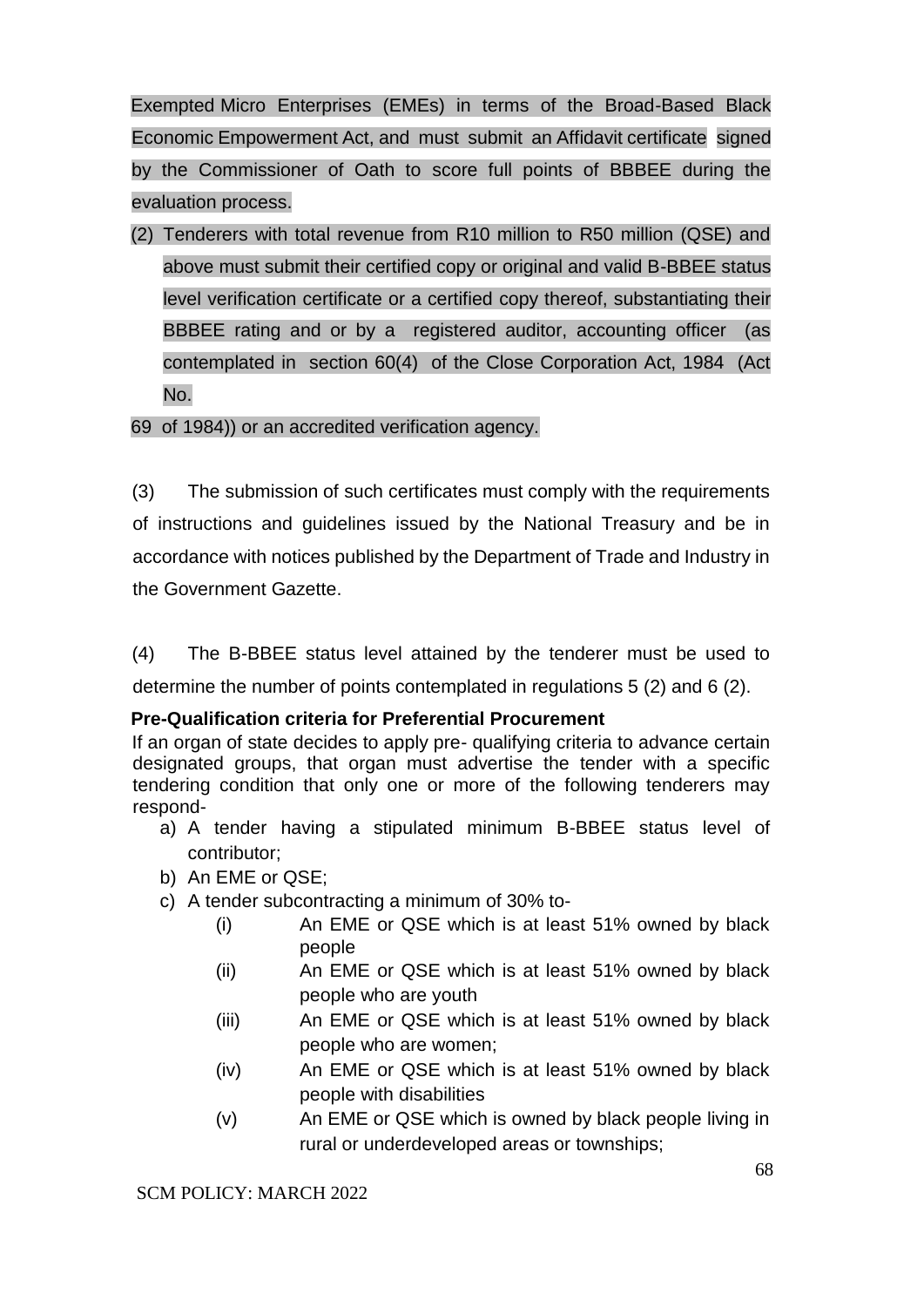Exempted Micro Enterprises (EMEs) in terms of the Broad-Based Black Economic Empowerment Act, and must submit an Affidavit certificate signed by the Commissioner of Oath to score full points of BBBEE during the evaluation process.

(2) Tenderers with total revenue from R10 million to R50 million (QSE) and above must submit their certified copy or original and valid B-BBEE status level verification certificate or a certified copy thereof, substantiating their BBBEE rating and or by a registered auditor, accounting officer (as contemplated in section 60(4) of the Close Corporation Act, 1984 (Act No.

69 of 1984)) or an accredited verification agency.

(3) The submission of such certificates must comply with the requirements of instructions and guidelines issued by the National Treasury and be in accordance with notices published by the Department of Trade and Industry in the Government Gazette.

(4) The B-BBEE status level attained by the tenderer must be used to determine the number of points contemplated in regulations 5 (2) and 6 (2).

**Pre-Qualification criteria for Preferential Procurement**

If an organ of state decides to apply pre- qualifying criteria to advance certain designated groups, that organ must advertise the tender with a specific tendering condition that only one or more of the following tenderers may respond-

a) A tender having a stipulated minimum B-BBEE status level of contributor;
b) An EME or QSE;
c) A tender subcontracting a minimum of 30% to-
    (i) An EME or QSE which is at least 51% owned by black people
    (ii) An EME or QSE which is at least 51% owned by black people who are youth
    (iii) An EME or QSE which is at least 51% owned by black people who are women;
    (iv) An EME or QSE which is at least 51% owned by black people with disabilities
    (v) An EME or QSE which is owned by black people living in rural or underdeveloped areas or townships;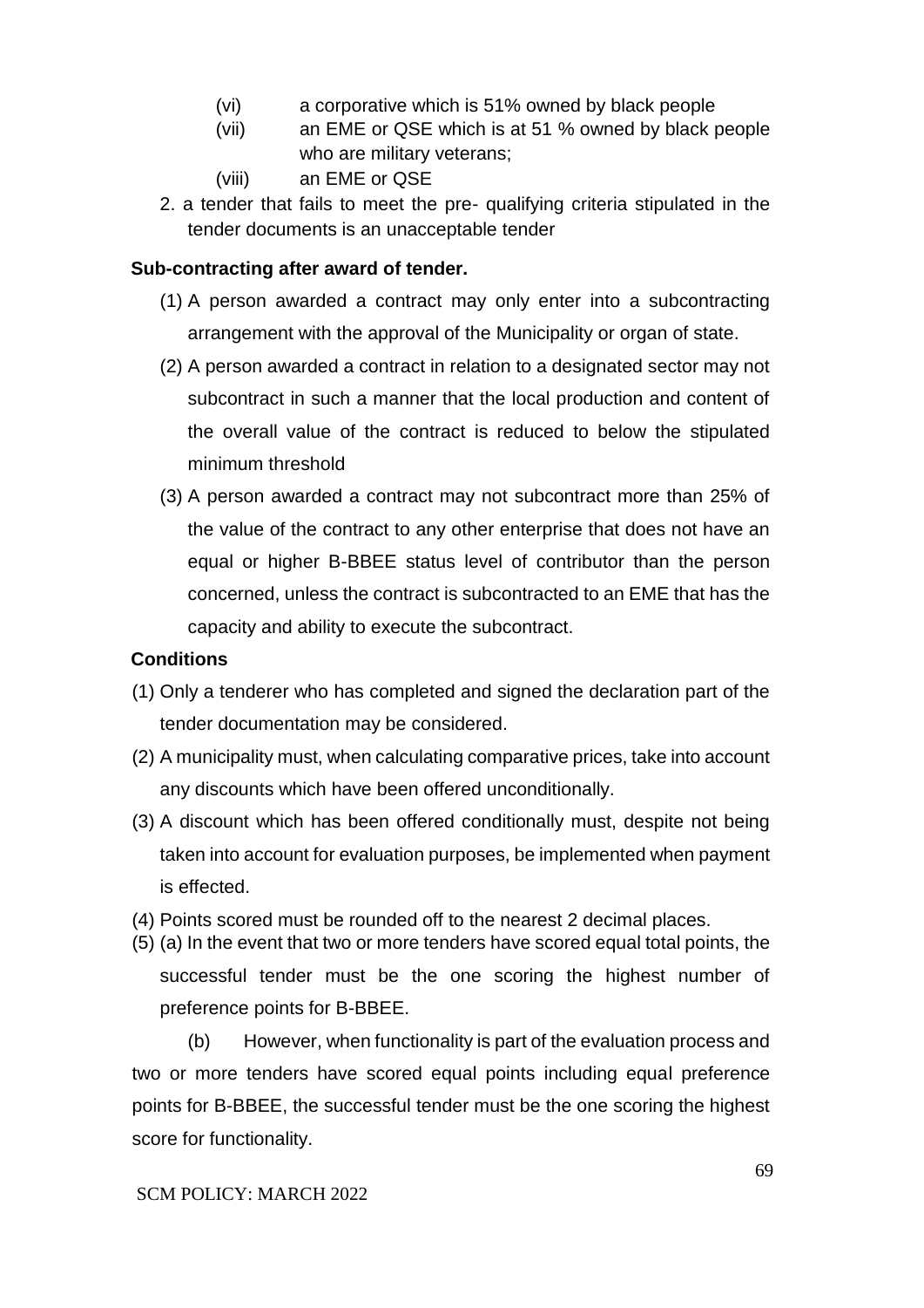- (vi) a corporative which is 51% owned by black people
- (vii) an EME or QSE which is at 51 % owned by black people who are military veterans;
- (viii) an EME or QSE

2. a tender that fails to meet the pre- qualifying criteria stipulated in the tender documents is an unacceptable tender

**Sub-contracting after award of tender.**

(1) A person awarded a contract may only enter into a subcontracting arrangement with the approval of the Municipality or organ of state.

(2) A person awarded a contract in relation to a designated sector may not subcontract in such a manner that the local production and content of the overall value of the contract is reduced to below the stipulated minimum threshold

(3) A person awarded a contract may not subcontract more than 25% of the value of the contract to any other enterprise that does not have an equal or higher B-BBEE status level of contributor than the person concerned, unless the contract is subcontracted to an EME that has the capacity and ability to execute the subcontract.

**Conditions**

(1) Only a tenderer who has completed and signed the declaration part of the tender documentation may be considered.

(2) A municipality must, when calculating comparative prices, take into account any discounts which have been offered unconditionally.

(3) A discount which has been offered conditionally must, despite not being taken into account for evaluation purposes, be implemented when payment is effected.

(4) Points scored must be rounded off to the nearest 2 decimal places.

(5) (a) In the event that two or more tenders have scored equal total points, the successful tender must be the one scoring the highest number of preference points for B-BBEE.

(b) However, when functionality is part of the evaluation process and two or more tenders have scored equal points including equal preference points for B-BBEE, the successful tender must be the one scoring the highest score for functionality.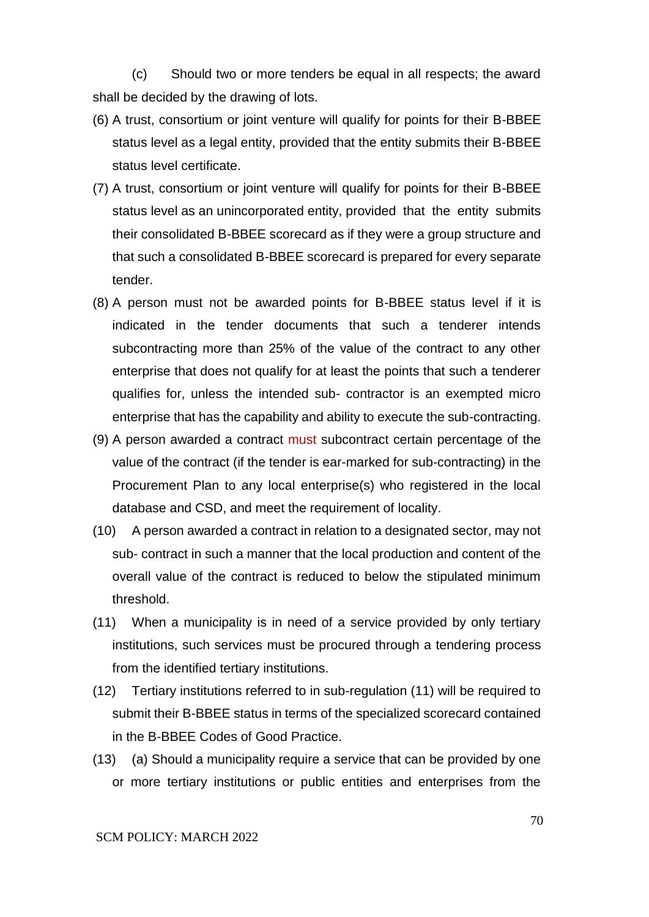(c) Should two or more tenders be equal in all respects; the award shall be decided by the drawing of lots.

(6) A trust, consortium or joint venture will qualify for points for their B-BBEE status level as a legal entity, provided that the entity submits their B-BBEE status level certificate.

(7) A trust, consortium or joint venture will qualify for points for their B-BBEE status level as an unincorporated entity, provided that the entity submits their consolidated B-BBEE scorecard as if they were a group structure and that such a consolidated B-BBEE scorecard is prepared for every separate tender.

(8) A person must not be awarded points for B-BBEE status level if it is indicated in the tender documents that such a tenderer intends subcontracting more than 25% of the value of the contract to any other enterprise that does not qualify for at least the points that such a tenderer qualifies for, unless the intended sub- contractor is an exempted micro enterprise that has the capability and ability to execute the sub-contracting.

(9) A person awarded a contract must subcontract certain percentage of the value of the contract (if the tender is ear-marked for sub-contracting) in the Procurement Plan to any local enterprise(s) who registered in the local database and CSD, and meet the requirement of locality.

(10) A person awarded a contract in relation to a designated sector, may not sub- contract in such a manner that the local production and content of the overall value of the contract is reduced to below the stipulated minimum threshold.

(11) When a municipality is in need of a service provided by only tertiary institutions, such services must be procured through a tendering process from the identified tertiary institutions.

(12) Tertiary institutions referred to in sub-regulation (11) will be required to submit their B-BBEE status in terms of the specialized scorecard contained in the B-BBEE Codes of Good Practice.

(13) (a) Should a municipality require a service that can be provided by one or more tertiary institutions or public entities and enterprises from the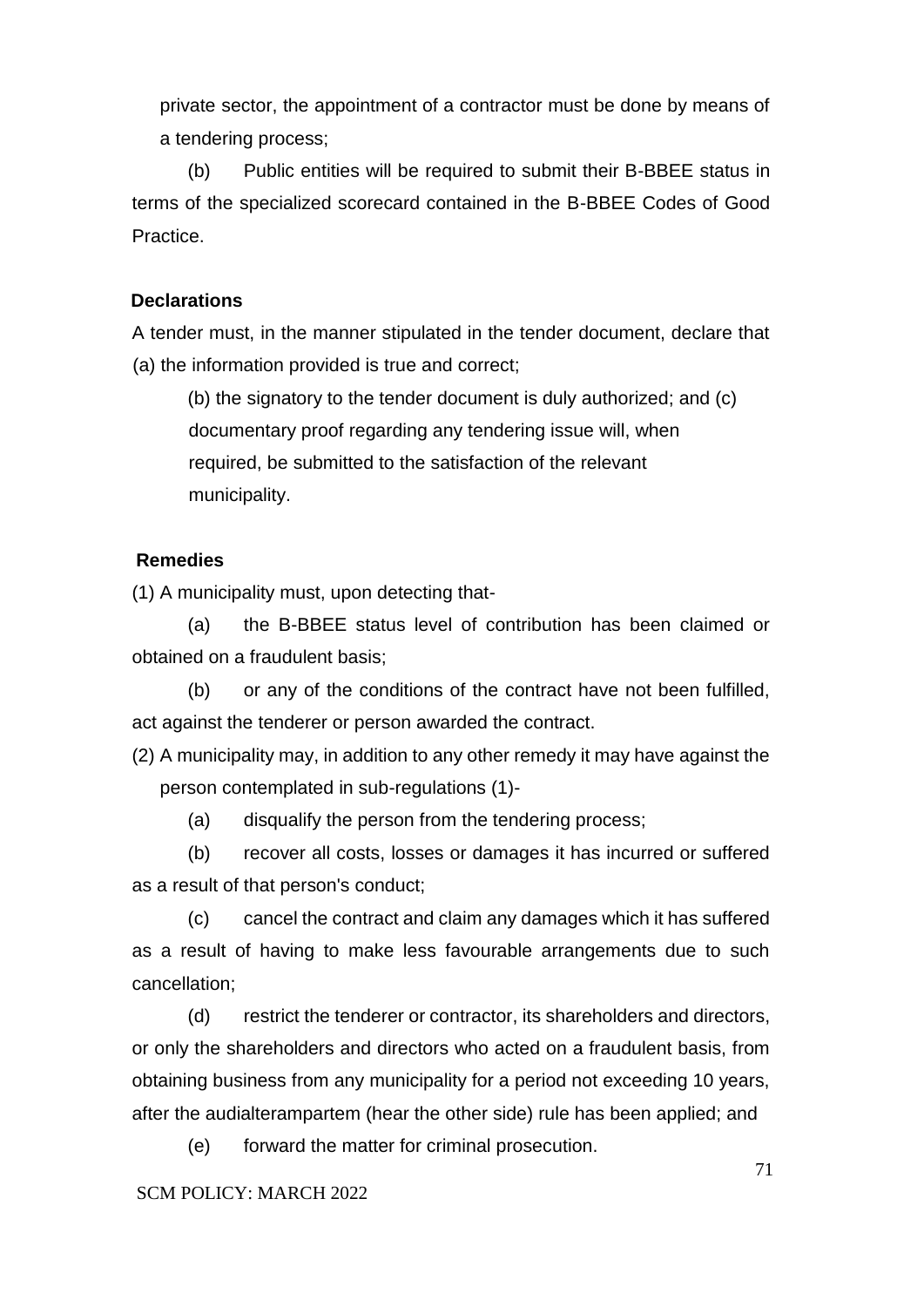private sector, the appointment of a contractor must be done by means of a tendering process;

(b) Public entities will be required to submit their B-BBEE status in terms of the specialized scorecard contained in the B-BBEE Codes of Good Practice.

**Declarations**

A tender must, in the manner stipulated in the tender document, declare that (a) the information provided is true and correct;

(b) the signatory to the tender document is duly authorized; and (c) documentary proof regarding any tendering issue will, when required, be submitted to the satisfaction of the relevant municipality.

**Remedies**

(1) A municipality must, upon detecting that-

(a) the B-BBEE status level of contribution has been claimed or obtained on a fraudulent basis;

(b) or any of the conditions of the contract have not been fulfilled, act against the tenderer or person awarded the contract.

(2) A municipality may, in addition to any other remedy it may have against the person contemplated in sub-regulations (1)-

(a) disqualify the person from the tendering process;

(b) recover all costs, losses or damages it has incurred or suffered as a result of that person's conduct;

(c) cancel the contract and claim any damages which it has suffered as a result of having to make less favourable arrangements due to such cancellation;

(d) restrict the tenderer or contractor, its shareholders and directors, or only the shareholders and directors who acted on a fraudulent basis, from obtaining business from any municipality for a period not exceeding 10 years, after the audialterampartem (hear the other side) rule has been applied; and

(e) forward the matter for criminal prosecution.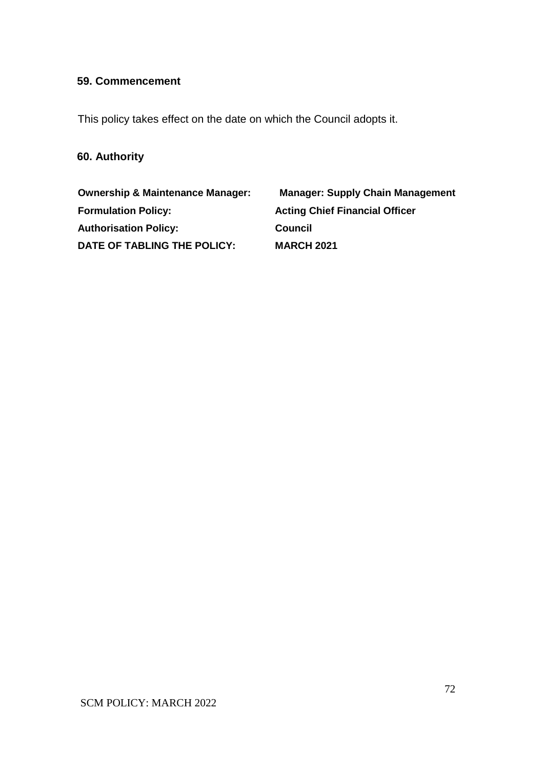## 59. Commencement

This policy takes effect on the date on which the Council adopts it.

## 60. Authority

| | |
|---|---|
| **Ownership & Maintenance Manager:** | **Manager: Supply Chain Management** |
| **Formulation Policy:** | **Acting Chief Financial Officer** |
| **Authorisation Policy:** | **Council** |
| **DATE OF TABLING THE POLICY:** | **MARCH 2021** |